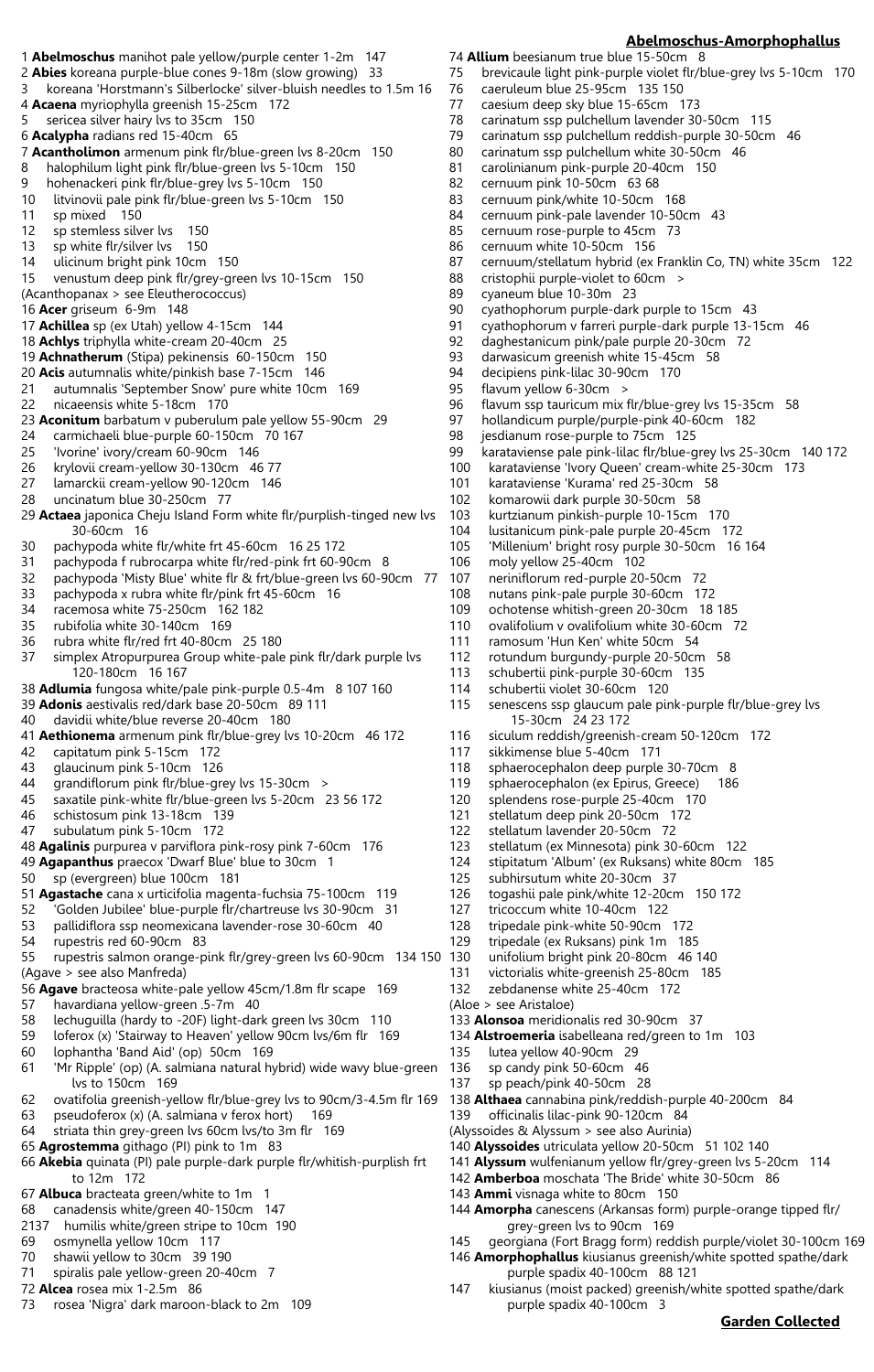1 **Abelmoschus** manihot pale yellow/purple center 1-2m 147
2 **Abies** koreana purple-blue cones 9-18m (slow growing) 33
3 koreana 'Horstmann's Silberlocke' silver-bluish needles to 1.5m 16
4 **Acaena** myriophylla greenish 15-25cm 172
5 sericea silver hairy lvs to 35cm 150
6 **Acalypha** radians red 15-40cm 65
7 **Acantholimon** armenum pink flr/blue-green lvs 8-20cm 150
8 halophilum light pink flr/blue-green lvs 5-10cm 150
9 hohenackeri pink flr/blue-grey lvs 5-10cm 150
10 litvinovii pale pink flr/blue-green lvs 5-10cm 150
11 sp mixed 150
12 sp stemless silver lvs 150
13 sp white flr/silver lvs 150
14 ulicinum bright pink 10cm 150
15 venustum deep pink flr/grey-green lvs 10-15cm 150
(Acanthopanax > see Eleutherococcus)
16 **Acer** griseum 6-9m 148
17 **Achillea** sp (ex Utah) yellow 4-15cm 144
18 **Achlys** triphylla white-cream 20-40cm 25
19 **Achnatherum** (Stipa) pekinensis 60-150cm 150
20 **Acis** autumnalis white/pinkish base 7-15cm 146
21 autumnalis 'September Snow' pure white 10cm 169
22 nicaeensis white 5-18cm 170
23 **Aconitum** barbatum v puberulum pale yellow 55-90cm 29
24 carmichaeli blue-purple 60-150cm 70 167
25 'Ivorine' ivory/cream 60-90cm 146
26 krylovii cream-yellow 30-130cm 46 77
27 lamarckii cream-yellow 90-120cm 146
28 uncinatum blue 30-250cm 77
29 **Actaea** japonica Cheju Island Form white flr/purplish-tinged new lvs 30-60cm 16
30 pachypoda white flr/white frt 45-60cm 16 25 172
31 pachypoda f rubrocarpa white flr/red-pink frt 60-90cm 8
32 pachypoda 'Misty Blue' white flr & frt/blue-green lvs 60-90cm 77
33 pachypoda x rubra white flr/pink frt 45-60cm 16
34 racemosa white 75-250cm 162 182
35 rubifolia white 30-140cm 169
36 rubra white flr/red frt 40-80cm 25 180
37 simplex Atropurpurea Group white-pale pink flr/dark purple lvs 120-180cm 16 167
38 **Adlumia** fungosa white/pale pink-purple 0.5-4m 8 107 160
39 **Adonis** aestivalis red/dark base 20-50cm 89 111
40 davidii white/blue reverse 20-40cm 180
41 **Aethionema** armenum pink flr/blue-grey lvs 10-20cm 46 172
42 capitatum pink 5-15cm 172
43 glaucinum pink 5-10cm 126
44 grandiflorum pink flr/blue-grey lvs 15-30cm >
45 saxatile pink-white flr/blue-green lvs 5-20cm 23 56 172
46 schistosum pink 13-18cm 139
47 subulatum pink 5-10cm 172
48 **Agalinis** purpurea v parviflora pink-rosy pink 7-60cm 176
49 **Agapanthus** praecox 'Dwarf Blue' blue to 30cm 1
50 sp (evergreen) blue 100cm 181
51 **Agastache** cana x urticifolia magenta-fuchsia 75-100cm 119
52 'Golden Jubilee' blue-purple flr/chartreuse lvs 30-90cm 31
53 pallidiflora ssp neomexicana lavender-rose 30-60cm 40
54 rupestris red 60-90cm 83
55 rupestris salmon orange-pink flr/grey-green lvs 60-90cm 134 150
(Agave > see also Manfreda)
56 **Agave** bracteosa white-pale yellow 45cm/1.8m flr scape 169
57 havardiana yellow-green .5-7m 40
58 lechuguilla (hardy to -20F) light-dark green lvs 30cm 110
59 loferox (x) 'Stairway to Heaven' yellow 90cm lvs/6m flr 169
60 lophantha 'Band Aid' (op) 50cm 169
61 'Mr Ripple' (op) (A. salmiana natural hybrid) wide wavy blue-green lvs to 150cm 169
62 ovatifolia greenish-yellow flr/blue-grey lvs to 90cm/3-4.5m flr 169
63 pseudoferox (x) (A. salmiana v ferox hort) 169
64 striata thin grey-green lvs 60cm lvs/to 3m flr 169
65 **Agrostemma** githago (PI) pink to 1m 83
66 **Akebia** quinata (PI) pale purple-dark purple flr/whitish-purplish frt to 12m 172
67 **Albuca** bracteata green/white to 1m 1
68 canadensis white/green 40-150cm 147
2137 humilis white/green stripe to 10cm 190
69 osmynella yellow 10cm 117
70 shawii yellow to 30cm 39 190
71 spiralis pale yellow-green 20-40cm 7
72 **Alcea** rosea mix 1-2.5m 86
73 rosea 'Nigra' dark maroon-black to 2m 109
74 **Allium** beesianum true blue 15-50cm 8
75 brevicaule light pink-purple violet flr/blue-grey lvs 5-10cm 170
76 caeruleum blue 25-95cm 135 150
77 caesium deep sky blue 15-65cm 173
78 carinatum ssp pulchellum lavender 30-50cm 115
79 carinatum ssp pulchellum reddish-purple 30-50cm 46
80 carinatum ssp pulchellum white 30-50cm 46
81 carolinianum pink-purple 20-40cm 150
82 cernuum pink 10-50cm 63 68
83 cernuum pink/white 10-50cm 168
84 cernuum pink-pale lavender 10-50cm 43
85 cernuum rose-purple to 45cm 73
86 cernuum white 10-50cm 156
87 cernuum/stellatum hybrid (ex Franklin Co, TN) white 35cm 122
88 cristophii purple-violet to 60cm >
89 cyaneum blue 10-30m 23
90 cyathophorum purple-dark purple to 15cm 43
91 cyathophorum v farreri purple-dark purple 13-15cm 46
92 daghestanicum pink/pale purple 20-30cm 72
93 darwasicum greenish white 15-45cm 58
94 decipiens pink-lilac 30-90cm 170
95 flavum yellow 6-30cm >
96 flavum ssp tauricum mix flr/blue-grey lvs 15-35cm 58
97 hollandicum purple/purple-pink 40-60cm 182
98 jesdianum rose-purple to 75cm 125
99 karataviense pale pink-lilac flr/blue-grey lvs 25-30cm 140 172
100 karataviense 'Ivory Queen' cream-white 25-30cm 173
101 karataviense 'Kurama' red 25-30cm 58
102 komarowii dark purple 30-50cm 58
103 kurtzianum pinkish-purple 10-15cm 170
104 lusitanicum pink-pale purple 20-45cm 172
105 'Millenium' bright rosy purple 30-50cm 16 164
106 moly yellow 25-40cm 102
107 neriniflorum red-purple 20-50cm 72
108 nutans pink-pale purple 30-60cm 172
109 ochotense whitish-green 20-30cm 18 185
110 ovalifolium v ovalifolium white 30-60cm 72
111 ramosum 'Hun Ken' white 50cm 54
112 rotundum burgundy-purple 20-50cm 58
113 schubertii pink-purple 30-60cm 135
114 schubertii violet 30-60cm 120
115 senescens ssp glaucum pale pink-purple flr/blue-grey lvs 15-30cm 24 23 172
116 siculum reddish/greenish-cream 50-120cm 172
117 sikkimense blue 5-40cm 171
118 sphaerocephalon deep purple 30-70cm 8
119 sphaerocephalon (ex Epirus, Greece) 186
120 splendens rose-purple 25-40cm 170
121 stellatum deep pink 20-50cm 172
122 stellatum lavender 20-50cm 72
123 stellatum (ex Minnesota) pink 30-60cm 122
124 stipitatum 'Album' (ex Ruksans) white 80cm 185
125 subhirsutum white 20-30cm 37
126 togashii pale pink/white 12-20cm 150 172
127 tricoccum white 10-40cm 122
128 tripedale pink-white 50-90cm 172
129 tripedale (ex Ruksans) pink 1m 185
130 unifolium bright pink 20-80cm 46 140
131 victorialis white-greenish 25-80cm 185
132 zebdanense white 25-40cm 172
(Aloe > see Aristaloe)
133 **Alonsoa** meridionalis red 30-90cm 37
134 **Alstroemeria** isabelleana red/green to 1m 103
135 lutea yellow 40-90cm 29
136 sp candy pink 50-60cm 46
137 sp peach/pink 40-50cm 28
138 **Althaea** cannabina pink/reddish-purple 40-200cm 84
139 officinalis lilac-pink 90-120cm 84
(Alyssoides & Alyssum > see also Aurinia)
140 **Alyssoides** utriculata yellow 20-50cm 51 102 140
141 **Alyssum** wulfenianum yellow flr/grey-green lvs 5-20cm 114
142 **Amberboa** moschata 'The Bride' white 30-50cm 86
143 **Ammi** visnaga white to 80cm 150
144 **Amorpha** canescens (Arkansas form) purple-orange tipped flr/grey-green lvs to 90cm 169
145 georgiana (Fort Bragg form) reddish purple/violet 30-100cm 169
146 **Amorphophallus** kiusianus greenish/white spotted spathe/dark purple spadix 40-100cm 88 121
147 kiusianus (moist packed) greenish/white spotted spathe/dark purple spadix 40-100cm 3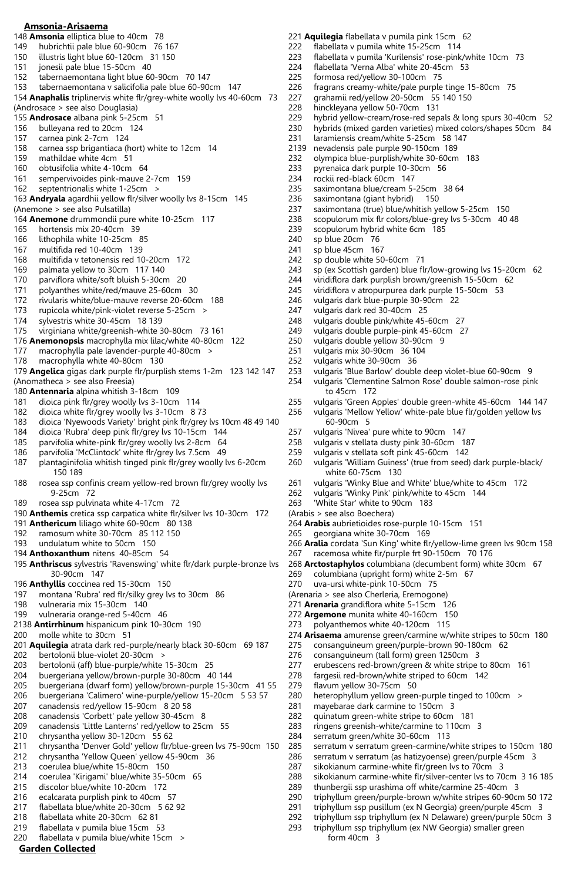## Amsonia-Arisaema

148 **Amsonia** elliptica blue to 40cm 78
149 hubrichtii pale blue 60-90cm 76 167
150 illustris light blue 60-120cm 31 150
151 jonesii pale blue 15-50cm 40
152 tabernaemontana light blue 60-90cm 70 147
153 tabernaemontana v salicifolia pale blue 60-90cm 147
154 **Anaphalis** triplinervis white flr/grey-white woolly lvs 40-60cm 73
(Androsace > see also Douglasia)
155 **Androsace** albana pink 5-25cm 51
156 bulleyana red to 20cm 124
157 carnea pink 2-7cm 124
158 carnea ssp brigantiaca (hort) white to 12cm 14
159 mathildae white 4cm 51
160 obtusifolia white 4-10cm 64
161 sempervivoides pink-mauve 2-7cm 159
162 septentrionalis white 1-25cm >
163 **Andryala** agardhii yellow flr/silver woolly lvs 8-15cm 145
(Anemone > see also Pulsatilla)
164 **Anemone** drummondii pure white 10-25cm 117
165 hortensis mix 20-40cm 39
166 lithophila white 10-25cm 85
167 multifida red 10-40cm 139
168 multifida v tetonensis red 10-20cm 172
169 palmata yellow to 30cm 117 140
170 parviflora white/soft bluish 5-30cm 20
171 polyanthes white/red/mauve 25-60cm 30
172 rivularis white/blue-mauve reverse 20-60cm 188
173 rupicola white/pink-violet reverse 5-25cm >
174 sylvestris white 30-45cm 18 139
175 virginiana white/greenish-white 30-80cm 73 161
176 **Anemonopsis** macrophylla mix lilac/white 40-80cm 122
177 macrophylla pale lavender-purple 40-80cm >
178 macrophylla white 40-80cm 130
179 **Angelica** gigas dark purple flr/purplish stems 1-2m 123 142 147
(Anomatheca > see also Freesia)
180 **Antennaria** alpina whitish 3-18cm 109
181 dioica pink flr/grey woolly lvs 3-10cm 114
182 dioica white flr/grey woolly lvs 3-10cm 8 73
183 dioica 'Nyewoods Variety' bright pink flr/grey lvs 10cm 48 49 140
184 dioica 'Rubra' deep pink flr/grey lvs 10-15cm 144
185 parvifolia white-pink flr/grey woolly lvs 2-8cm 64
186 parvifolia 'McClintock' white flr/grey lvs 7.5cm 49
187 plantaginifolia whitish tinged pink flr/grey woolly lvs 6-20cm 150 189
188 rosea ssp confinis cream yellow-red brown flr/grey woolly lvs 9-25cm 72
189 rosea ssp pulvinata white 4-17cm 72
190 **Anthemis** cretica ssp carpatica white flr/silver lvs 10-30cm 172
191 **Anthericum** liliago white 60-90cm 80 138
192 ramosum white 30-70cm 85 112 150
193 undulatum white to 50cm 150
194 **Anthoxanthum** nitens 40-85cm 54
195 **Anthriscus** sylvestris 'Ravenswing' white flr/dark purple-bronze lvs 30-90cm 147
196 **Anthyllis** coccinea red 15-30cm 150
197 montana 'Rubra' red flr/silky grey lvs to 30cm 86
198 vulneraria mix 15-30cm 140
199 vulneraria orange-red 5-40cm 46
2138 **Antirrhinum** hispanicum pink 10-30cm 190
200 molle white to 30cm 51
201 **Aquilegia** atrata dark red-purple/nearly black 30-60cm 69 187
202 bertolonii blue-violet 20-30cm >
203 bertolonii (aff) blue-purple/white 15-30cm 25
204 buergeriana yellow/brown-purple 30-80cm 40 144
205 buergeriana (dwarf form) yellow/brown-purple 15-30cm 41 55
206 buergeriana 'Calimero' wine-purple/yellow 15-20cm 5 53 57
207 canadensis red/yellow 15-90cm 8 20 58
208 canadensis 'Corbett' pale yellow 30-45cm 8
209 canadensis 'Little Lanterns' red/yellow to 25cm 55
210 chrysantha yellow 30-120cm 55 62
211 chrysantha 'Denver Gold' yellow flr/blue-green lvs 75-90cm 150
212 chrysantha 'Yellow Queen' yellow 45-90cm 36
213 coerulea blue/white 15-80cm 150
214 coerulea 'Kirigami' blue/white 35-50cm 65
215 discolor blue/white 10-20cm 172
216 ecalcarata purplish pink to 40cm 57
217 flabellata blue/white 20-30cm 5 62 92
218 flabellata white 20-30cm 62 81
219 flabellata v pumila blue 15cm 53
220 flabellata v pumila blue/white 15cm >
221 **Aquilegia** flabellata v pumila pink 15cm 62
222 flabellata v pumila white 15-25cm 114
223 flabellata v pumila 'Kurilensis' rose-pink/white 10cm 73
224 flabellata 'Verna Alba' white 20-45cm 53
225 formosa red/yellow 30-100cm 75
226 fragrans creamy-white/pale purple tinge 15-80cm 75
227 grahamii red/yellow 20-50cm 55 140 150
228 hinckleyana yellow 50-70cm 131
229 hybrid yellow-cream/rose-red sepals & long spurs 30-40cm 52
230 hybrids (mixed garden varieties) mixed colors/shapes 50cm 84
231 laramiensis cream/white 5-25cm 58 147
2139 nevadensis pale purple 90-150cm 189
232 olympica blue-purplish/white 30-60cm 183
233 pyrenaica dark purple 10-30cm 56
234 rockii red-black 60cm 147
235 saximontana blue/cream 5-25cm 38 64
236 saximontana (giant hybrid) 150
237 saximontana (true) blue/whitish yellow 5-25cm 150
238 scopulorum mix flr colors/blue-grey lvs 5-30cm 40 48
239 scopulorum hybrid white 6cm 185
240 sp blue 20cm 76
241 sp blue 45cm 167
242 sp double white 50-60cm 71
243 sp (ex Scottish garden) blue flr/low-growing lvs 15-20cm 62
244 viridiflora dark purplish brown/greenish 15-50cm 62
245 viridiflora v atropurpurea dark purple 15-50cm 53
246 vulgaris dark blue-purple 30-90cm 22
247 vulgaris dark red 30-40cm 25
248 vulgaris double pink/white 45-60cm 27
249 vulgaris double purple-pink 45-60cm 27
250 vulgaris double yellow 30-90cm 9
251 vulgaris mix 30-90cm 36 104
252 vulgaris white 30-90cm 36
253 vulgaris 'Blue Barlow' double deep violet-blue 60-90cm 9
254 vulgaris 'Clementine Salmon Rose' double salmon-rose pink to 45cm 172
255 vulgaris 'Green Apples' double green-white 45-60cm 144 147
256 vulgaris 'Mellow Yellow' white-pale blue flr/golden yellow lvs 60-90cm 5
257 vulgaris 'Nivea' pure white to 90cm 147
258 vulgaris v stellata dusty pink 30-60cm 187
259 vulgaris v stellata soft pink 45-60cm 142
260 vulgaris 'William Guiness' (true from seed) dark purple-black/ white 60-75cm 130
261 vulgaris 'Winky Blue and White' blue/white to 45cm 172
262 vulgaris 'Winky Pink' pink/white to 45cm 144
263 'White Star' white to 90cm 183
(Arabis > see also Boechera)
264 **Arabis** aubrietioides rose-purple 10-15cm 151
265 georgiana white 30-70cm 169
266 **Aralia** cordata 'Sun King' white flr/yellow-lime green lvs 90cm 158
267 racemosa white flr/purple frt 90-150cm 70 176
268 **Arctostaphylos** columbiana (decumbent form) white 30cm 67
269 columbiana (upright form) white 2-5m 67
270 uva-ursi white-pink 10-50cm 75
(Arenaria > see also Cherleria, Eremogone)
271 **Arenaria** grandiflora white 5-15cm 126
272 **Argemone** munita white 40-160cm 150
273 polyanthemos white 40-120cm 115
274 **Arisaema** amurense green/carmine w/white stripes to 50cm 180
275 consanguineum green/purple-brown 90-180cm 62
276 consanguineum (tall form) green 1250cm 3
277 erubescens red-brown/green & white stripe to 80cm 161
278 fargesii red-brown/white striped to 60cm 142
279 flavum yellow 30-75cm 50
280 heterophyllum yellow green-purple tinged to 100cm >
281 mayebarae dark carmine to 150cm 3
282 quinatum green-white stripe to 60cm 181
283 ringens greenish-white/carmine to 110cm 3
284 serratum green/white 30-60cm 113
285 serratum v serratum green-carmine/white stripes to 150cm 180
286 serratum v serratum (as hatizyoense) green/purple 45cm 3
287 sikokianum carmine-white flr/green lvs to 70cm 3
288 sikokianum carmine-white flr/silver-center lvs to 70cm 3 16 185
289 thunbergii ssp urashima off white/carmine 25-40cm 3
290 triphyllum green/purple-brown w/white stripes 60-90cm 50 172
291 triphyllum ssp pusillum (ex N Georgia) green/purple 45cm 3
292 triphyllum ssp triphyllum (ex N Delaware) green/purple 50cm 3
293 triphyllum ssp triphyllum (ex NW Georgia) smaller green form 40cm 3

**Garden Collected**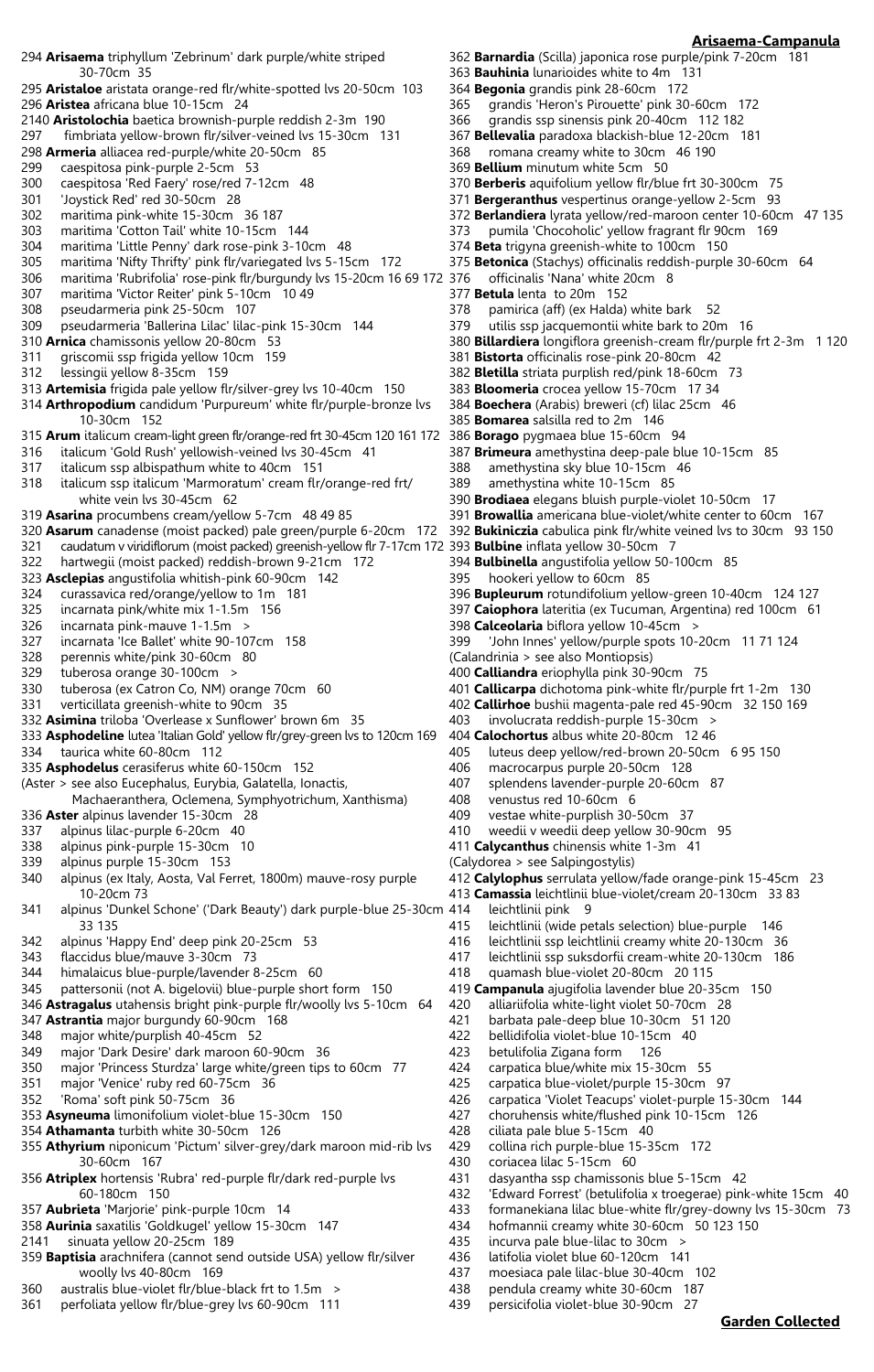## Arisaema-Campanula

294 **Arisaema** triphyllum 'Zebrinum' dark purple/white striped 30-70cm 35
295 **Aristaloe** aristata orange-red flr/white-spotted lvs 20-50cm 103
296 **Aristea** africana blue 10-15cm 24
2140 **Aristolochia** baetica brownish-purple reddish 2-3m 190
297 fimbriata yellow-brown flr/silver-veined lvs 15-30cm 131
298 **Armeria** alliacea red-purple/white 20-50cm 85
299 caespitosa pink-purple 2-5cm 53
300 caespitosa 'Red Faery' rose/red 7-12cm 48
301 'Joystick Red' red 30-50cm 28
302 maritima pink-white 15-30cm 36 187
303 maritima 'Cotton Tail' white 10-15cm 144
304 maritima 'Little Penny' dark rose-pink 3-10cm 48
305 maritima 'Nifty Thrifty' pink flr/variegated lvs 5-15cm 172
306 maritima 'Rubrifolia' rose-pink flr/burgundy lvs 15-20cm 16 69 172
307 maritima 'Victor Reiter' pink 5-10cm 10 49
308 pseudarmeria pink 25-50cm 107
309 pseudarmeria 'Ballerina Lilac' lilac-pink 15-30cm 144
310 **Arnica** chamissonis yellow 20-80cm 53
311 griscomii ssp frigida yellow 10cm 159
312 lessingii yellow 8-35cm 159
313 **Artemisia** frigida pale yellow flr/silver-grey lvs 10-40cm 150
314 **Arthropodium** candidum 'Purpureum' white flr/purple-bronze lvs 10-30cm 152
315 **Arum** italicum cream-light green flr/orange-red frt 30-45cm 120 161 172
316 italicum 'Gold Rush' yellowish-veined lvs 30-45cm 41
317 italicum ssp albispathum white to 40cm 151
318 italicum ssp italicum 'Marmoratum' cream flr/orange-red frt/ white vein lvs 30-45cm 62
319 **Asarina** procumbens cream/yellow 5-7cm 48 49 85
320 **Asarum** canadense (moist packed) pale green/purple 6-20cm 172
321 caudatum v viridiflorum (moist packed) greenish-yellow flr 7-17cm 172
322 hartwegii (moist packed) reddish-brown 9-21cm 172
323 **Asclepias** angustifolia whitish-pink 60-90cm 142
324 curassavica red/orange/yellow to 1m 181
325 incarnata pink/white mix 1-1.5m 156
326 incarnata pink-mauve 1-1.5m >
327 incarnata 'Ice Ballet' white 90-107cm 158
328 perennis white/pink 30-60cm 80
329 tuberosa orange 30-100cm >
330 tuberosa (ex Catron Co, NM) orange 70cm 60
331 verticillata greenish-white to 90cm 35
332 **Asimina** triloba 'Overlease x Sunflower' brown 6m 35
333 **Asphodeline** lutea 'Italian Gold' yellow flr/grey-green lvs to 120cm 169
334 taurica white 60-80cm 112
335 **Asphodelus** cerasiferus white 60-150cm 152
(Aster > see also Eucephalus, Eurybia, Galatella, Ionactis, Machaeranthera, Oclemena, Symphyotrichum, Xanthisma)
336 **Aster** alpinus lavender 15-30cm 28
337 alpinus lilac-purple 6-20cm 40
338 alpinus pink-purple 15-30cm 10
339 alpinus purple 15-30cm 153
340 alpinus (ex Italy, Aosta, Val Ferret, 1800m) mauve-rosy purple 10-20cm 73
341 alpinus 'Dunkel Schone' ('Dark Beauty') dark purple-blue 25-30cm 33 135
342 alpinus 'Happy End' deep pink 20-25cm 53
343 flaccidus blue/mauve 3-30cm 73
344 himalaicus blue-purple/lavender 8-25cm 60
345 pattersonii (not A. bigelovii) blue-purple short form 150
346 **Astragalus** utahensis bright pink-purple flr/woolly lvs 5-10cm 64
347 **Astrantia** major burgundy 60-90cm 168
348 major white/purplish 40-45cm 52
349 major 'Dark Desire' dark maroon 60-90cm 36
350 major 'Princess Sturdza' large white/green tips to 60cm 77
351 major 'Venice' ruby red 60-75cm 36
352 'Roma' soft pink 50-75cm 36
353 **Asyneuma** limonifolium violet-blue 15-30cm 150
354 **Athamanta** turbith white 30-50cm 126
355 **Athyrium** niponicum 'Pictum' silver-grey/dark maroon mid-rib lvs 30-60cm 167
356 **Atriplex** hortensis 'Rubra' red-purple flr/dark red-purple lvs 60-180cm 150
357 **Aubrieta** 'Marjorie' pink-purple 10cm 14
358 **Aurinia** saxatilis 'Goldkugel' yellow 15-30cm 147
2141 sinuata yellow 20-25cm 189
359 **Baptisia** arachnifera (cannot send outside USA) yellow flr/silver woolly lvs 40-80cm 169
360 australis blue-violet flr/blue-black frt to 1.5m >
361 perfoliata yellow flr/blue-grey lvs 60-90cm 111
362 **Barnardia** (Scilla) japonica rose purple/pink 7-20cm 181
363 **Bauhinia** lunarioides white to 4m 131
364 **Begonia** grandis pink 28-60cm 172
365 grandis 'Heron's Pirouette' pink 30-60cm 172
366 grandis ssp sinensis pink 20-40cm 112 182
367 **Bellevalia** paradoxa blackish-blue 12-20cm 181
368 romana creamy white to 30cm 46 190
369 **Bellium** minutum white 5cm 50
370 **Berberis** aquifolium yellow flr/blue frt 30-300cm 75
371 **Bergeranthus** vespertinus orange-yellow 2-5cm 93
372 **Berlandiera** lyrata yellow/red-maroon center 10-60cm 47 135
373 pumila 'Chocoholic' yellow fragrant flr 90cm 169
374 **Beta** trigyna greenish-white to 100cm 150
375 **Betonica** (Stachys) officinalis reddish-purple 30-60cm 64
376 officinalis 'Nana' white 20cm 8
377 **Betula** lenta to 20m 152
378 pamirica (aff) (ex Halda) white bark 52
379 utilis ssp jacquemontii white bark to 20m 16
380 **Billardiera** longiflora greenish-cream flr/purple frt 2-3m 1 120
381 **Bistorta** officinalis rose-pink 20-80cm 42
382 **Bletilla** striata purplish red/pink 18-60cm 73
383 **Bloomeria** crocea yellow 15-70cm 17 34
384 **Boechera** (Arabis) breweri (cf) lilac 25cm 46
385 **Bomarea** salsilla red to 2m 146
386 **Borago** pygmaea blue 15-60cm 94
387 **Brimeura** amethystina deep-pale blue 10-15cm 85
388 amethystina sky blue 10-15cm 46
389 amethystina white 10-15cm 85
390 **Brodiaea** elegans bluish purple-violet 10-50cm 17
391 **Browallia** americana blue-violet/white center to 60cm 167
392 **Bukiniczia** cabulica pink flr/white veined lvs to 30cm 93 150
393 **Bulbine** inflata yellow 30-50cm 7
394 **Bulbinella** angustifolia yellow 50-100cm 85
395 hookeri yellow to 60cm 85
396 **Bupleurum** rotundifolium yellow-green 10-40cm 124 127
397 **Caiophora** lateritia (ex Tucuman, Argentina) red 100cm 61
398 **Calceolaria** biflora yellow 10-45cm >
399 'John Innes' yellow/purple spots 10-20cm 11 71 124
(Calandrinia > see also Montiopsis)
400 **Calliandra** eriophylla pink 30-90cm 75
401 **Callicarpa** dichotoma pink-white flr/purple frt 1-2m 130
402 **Callirhoe** bushii magenta-pale red 45-90cm 32 150 169
403 involucrata reddish-purple 15-30cm >
404 **Calochortus** albus white 20-80cm 12 46
405 luteus deep yellow/red-brown 20-50cm 6 95 150
406 macrocarpus purple 20-50cm 128
407 splendens lavender-purple 20-60cm 87
408 venustus red 10-60cm 6
409 vestae white-purplish 30-50cm 37
410 weedii v weedii deep yellow 30-90cm 95
411 **Calycanthus** chinensis white 1-3m 41
(Calydorea > see Salpingostylis)
412 **Calylophus** serrulata yellow/fade orange-pink 15-45cm 23
413 **Camassia** leichtlinii blue-violet/cream 20-130cm 33 83
414 leichtlinii pink 9
415 leichtlinii (wide petals selection) blue-purple 146
416 leichtlinii ssp leichtlinii creamy white 20-130cm 36
417 leichtlinii ssp suksdorfii cream-white 20-130cm 186
418 quamash blue-violet 20-80cm 20 115
419 **Campanula** ajugifolia lavender blue 20-35cm 150
420 alliariifolia white-light violet 50-70cm 28
421 barbata pale-deep blue 10-30cm 51 120
422 bellidifolia violet-blue 10-15cm 40
423 betulifolia Zigana form 126
424 carpatica blue/white mix 15-30cm 55
425 carpatica blue-violet/purple 15-30cm 97
426 carpatica 'Violet Teacups' violet-purple 15-30cm 144
427 choruhensis white/flushed pink 10-15cm 126
428 ciliata pale blue 5-15cm 40
429 collina rich purple-blue 15-35cm 172
430 coriacea lilac 5-15cm 60
431 dasyantha ssp chamissonis blue 5-15cm 42
432 'Edward Forrest' (betulifolia x troegerae) pink-white 15cm 40
433 formanekiana lilac blue-white flr/grey-downy lvs 15-30cm 73
434 hofmannii creamy white 30-60cm 50 123 150
435 incurva pale blue-lilac to 30cm >
436 latifolia violet blue 60-120cm 141
437 moesiaca pale lilac-blue 30-40cm 102
438 pendula creamy white 30-60cm 187
439 persicifolia violet-blue 30-90cm 27

**Garden Collected**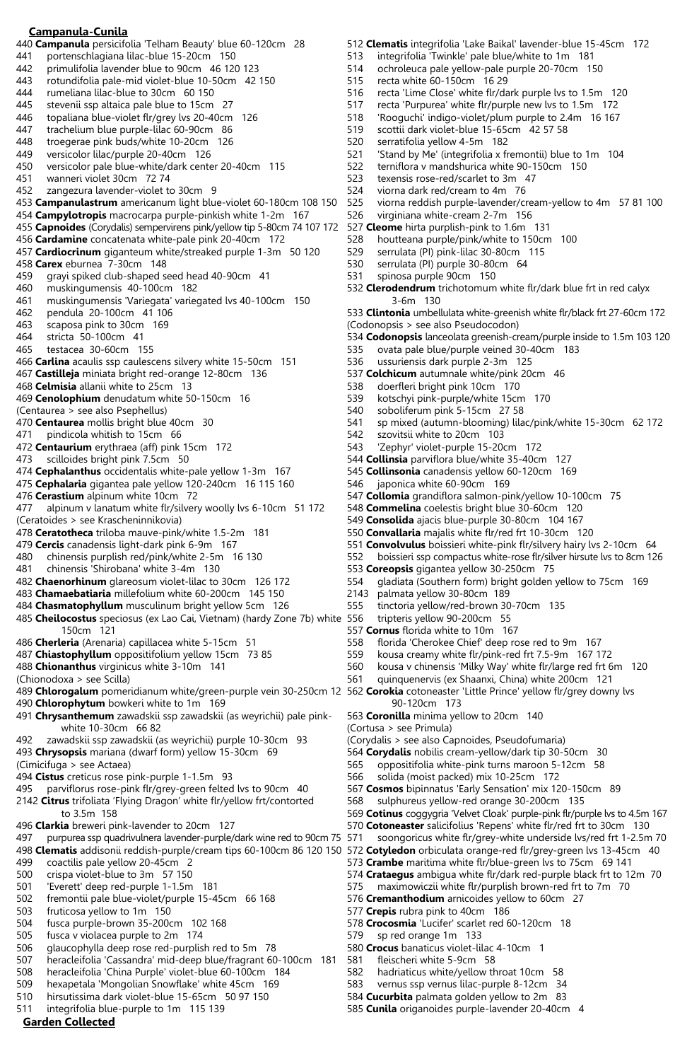## Campanula-Cunila

440 **Campanula** persicifolia 'Telham Beauty' blue 60-120cm 28
441 portenschlagiana lilac-blue 15-20cm 150
442 primulifolia lavender blue to 90cm 46 120 123
443 rotundifolia pale-mid violet-blue 10-50cm 42 150
444 rumeliana lilac-blue to 30cm 60 150
445 stevenii ssp altaica pale blue to 15cm 27
446 topaliana blue-violet flr/grey lvs 20-40cm 126
447 trachelium blue purple-lilac 60-90cm 86
448 troegerae pink buds/white 10-20cm 126
449 versicolor lilac/purple 20-40cm 126
450 versicolor pale blue-white/dark center 20-40cm 115
451 wanneri violet 30cm 72 74
452 zangezura lavender-violet to 30cm 9
453 **Campanulastrum** americanum light blue-violet 60-180cm 108 150
454 **Campylotropis** macrocarpa purple-pinkish white 1-2m 167
455 **Capnoides** (Corydalis) sempervirens pink/yellow tip 5-80cm 74 107 172
456 **Cardamine** concatenata white-pale pink 20-40cm 172
457 **Cardiocrinum** giganteum white/streaked purple 1-3m 50 120
458 **Carex** eburnea 7-30cm 148
459 grayi spiked club-shaped seed head 40-90cm 41
460 muskingumensis 40-100cm 182
461 muskingumensis 'Variegata' variegated lvs 40-100cm 150
462 pendula 20-100cm 41 106
463 scaposa pink to 30cm 169
464 stricta 50-100cm 41
465 testacea 30-60cm 155
466 **Carlina** acaulis ssp caulescens silvery white 15-50cm 151
467 **Castilleja** miniata bright red-orange 12-80cm 136
468 **Celmisia** allanii white to 25cm 13
469 **Cenolophium** denudatum white 50-150cm 16
(Centaurea > see also Psephellus)
470 **Centaurea** mollis bright blue 40cm 30
471 pindicola whitish to 15cm 66
472 **Centaurium** erythraea (aff) pink 15cm 172
473 scilloides bright pink 7.5cm 50
474 **Cephalanthus** occidentalis white-pale yellow 1-3m 167
475 **Cephalaria** gigantea pale yellow 120-240cm 16 115 160
476 **Cerastium** alpinum white 10cm 72
477 alpinum v lanatum white flr/silvery woolly lvs 6-10cm 51 172
(Ceratoides > see Krascheninnikovia)
478 **Ceratotheca** triloba mauve-pink/white 1.5-2m 181
479 **Cercis** canadensis light-dark pink 6-9m 167
480 chinensis purplish red/pink/white 2-5m 16 130
481 chinensis 'Shirobana' white 3-4m 130
482 **Chaenorhinum** glareosum violet-lilac to 30cm 126 172
483 **Chamaebatiaria** millefolium white 60-200cm 145 150
484 **Chasmatophyllum** musculinum bright yellow 5cm 126
485 **Cheilocostus** speciosus (ex Lao Cai, Vietnam) (hardy Zone 7b) white 150cm 121
486 **Cherleria** (Arenaria) capillacea white 5-15cm 51
487 **Chiastophyllum** oppositifolium yellow 15cm 73 85
488 **Chionanthus** virginicus white 3-10m 141
(Chionodoxa > see Scilla)
489 **Chlorogalum** pomeridianum white/green-purple vein 30-250cm 12
490 **Chlorophytum** bowkeri white to 1m 169
491 **Chrysanthemum** zawadskii ssp zawadskii (as weyrichii) pale pink-white 10-30cm 66 82
492 zawadskii ssp zawadskii (as weyrichii) purple 10-30cm 93
493 **Chrysopsis** mariana (dwarf form) yellow 15-30cm 69
(Cimicifuga > see Actaea)
494 **Cistus** creticus rose pink-purple 1-1.5m 93
495 parviflorus rose-pink flr/grey-green felted lvs to 90cm 40
2142 **Citrus** trifoliata 'Flying Dragon' white flr/yellow frt/contorted to 3.5m 158
496 **Clarkia** breweri pink-lavender to 20cm 127
497 purpurea ssp quadrivulnera lavender-purple/dark wine red to 90cm 75
498 **Clematis** addisonii reddish-purple/cream tips 60-100cm 86 120 150
499 coactilis pale yellow 20-45cm 2
500 crispa violet-blue to 3m 57 150
501 'Everett' deep red-purple 1-1.5m 181
502 fremontii pale blue-violet/purple 15-45cm 66 168
503 fruticosa yellow to 1m 150
504 fusca purple-brown 35-200cm 102 168
505 fusca v violacea purple to 2m 174
506 glaucophylla deep rose red-purplish red to 5m 78
507 heracleifolia 'Cassandra' mid-deep blue/fragrant 60-100cm 181
508 heracleifolia 'China Purple' violet-blue 60-100cm 184
509 hexapetala 'Mongolian Snowflake' white 45cm 169
510 hirsutissima dark violet-blue 15-65cm 50 97 150
511 integrifolia blue-purple to 1m 115 139
512 **Clematis** integrifolia 'Lake Baikal' lavender-blue 15-45cm 172
513 integrifolia 'Twinkle' pale blue/white to 1m 181
514 ochroleuca pale yellow-pale purple 20-70cm 150
515 recta white 60-150cm 16 29
516 recta 'Lime Close' white flr/dark purple lvs to 1.5m 120
517 recta 'Purpurea' white flr/purple new lvs to 1.5m 172
518 'Rooguchi' indigo-violet/plum purple to 2.4m 16 167
519 scottii dark violet-blue 15-65cm 42 57 58
520 serratifolia yellow 4-5m 182
521 'Stand by Me' (integrifolia x fremontii) blue to 1m 104
522 terniflora v mandshurica white 90-150cm 150
523 texensis rose-red/scarlet to 3m 47
524 viorna dark red/cream to 4m 76
525 viorna reddish purple-lavender/cream-yellow to 4m 57 81 100
526 virginiana white-cream 2-7m 156
527 **Cleome** hirta purplish-pink to 1.6m 131
528 houtteana purple/pink/white to 150cm 100
529 serrulata (Pl) pink-lilac 30-80cm 115
530 serrulata (Pl) purple 30-80cm 64
531 spinosa purple 90cm 150
532 **Clerodendrum** trichotomum white flr/dark blue frt in red calyx 3-6m 130
533 **Clintonia** umbellulata white-greenish white flr/black frt 27-60cm 172
(Codonopsis > see also Pseudocodon)
534 **Codonopsis** lanceolata greenish-cream/purple inside to 1.5m 103 120
535 ovata pale blue/purple veined 30-40cm 183
536 ussuriensis dark purple 2-3m 125
537 **Colchicum** autumnale white/pink 20cm 46
538 doerfleri bright pink 10cm 170
539 kotschyi pink-purple/white 15cm 170
540 soboliferum pink 5-15cm 27 58
541 sp mixed (autumn-blooming) lilac/pink/white 15-30cm 62 172
542 szovitsii white to 20cm 103
543 'Zephyr' violet-purple 15-20cm 172
544 **Collinsia** parviflora blue/white 35-40cm 127
545 **Collinsonia** canadensis yellow 60-120cm 169
546 japonica white 60-90cm 169
547 **Collomia** grandiflora salmon-pink/yellow 10-100cm 75
548 **Commelina** coelestis bright blue 30-60cm 120
549 **Consolida** ajacis blue-purple 30-80cm 104 167
550 **Convallaria** majalis white flr/red frt 10-30cm 120
551 **Convolvulus** boissieri white-pink flr/silvery hairy lvs 2-10cm 64
552 boissieri ssp compactus white-rose flr/silver hirsute lvs to 8cm 126
553 **Coreopsis** gigantea yellow 30-250cm 75
554 gladiata (Southern form) bright golden yellow to 75cm 169
2143 palmata yellow 30-80cm 189
555 tinctoria yellow/red-brown 30-70cm 135
556 tripteris yellow 90-200cm 55
557 **Cornus** florida white to 10m 167
558 florida 'Cherokee Chief' deep rose red to 9m 167
559 kousa creamy white flr/pink-red frt 7.5-9m 167 172
560 kousa v chinensis 'Milky Way' white flr/large red frt 6m 120
561 quinquenervis (ex Shaanxi, China) white 200cm 121
562 **Corokia** cotoneaster 'Little Prince' yellow flr/grey downy lvs 90-120cm 173
563 **Coronilla** minima yellow to 20cm 140
(Cortusa > see Primula)
(Corydalis > see also Capnoides, Pseudofumaria)
564 **Corydalis** nobilis cream-yellow/dark tip 30-50cm 30
565 oppositifolia white-pink turns maroon 5-12cm 58
566 solida (moist packed) mix 10-25cm 172
567 **Cosmos** bipinnatus 'Early Sensation' mix 120-150cm 89
568 sulphureus yellow-red orange 30-200cm 135
569 **Cotinus** coggygria 'Velvet Cloak' purple-pink flr/purple lvs to 4.5m 167
570 **Cotoneaster** salicifolius 'Repens' white flr/red frt to 30cm 130
571 soongoricus white flr/grey-white underside lvs/red frt 1-2.5m 70
572 **Cotyledon** orbiculata orange-red flr/grey-green lvs 13-45cm 40
573 **Crambe** maritima white flr/blue-green lvs to 75cm 69 141
574 **Crataegus** ambigua white flr/dark red-purple black frt to 12m 70
575 maximowiczii white flr/purplish brown-red frt to 7m 70
576 **Cremanthodium** arnicoides yellow to 60cm 27
577 **Crepis** rubra pink to 40cm 186
578 **Crocosmia** 'Lucifer' scarlet red 60-120cm 18
579 sp red orange 1m 133
580 **Crocus** banaticus violet-lilac 4-10cm 1
581 fleischeri white 5-9cm 58
582 hadriaticus white/yellow throat 10cm 58
583 vernus ssp vernus lilac-purple 8-12cm 34
584 **Cucurbita** palmata golden yellow to 2m 83
585 **Cunila** origanoides purple-lavender 20-40cm 4

**Garden Collected**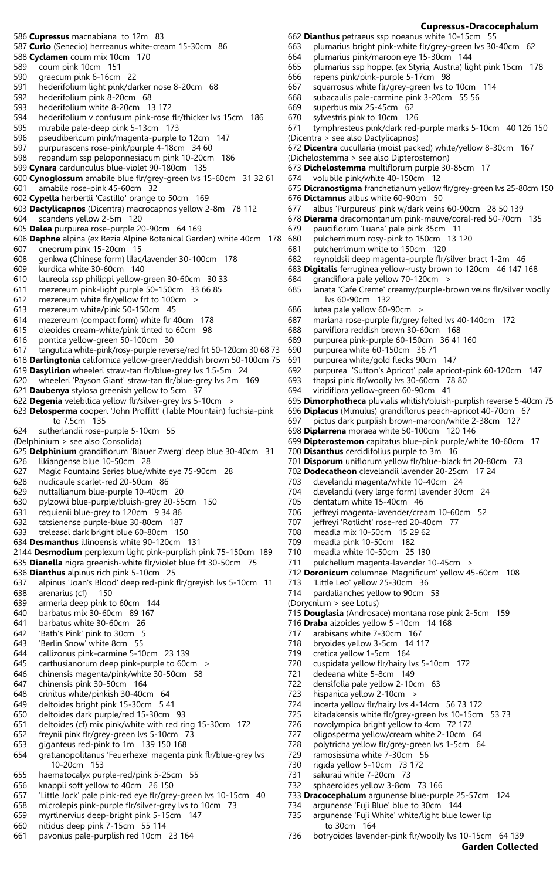**Cupressus-Dracocephalum**

586 **Cupressus** macnabiana to 12m 83
587 **Curio** (Senecio) herreanus white-cream 15-30cm 86
588 **Cyclamen** coum mix 10cm 170
589 coum pink 10cm 151
590 graecum pink 6-16cm 22
591 hederifolium light pink/darker nose 8-20cm 68
592 hederifolium pink 8-20cm 68
593 hederifolium white 8-20cm 13 172
594 hederifolium v confusum pink-rose flr/thicker lvs 15cm 186
595 mirabile pale-deep pink 5-13cm 173
596 pseudibericum pink/magenta-purple to 12cm 147
597 purpurascens rose-pink/purple 4-18cm 34 60
598 repandum ssp peloponnesiacum pink 10-20cm 186
599 **Cynara** cardunculus blue-violet 90-180cm 135
600 **Cynoglossum** amabile blue flr/grey-green lvs 15-60cm 31 32 61
601 amabile rose-pink 45-60cm 32
602 **Cypella** herbertii 'Castillo' orange to 50cm 169
603 **Dactylicapnos** (Dicentra) macrocapnos yellow 2-8m 78 112
604 scandens yellow 2-5m 120
605 **Dalea** purpurea rose-purple 20-90cm 64 169
606 **Daphne** alpina (ex Rezia Alpine Botanical Garden) white 40cm 178
607 cneorum pink 15-20cm 15
608 genkwa (Chinese form) lilac/lavender 30-100cm 178
609 kurdica white 30-60cm 140
610 laureola ssp philippi yellow-green 30-60cm 30 33
611 mezereum pink-light purple 50-150cm 33 66 85
612 mezereum white flr/yellow frt to 100cm >
613 mezereum white/pink 50-150cm 45
614 mezereum (compact form) white flr 40cm 178
615 oleoides cream-white/pink tinted to 60cm 98
616 pontica yellow-green 50-100cm 30
617 tangutica white-pink/rosy-purple reverse/red frt 50-120cm 30 68 73
618 **Darlingtonia** californica yellow-green/reddish brown 50-100cm 75
619 **Dasylirion** wheeleri straw-tan flr/blue-grey lvs 1.5-5m 24
620 wheeleri 'Payson Giant' straw-tan flr/blue-grey lvs 2m 169
621 **Daubenya** stylosa greenish yellow to 5cm 37
622 **Degenia** velebitica yellow flr/silver-grey lvs 5-10cm >
623 **Delosperma** cooperi 'John Proffitt' (Table Mountain) fuchsia-pink to 7.5cm 135
624 sutherlandii rose-purple 5-10cm 55
(Delphinium > see also Consolida)
625 **Delphinium** grandiflorum 'Blauer Zwerg' deep blue 30-40cm 31
626 likiangense blue 10-50cm 28
627 Magic Fountains Series blue/white eye 75-90cm 28
628 nudicaule scarlet-red 20-50cm 86
629 nuttallianum blue-purple 10-40cm 20
630 pylzowii blue-purple/bluish-grey 20-55cm 150
631 requienii blue-grey to 120cm 9 34 86
632 tatsienense purple-blue 30-80cm 187
633 treleasei dark bright blue 60-80cm 150
634 **Desmanthus** illinoensis white 90-120cm 131
2144 **Desmodium** perplexum light pink-purplish pink 75-150cm 189
635 **Dianella** nigra greenish-white flr/violet blue frt 30-50cm 75
636 **Dianthus** alpinus rich pink 5-10cm 25
637 alpinus 'Joan's Blood' deep red-pink flr/greyish lvs 5-10cm 11
638 arenarius (cf) 150
639 armeria deep pink to 60cm 144
640 barbatus mix 30-60cm 89 167
641 barbatus white 30-60cm 26
642 'Bath's Pink' pink to 30cm 5
643 'Berlin Snow' white 8cm 55
644 callizonus pink-carmine 5-10cm 23 139
645 carthusianorum deep pink-purple to 60cm >
646 chinensis magenta/pink/white 30-50cm 58
647 chinensis pink 30-50cm 164
648 crinitus white/pinkish 30-40cm 64
649 deltoides bright pink 15-30cm 5 41
650 deltoides dark purple/red 15-30cm 93
651 deltoides (cf) mix pink/white with red ring 15-30cm 172
652 freynii pink flr/grey-green lvs 5-10cm 73
653 giganteus red-pink to 1m 139 150 168
654 gratianopolitanus 'Feuerhexe' magenta pink flr/blue-grey lvs 10-20cm 153
655 haematocalyx purple-red/pink 5-25cm 55
656 knappii soft yellow to 40cm 26 150
657 'Little Jock' pale pink-red eye flr/grey-green lvs 10-15cm 40
658 microlepis pink-purple flr/silver-grey lvs to 10cm 73
659 myrtinervius deep-bright pink 5-15cm 147
660 nitidus deep pink 7-15cm 55 114
661 pavonius pale-purplish red 10cm 23 164
662 **Dianthus** petraeus ssp noeanus white 10-15cm 55
663 plumarius bright pink-white flr/grey-green lvs 30-40cm 62
664 plumarius pink/maroon eye 15-30cm 144
665 plumarius ssp hoppei (ex Styria, Austria) light pink 15cm 178
666 repens pink/pink-purple 5-17cm 98
667 squarrosus white flr/grey-green lvs to 10cm 114
668 subacaulis pale-carmine pink 3-20cm 55 56
669 superbus mix 25-45cm 62
670 sylvestris pink to 10cm 126
671 tymphresteus pink/dark red-purple marks 5-10cm 40 126 150
(Dicentra > see also Dactylicapnos)
672 **Dicentra** cucullaria (moist packed) white/yellow 8-30cm 167
(Dichelostemma > see also Dipterostemon)
673 **Dichelostemma** multiflorum purple 30-85cm 17
674 volubile pink/white 40-150cm 12
675 **Dicranostigma** franchetianum yellow flr/grey-green lvs 25-80cm 150
676 **Dictamnus** albus white 60-90cm 50
677 albus 'Purpureus' pink w/dark veins 60-90cm 28 50 139
678 **Dierama** dracomontanum pink-mauve/coral-red 50-70cm 135
679 pauciflorum 'Luana' pale pink 35cm 11
680 pulcherrimum rosy-pink to 150cm 13 120
681 pulcherrimum white to 150cm 120
682 reynoldsii deep magenta-purple flr/silver bract 1-2m 46
683 **Digitalis** ferruginea yellow-rusty brown to 120cm 46 147 168
684 grandiflora pale yellow 70-120cm >
685 lanata 'Cafe Creme' creamy/purple-brown veins flr/silver woolly lvs 60-90cm 132
686 lutea pale yellow 60-90cm >
687 mariana rose-purple flr/grey felted lvs 40-140cm 172
688 parviflora reddish brown 30-60cm 168
689 purpurea pink-purple 60-150cm 36 41 160
690 purpurea white 60-150cm 36 71
691 purpurea white/gold flecks 90cm 147
692 purpurea 'Sutton's Apricot' pale apricot-pink 60-120cm 147
693 thapsi pink flr/woolly lvs 30-60cm 78 80
694 viridiflora yellow-green 60-90cm 41
695 **Dimorphotheca** pluvialis whitish/bluish-purplish reverse 5-40cm 75
696 **Diplacus** (Mimulus) grandiflorus peach-apricot 40-70cm 67
697 pictus dark purplish brown-maroon/white 2-38cm 127
698 **Diplarrena** moraea white 50-100cm 120 146
699 **Dipterostemon** capitatus blue-pink purple/white 10-60cm 17
700 **Disanthus** cercidifolius purple to 3m 16
701 **Disporum** uniflorum yellow flr/blue-black frt 20-80cm 73
702 **Dodecatheon** clevelandii lavender 20-25cm 17 24
703 clevelandii magenta/white 10-40cm 24
704 clevelandii (very large form) lavender 30cm 24
705 dentatum white 15-40cm 46
706 jeffreyi magenta-lavender/cream 10-60cm 52
707 jeffreyi 'Rotlicht' rose-red 20-40cm 77
708 meadia mix 10-50cm 15 29 62
709 meadia pink 10-50cm 182
710 meadia white 10-50cm 25 130
711 pulchellum magenta-lavender 10-45cm >
712 **Doronicum** columnae 'Magnificum' yellow 45-60cm 108
713 'Little Leo' yellow 25-30cm 36
714 pardalianches yellow to 90cm 53
(Dorycnium > see Lotus)
715 **Douglasia** (Androsace) montana rose pink 2-5cm 159
716 **Draba** aizoides yellow 5 -10cm 14 168
717 arabisans white 7-30cm 167
718 bryoides yellow 3-5cm 14 117
719 cretica yellow 1-5cm 164
720 cuspidata yellow flr/hairy lvs 5-10cm 172
721 dedeana white 5-8cm 149
722 densifolia pale yellow 2-10cm 63
723 hispanica yellow 2-10cm >
724 incerta yellow flr/hairy lvs 4-14cm 56 73 172
725 kitadakensis white flr/grey-green lvs 10-15cm 53 73
726 novolympica bright yellow to 4cm 72 172
727 oligosperma yellow/cream white 2-10cm 64
728 polytricha yellow flr/grey-green lvs 1-5cm 64
729 ramosissima white 7-30cm 56
730 rigida yellow 5-10cm 73 172
731 sakuraii white 7-20cm 73
732 sphaeroides yellow 3-8cm 73 166
733 **Dracocephalum** argunense blue-purple 25-57cm 124
734 argunense 'Fuji Blue' blue to 30cm 144
735 argunense 'Fuji White' white/light blue lower lip to 30cm 164
736 botryoides lavender-pink flr/woolly lvs 10-15cm 64 139

**Garden Collected**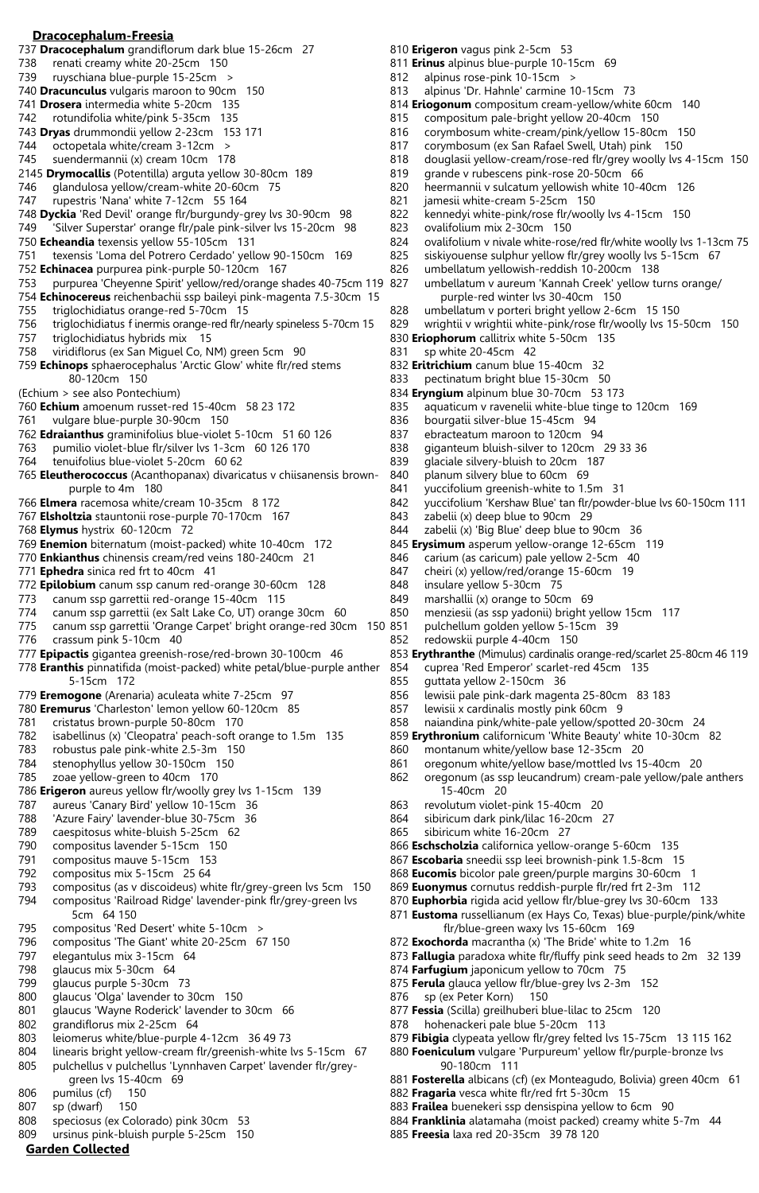## Dracocephalum-Freesia

737 **Dracocephalum** grandiflorum dark blue 15-26cm 27
738 renati creamy white 20-25cm 150
739 ruyschiana blue-purple 15-25cm >
740 **Dracunculus** vulgaris maroon to 90cm 150
741 **Drosera** intermedia white 5-20cm 135
742 rotundifolia white/pink 5-35cm 135
743 **Dryas** drummondii yellow 2-23cm 153 171
744 octopetala white/cream 3-12cm >
745 suendermannii (x) cream 10cm 178
2145 **Drymocallis** (Potentilla) arguta yellow 30-80cm 189
746 glandulosa yellow/cream-white 20-60cm 75
747 rupestris 'Nana' white 7-12cm 55 164
748 **Dyckia** 'Red Devil' orange flr/burgundy-grey lvs 30-90cm 98
749 'Silver Superstar' orange flr/pale pink-silver lvs 15-20cm 98
750 **Echeandia** texensis yellow 55-105cm 131
751 texensis 'Loma del Potrero Cerdado' yellow 90-150cm 169
752 **Echinacea** purpurea pink-purple 50-120cm 167
753 purpurea 'Cheyenne Spirit' yellow/red/orange shades 40-75cm 119
754 **Echinocereus** reichenbachii ssp baileyi pink-magenta 7.5-30cm 15
755 triglochidiatus orange-red 5-70cm 15
756 triglochidiatus f inermis orange-red flr/nearly spineless 5-70cm 15
757 triglochidiatus hybrids mix 15
758 viridiflorus (ex San Miguel Co, NM) green 5cm 90
759 **Echinops** sphaerocephalus 'Arctic Glow' white flr/red stems 80-120cm 150
(Echium > see also Pontechium)
760 **Echium** amoenum russet-red 15-40cm 58 23 172
761 vulgare blue-purple 30-90cm 150
762 **Edraianthus** graminifolius blue-violet 5-10cm 51 60 126
763 pumilio violet-blue flr/silver lvs 1-3cm 60 126 170
764 tenuifolius blue-violet 5-20cm 60 62
765 **Eleutherococcus** (Acanthopanax) divaricatus v chiisanensis brown-purple to 4m 180
766 **Elmera** racemosa white/cream 10-35cm 8 172
767 **Elsholtzia** stauntonii rose-purple 70-170cm 167
768 **Elymus** hystrix 60-120cm 72
769 **Enemion** biternatum (moist-packed) white 10-40cm 172
770 **Enkianthus** chinensis cream/red veins 180-240cm 21
771 **Ephedra** sinica red frt to 40cm 41
772 **Epilobium** canum ssp canum red-orange 30-60cm 128
773 canum ssp garrettii red-orange 15-40cm 115
774 canum ssp garrettii (ex Salt Lake Co, UT) orange 30cm 60
775 canum ssp garrettii 'Orange Carpet' bright orange-red 30cm 150
776 crassum pink 5-10cm 40
777 **Epipactis** gigantea greenish-rose/red-brown 30-100cm 46
778 **Eranthis** pinnatifida (moist-packed) white petal/blue-purple anther 5-15cm 172
779 **Eremogone** (Arenaria) aculeata white 7-25cm 97
780 **Eremurus** 'Charleston' lemon yellow 60-120cm 85
781 cristatus brown-purple 50-80cm 170
782 isabellinus (x) 'Cleopatra' peach-soft orange to 1.5m 135
783 robustus pale pink-white 2.5-3m 150
784 stenophyllus yellow 30-150cm 150
785 zoae yellow-green to 40cm 170
786 **Erigeron** aureus yellow flr/woolly grey lvs 1-15cm 139
787 aureus 'Canary Bird' yellow 10-15cm 36
788 'Azure Fairy' lavender-blue 30-75cm 36
789 caespitosus white-bluish 5-25cm 62
790 compositus lavender 5-15cm 150
791 compositus mauve 5-15cm 153
792 compositus mix 5-15cm 25 64
793 compositus (as v discoideus) white flr/grey-green lvs 5cm 150
794 compositus 'Railroad Ridge' lavender-pink flr/grey-green lvs 5cm 64 150
795 compositus 'Red Desert' white 5-10cm >
796 compositus 'The Giant' white 20-25cm 67 150
797 elegantulus mix 3-15cm 64
798 glaucus mix 5-30cm 64
799 glaucus purple 5-30cm 73
800 glaucus 'Olga' lavender to 30cm 150
801 glaucus 'Wayne Roderick' lavender to 30cm 66
802 grandiflorus mix 2-25cm 64
803 leiomerus white/blue-purple 4-12cm 36 49 73
804 linearis bright yellow-cream flr/greenish-white lvs 5-15cm 67
805 pulchellus v pulchellus 'Lynnhaven Carpet' lavender flr/grey-green lvs 15-40cm 69
806 pumilus (cf) 150
807 sp (dwarf) 150
808 speciosus (ex Colorado) pink 30cm 53
809 ursinus pink-bluish purple 5-25cm 150
810 **Erigeron** vagus pink 2-5cm 53
811 **Erinus** alpinus blue-purple 10-15cm 69
812 alpinus rose-pink 10-15cm >
813 alpinus 'Dr. Hahnle' carmine 10-15cm 73
814 **Eriogonum** compositum cream-yellow/white 60cm 140
815 compositum pale-bright yellow 20-40cm 150
816 corymbosum white-cream/pink/yellow 15-80cm 150
817 corymbosum (ex San Rafael Swell, Utah) pink 150
818 douglasii yellow-cream/rose-red flr/grey woolly lvs 4-15cm 150
819 grande v rubescens pink-rose 20-50cm 66
820 heermannii v sulcatum yellowish white 10-40cm 126
821 jamesii white-cream 5-25cm 150
822 kennedyi white-pink/rose flr/woolly lvs 4-15cm 150
823 ovalifolium mix 2-30cm 150
824 ovalifolium v nivale white-rose/red flr/white woolly lvs 1-13cm 75
825 siskiyouense sulphur yellow flr/grey woolly lvs 5-15cm 67
826 umbellatum yellowish-reddish 10-200cm 138
827 umbellatum v aureum 'Kannah Creek' yellow turns orange/purple-red winter lvs 30-40cm 150
828 umbellatum v porteri bright yellow 2-6cm 15 150
829 wrightii v wrightii white-pink/rose flr/woolly lvs 15-50cm 150
830 **Eriophorum** callitrix white 5-50cm 135
831 sp white 20-45cm 42
832 **Eritrichium** canum blue 15-40cm 32
833 pectinatum bright blue 15-30cm 50
834 **Eryngium** alpinum blue 30-70cm 53 173
835 aquaticum v ravenelii white-blue tinge to 120cm 169
836 bourgatii silver-blue 15-45cm 94
837 ebracteatum maroon to 120cm 94
838 giganteum bluish-silver to 120cm 29 33 36
839 glaciale silvery-bluish to 20cm 187
840 planum silvery blue to 60cm 69
841 yuccifolium greenish-white to 1.5m 31
842 yuccifolium 'Kershaw Blue' tan flr/powder-blue lvs 60-150cm 111
843 zabelii (x) deep blue to 90cm 29
844 zabelii (x) 'Big Blue' deep blue to 90cm 36
845 **Erysimum** asperum yellow-orange 12-65cm 119
846 carium (as caricum) pale yellow 2-5cm 40
847 cheiri (x) yellow/red/orange 15-60cm 19
848 insulare yellow 5-30cm 75
849 marshallii (x) orange to 50cm 69
850 menziesii (as ssp yadonii) bright yellow 15cm 117
851 pulchellum golden yellow 5-15cm 39
852 redowskii purple 4-40cm 150
853 **Erythranthe** (Mimulus) cardinalis orange-red/scarlet 25-80cm 46 119
854 cuprea 'Red Emperor' scarlet-red 45cm 135
855 guttata yellow 2-150cm 36
856 lewisii pale pink-dark magenta 25-80cm 83 183
857 lewisii x cardinalis mostly pink 60cm 9
858 naiandina pink/white-pale yellow/spotted 20-30cm 24
859 **Erythronium** californicum 'White Beauty' white 10-30cm 82
860 montanum white/yellow base 12-35cm 20
861 oregonum white/yellow base/mottled lvs 15-40cm 20
862 oregonum (as ssp leucandrum) cream-pale yellow/pale anthers 15-40cm 20
863 revolutum violet-pink 15-40cm 20
864 sibiricum dark pink/lilac 16-20cm 27
865 sibiricum white 16-20cm 27
866 **Eschscholzia** californica yellow-orange 5-60cm 135
867 **Escobaria** sneedii ssp leei brownish-pink 1.5-8cm 15
868 **Eucomis** bicolor pale green/purple margins 30-60cm 1
869 **Euonymus** cornutus reddish-purple flr/red frt 2-3m 112
870 **Euphorbia** rigida acid yellow flr/blue-grey lvs 30-60cm 133
871 **Eustoma** russellianum (ex Hays Co, Texas) blue-purple/pink/white flr/blue-green waxy lvs 15-60cm 169
872 **Exochorda** macrantha (x) 'The Bride' white to 1.2m 16
873 **Fallugia** paradoxa white flr/fluffy pink seed heads to 2m 32 139
874 **Farfugium** japonicum yellow to 70cm 75
875 **Ferula** glauca yellow flr/blue-grey lvs 2-3m 152
876 sp (ex Peter Korn) 150
877 **Fessia** (Scilla) greilhuberi blue-lilac to 25cm 120
878 hohenackeri pale blue 5-20cm 113
879 **Fibigia** clypeata yellow flr/grey felted lvs 15-75cm 13 115 162
880 **Foeniculum** vulgare 'Purpureum' yellow flr/purple-bronze lvs 90-180cm 111
881 **Fosterella** albicans (cf) (ex Monteagudo, Bolivia) green 40cm 61
882 **Fragaria** vesca white flr/red frt 5-30cm 15
883 **Frailea** buenekeri ssp densispina yellow to 6cm 90
884 **Franklinia** alatamaha (moist packed) creamy white 5-7m 44
885 **Freesia** laxa red 20-35cm 39 78 120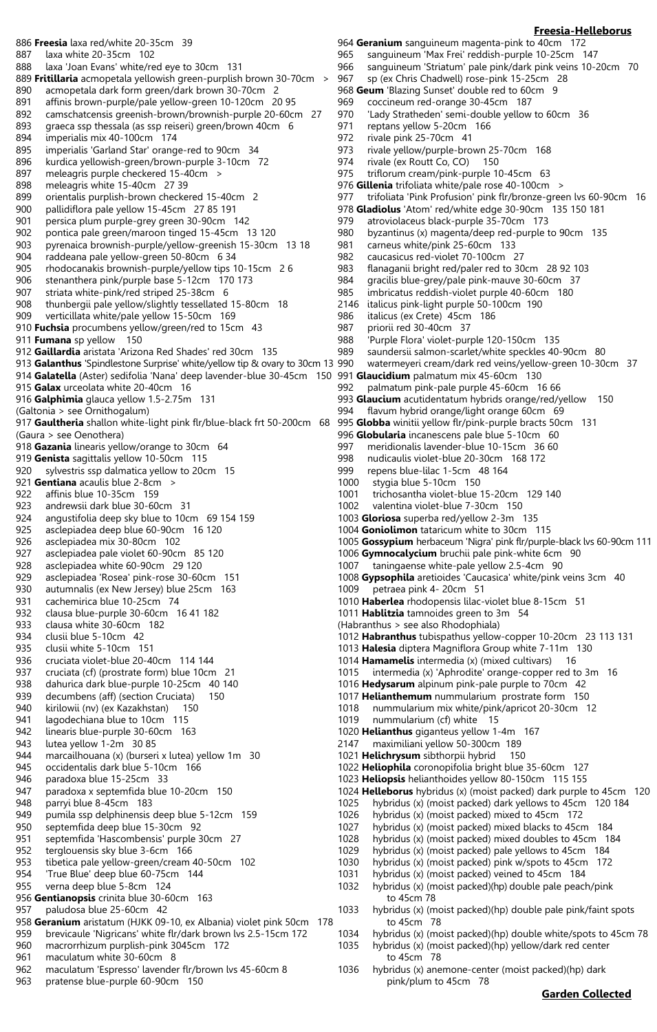886 **Freesia** laxa red/white 20-35cm 39
887 laxa white 20-35cm 102
888 laxa 'Joan Evans' white/red eye to 30cm 131
889 **Fritillaria** acmopetala yellowish green-purplish brown 30-70cm >
890 acmopetala dark form green/dark brown 30-70cm 2
891 affinis brown-purple/pale yellow-green 10-120cm 20 95
892 camschatcensis greenish-brown/brownish-purple 20-60cm 27
893 graeca ssp thessala (as ssp reiseri) green/brown 40cm 6
894 imperialis mix 40-100cm 174
895 imperialis 'Garland Star' orange-red to 90cm 34
896 kurdica yellowish-green/brown-purple 3-10cm 72
897 meleagris purple checkered 15-40cm >
898 meleagris white 15-40cm 27 39
899 orientalis purplish-brown checkered 15-40cm 2
900 pallidiflora pale yellow 15-45cm 27 85 191
901 persica plum purple-grey green 30-90cm 142
902 pontica pale green/maroon tinged 15-45cm 13 120
903 pyrenaica brownish-purple/yellow-greenish 15-30cm 13 18
904 raddeana pale yellow-green 50-80cm 6 34
905 rhodocanakis brownish-purple/yellow tips 10-15cm 2 6
906 stenanthera pink/purple base 5-12cm 170 173
907 striata white-pink/red striped 25-38cm 6
908 thunbergii pale yellow/slightly tessellated 15-80cm 18
909 verticillata white/pale yellow 15-50cm 169
910 **Fuchsia** procumbens yellow/green/red to 15cm 43
911 **Fumana** sp yellow 150
912 **Gaillardia** aristata 'Arizona Red Shades' red 30cm 135
913 **Galanthus** 'Spindlestone Surprise' white/yellow tip & ovary to 30cm 13
914 **Galatella** (Aster) sedifolia 'Nana' deep lavender-blue 30-45cm 150
915 **Galax** urceolata white 20-40cm 16
916 **Galphimia** glauca yellow 1.5-2.75m 131
(Galtonia > see Ornithogalum)
917 **Gaultheria** shallon white-light pink flr/blue-black frt 50-200cm 68
(Gaura > see Oenothera)
918 **Gazania** linearis yellow/orange to 30cm 64
919 **Genista** sagittalis yellow 10-50cm 115
920 sylvestris ssp dalmatica yellow to 20cm 15
921 **Gentiana** acaulis blue 2-8cm >
922 affinis blue 10-35cm 159
923 andrewsii dark blue 30-60cm 31
924 angustifolia deep sky blue to 10cm 69 154 159
925 asclepiadea deep blue 60-90cm 16 120
926 asclepiadea mix 30-80cm 102
927 asclepiadea pale violet 60-90cm 85 120
928 asclepiadea white 60-90cm 29 120
929 asclepiadea 'Rosea' pink-rose 30-60cm 151
930 autumnalis (ex New Jersey) blue 25cm 163
931 cachemirica blue 10-25cm 74
932 clausa blue-purple 30-60cm 16 41 182
933 clausa white 30-60cm 182
934 clusii blue 5-10cm 42
935 clusii white 5-10cm 151
936 cruciata violet-blue 20-40cm 114 144
937 cruciata (cf) (prostrate form) blue 10cm 21
938 dahurica dark blue-purple 10-25cm 40 140
939 decumbens (aff) (section Cruciata) 150
940 kirilowii (nv) (ex Kazakhstan) 150
941 lagodechiana blue to 10cm 115
942 linearis blue-purple 30-60cm 163
943 lutea yellow 1-2m 30 85
944 marcailhouana (x) (burseri x lutea) yellow 1m 30
945 occidentalis dark blue 5-10cm 166
946 paradoxa blue 15-25cm 33
947 paradoxa x septemfida blue 10-20cm 150
948 parryi blue 8-45cm 183
949 pumila ssp delphinensis deep blue 5-12cm 159
950 septemfida deep blue 15-30cm 92
951 septemfida 'Hascombensis' purple 30cm 27
952 terglouensis sky blue 3-6cm 166
953 tibetica pale yellow-green/cream 40-50cm 102
954 'True Blue' deep blue 60-75cm 144
955 verna deep blue 5-8cm 124
956 **Gentianopsis** crinita blue 30-60cm 163
957 paludosa blue 25-60cm 42
958 **Geranium** aristatum (HJKK 09-10, ex Albania) violet pink 50cm 178
959 brevicaule 'Nigricans' white flr/dark brown lvs 2.5-15cm 172
960 macrorrhizum purplish-pink 3045cm 172
961 maculatum white 30-60cm 8
962 maculatum 'Espresso' lavender flr/brown lvs 45-60cm 8
963 pratense blue-purple 60-90cm 150
964 **Geranium** sanguineum magenta-pink to 40cm 172
965 sanguineum 'Max Frei' reddish-purple 10-25cm 147
966 sanguineum 'Striatum' pale pink/dark pink veins 10-20cm 70
967 sp (ex Chris Chadwell) rose-pink 15-25cm 28
968 **Geum** 'Blazing Sunset' double red to 60cm 9
969 coccineum red-orange 30-45cm 187
970 'Lady Stratheden' semi-double yellow to 60cm 36
971 reptans yellow 5-20cm 166
972 rivale pink 25-70cm 41
973 rivale yellow/purple-brown 25-70cm 168
974 rivale (ex Routt Co, CO) 150
975 triflorum cream/pink-purple 10-45cm 63
976 **Gillenia** trifoliata white/pale rose 40-100cm >
977 trifoliata 'Pink Profusion' pink flr/bronze-green lvs 60-90cm 16
978 **Gladiolus** 'Atom' red/white edge 30-90cm 135 150 181
979 atroviolaceus black-purple 35-70cm 173
980 byzantinus (x) magenta/deep red-purple to 90cm 135
981 carneus white/pink 25-60cm 133
982 caucasicus red-violet 70-100cm 27
983 flanaganii bright red/paler red to 30cm 28 92 103
984 gracilis blue-grey/pale pink-mauve 30-60cm 37
985 imbricatus reddish-violet purple 40-60cm 180
2146 italicus pink-light purple 50-100cm 190
986 italicus (ex Crete) 45cm 186
987 priorii red 30-40cm 37
988 'Purple Flora' violet-purple 120-150cm 135
989 saundersii salmon-scarlet/white speckles 40-90cm 80
990 watermeyeri cream/dark red veins/yellow-green 10-30cm 37
991 **Glaucidium** palmatum mix 45-60cm 130
992 palmatum pink-pale purple 45-60cm 16 66
993 **Glaucium** acutidentatum hybrids orange/red/yellow 150
994 flavum hybrid orange/light orange 60cm 69
995 **Globba** winitii yellow flr/pink-purple bracts 50cm 131
996 **Globularia** incanescens pale blue 5-10cm 60
997 meridionalis lavender-blue 10-15cm 36 60
998 nudicaulis violet-blue 20-30cm 168 172
999 repens blue-lilac 1-5cm 48 164
1000 stygia blue 5-10cm 150
1001 trichosantha violet-blue 15-20cm 129 140
1002 valentina violet-blue 7-30cm 150
1003 **Gloriosa** superba red/yellow 2-3m 135
1004 **Goniolimon** tataricum white to 30cm 115
1005 **Gossypium** herbaceum 'Nigra' pink flr/purple-black lvs 60-90cm 111
1006 **Gymnocalycium** bruchii pale pink-white 6cm 90
1007 taningaense white-pale yellow 2.5-4cm 90
1008 **Gypsophila** aretioides 'Caucasica' white/pink veins 3cm 40
1009 petraea pink 4- 20cm 51
1010 **Haberlea** rhodopensis lilac-violet blue 8-15cm 51
1011 **Hablitzia** tamnoides green to 3m 54
(Habranthus > see also Rhodophiala)
1012 **Habranthus** tubispathus yellow-copper 10-20cm 23 113 131
1013 **Halesia** diptera Magniflora Group white 7-11m 130
1014 **Hamamelis** intermedia (x) (mixed cultivars) 16
1015 intermedia (x) 'Aphrodite' orange-copper red to 3m 16
1016 **Hedysarum** alpinum pink-pale purple to 70cm 42
1017 **Helianthemum** nummularium prostrate form 150
1018 nummularium mix white/pink/apricot 20-30cm 12
1019 nummularium (cf) white 15
1020 **Helianthus** giganteus yellow 1-4m 167
2147 maximiliani yellow 50-300cm 189
1021 **Helichrysum** sibthorpii hybrid 150
1022 **Heliophila** coronopifolia bright blue 35-60cm 127
1023 **Heliopsis** helianthoides yellow 80-150cm 115 155
1024 **Helleborus** hybridus (x) (moist packed) dark purple to 45cm 120
1025 hybridus (x) (moist packed) dark yellows to 45cm 120 184
1026 hybridus (x) (moist packed) mixed to 45cm 172
1027 hybridus (x) (moist packed) mixed blacks to 45cm 184
1028 hybridus (x) (moist packed) mixed doubles to 45cm 184
1029 hybridus (x) (moist packed) pale yellows to 45cm 184
1030 hybridus (x) (moist packed) pink w/spots to 45cm 172
1031 hybridus (x) (moist packed) veined to 45cm 184
1032 hybridus (x) (moist packed)(hp) double pale peach/pink to 45cm 78
1033 hybridus (x) (moist packed)(hp) double pale pink/faint spots to 45cm 78
1034 hybridus (x) (moist packed)(hp) double white/spots to 45cm 78
1035 hybridus (x) (moist packed)(hp) yellow/dark red center to 45cm 78
1036 hybridus (x) anemone-center (moist packed)(hp) dark pink/plum to 45cm 78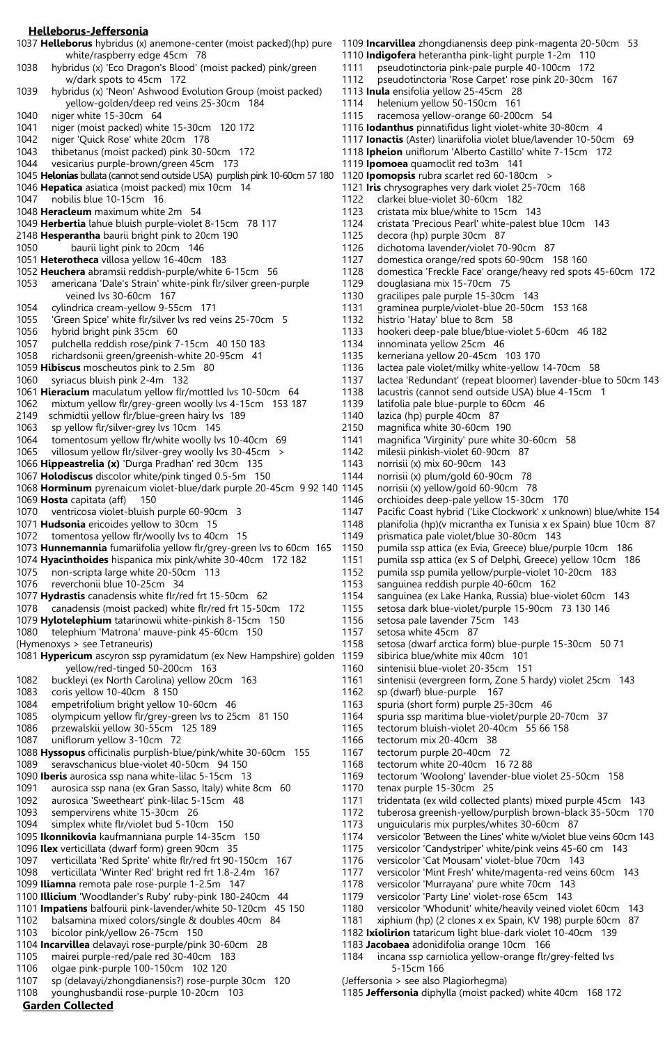## Helleborus-Jeffersonia

1037 **Helleborus** hybridus (x) anemone-center (moist packed)(hp) pure white/raspberry edge 45cm 78
1038 hybridus (x) 'Eco Dragon's Blood' (moist packed) pink/green w/dark spots to 45cm 172
1039 hybridus (x) 'Neon' Ashwood Evolution Group (moist packed) yellow-golden/deep red veins 25-30cm 184
1040 niger white 15-30cm 64
1041 niger (moist packed) white 15-30cm 120 172
1042 niger 'Quick Rose' white 20cm 178
1043 thibetanus (moist packed) pink 30-50cm 172
1044 vesicarius purple-brown/green 45cm 173
1045 **Helonias** bullata (cannot send outside USA) purplish pink 10-60cm 57 180
1046 **Hepatica** asiatica (moist packed) mix 10cm 14
1047 nobilis blue 10-15cm 16
1048 **Heracleum** maximum white 2m 54
1049 **Herbertia** lahue bluish purple-violet 8-15cm 78 117
2148 **Hesperantha** baurii bright pink to 20cm 190
1050 baurii light pink to 20cm 146
1051 **Heterotheca** villosa yellow 16-40cm 183
1052 **Heuchera** abramsii reddish-purple/white 6-15cm 56
1053 americana 'Dale's Strain' white-pink flr/silver green-purple veined lvs 30-60cm 167
1054 cylindrica cream-yellow 9-55cm 171
1055 'Green Spice' white flr/silver lvs red veins 25-70cm 5
1056 hybrid bright pink 35cm 60
1057 pulchella reddish rose/pink 7-15cm 40 150 183
1058 richardsonii green/greenish-white 20-95cm 41
1059 **Hibiscus** moscheutos pink to 2.5m 80
1060 syriacus bluish pink 2-4m 132
1061 **Hieracium** maculatum yellow flr/mottled lvs 10-50cm 64
1062 mixtum yellow flr/grey-green woolly lvs 4-15cm 153 187
2149 schmidtii yellow flr/blue-green hairy lvs 189
1063 sp yellow flr/silver-grey lvs 10cm 145
1064 tomentosum yellow flr/white woolly lvs 10-40cm 69
1065 villosum yellow flr/silver-grey woolly lvs 30-45cm >
1066 **Hippeastrelia (x)** 'Durga Pradhan' red 30cm 135
1067 **Holodiscus** discolor white/pink tinged 0.5-5m 150
1068 **Horminum** pyrenaicum violet-blue/dark purple 20-45cm 9 92 140
1069 **Hosta** capitata (aff) 150
1070 ventricosa violet-bluish purple 60-90cm 3
1071 **Hudsonia** ericoides yellow to 30cm 15
1072 tomentosa yellow flr/woolly lvs to 40cm 15
1073 **Hunnemannia** fumariifolia yellow flr/grey-green lvs to 60cm 165
1074 **Hyacinthoides** hispanica mix pink/white 30-40cm 172 182
1075 non-scripta large white 20-50cm 113
1076 reverchonii blue 10-25cm 34
1077 **Hydrastis** canadensis white flr/red frt 15-50cm 62
1078 canadensis (moist packed) white flr/red frt 15-50cm 172
1079 **Hylotelephium** tatarinowii white-pinkish 8-15cm 150
1080 telephium 'Matrona' mauve-pink 45-60cm 150
(Hymenoxys > see Tetraneuris)
1081 **Hypericum** ascyron ssp pyramidatum (ex New Hampshire) golden yellow/red-tinged 50-200cm 163
1082 buckleyi (ex North Carolina) yellow 20cm 163
1083 coris yellow 10-40cm 8 150
1084 empetrifolium bright yellow 10-60cm 46
1085 olympicum yellow flr/grey-green lvs to 25cm 81 150
1086 przewalskii yellow 30-55cm 125 189
1087 uniflorum yellow 3-10cm 72
1088 **Hyssopus** officinalis purplish-blue/pink/white 30-60cm 155
1089 seravschanicus blue-violet 40-50cm 94 150
1090 **Iberis** aurosica ssp nana white-lilac 5-15cm 13
1091 aurosica ssp nana (ex Gran Sasso, Italy) white 8cm 60
1092 aurosica 'Sweetheart' pink-lilac 5-15cm 48
1093 sempervirens white 15-30cm 26
1094 simplex white flr/violet bud 5-10cm 150
1095 **Ikonnikovia** kaufmanniana purple 14-35cm 150
1096 **Ilex** verticillata (dwarf form) green 90cm 35
1097 verticillata 'Red Sprite' white flr/red frt 90-150cm 167
1098 verticillata 'Winter Red' bright red frt 1.8-2.4m 167
1099 **Iliamna** remota pale rose-purple 1-2.5m 147
1100 **Illicium** 'Woodlander's Ruby' ruby-pink 180-240cm 44
1101 **Impatiens** balfourii pink-lavender/white 50-120cm 45 150
1102 balsamina mixed colors/single & doubles 40cm 84
1103 bicolor pink/yellow 26-75cm 150
1104 **Incarvillea** delavayi rose-purple/pink 30-60cm 28
1105 mairei purple-red/pale red 30-40cm 183
1106 olgae pink-purple 100-150cm 102 120
1107 sp (delavayi/zhongdianensis?) rose-purple 30cm 120
1108 younghusbandii rose-purple 10-20cm 103
1109 **Incarvillea** zhongdianensis deep pink-magenta 20-50cm 53
1110 **Indigofera** heterantha pink-light purple 1-2m 110
1111 pseudotinctoria pink-pale purple 40-100cm 172
1112 pseudotinctoria 'Rose Carpet' rose pink 20-30cm 167
1113 **Inula** ensifolia yellow 25-45cm 28
1114 helenium yellow 50-150cm 161
1115 racemosa yellow-orange 60-200cm 54
1116 **Iodanthus** pinnatifidus light violet-white 30-80cm 4
1117 **Ionactis** (Aster) linariifolia violet blue/lavender 10-50cm 69
1118 **Ipheion** uniflorum 'Alberto Castillo' white 7-15cm 172
1119 **Ipomoea** quamoclit red to3m 141
1120 **Ipomopsis** rubra scarlet red 60-180cm >
1121 **Iris** chrysographes very dark violet 25-70cm 168
1122 clarkei blue-violet 30-60cm 182
1123 cristata mix blue/white to 15cm 143
1124 cristata 'Precious Pearl' white-palest blue 10cm 143
1125 decora (hp) purple 30cm 87
1126 dichotoma lavender/violet 70-90cm 87
1127 domestica orange/red spots 60-90cm 158 160
1128 domestica 'Freckle Face' orange/heavy red spots 45-60cm 172
1129 douglasiana mix 15-70cm 75
1130 gracilipes pale purple 15-30cm 143
1131 graminea purple/violet-blue 20-50cm 153 168
1132 histrio 'Hatay' blue to 8cm 58
1133 hookeri deep-pale blue/blue-violet 5-60cm 46 182
1134 innominata yellow 25cm 46
1135 kerneriana yellow 20-45cm 103 170
1136 lactea pale violet/milky white-yellow 14-70cm 58
1137 lactea 'Redundant' (repeat bloomer) lavender-blue to 50cm 143
1138 lacustris (cannot send outside USA) blue 4-15cm 1
1139 latifolia pale blue-purple to 60cm 46
1140 lazica (hp) purple 40cm 87
2150 magnifica white 30-60cm 190
1141 magnifica 'Virginity' pure white 30-60cm 58
1142 milesii pinkish-violet 60-90cm 87
1143 norrisii (x) mix 60-90cm 143
1144 norrisii (x) plum/gold 60-90cm 78
1145 norrisii (x) yellow/gold 60-90cm 78
1146 orchioides deep-pale yellow 15-30cm 170
1147 Pacific Coast hybrid ('Like Clockwork' x unknown) blue/white 154
1148 planifolia (hp)(v micrantha ex Tunisia x ex Spain) blue 10cm 87
1149 prismatica pale violet/blue 30-80cm 143
1150 pumila ssp attica (ex Evia, Greece) blue/purple 10cm 186
1151 pumila ssp attica (ex S of Delphi, Greece) yellow 10cm 186
1152 pumila ssp pumila yellow/purple-violet 10-20cm 183
1153 sanguinea reddish purple 40-60cm 162
1154 sanguinea (ex Lake Hanka, Russia) blue-violet 60cm 143
1155 setosa dark blue-violet/purple 15-90cm 73 130 146
1156 setosa pale lavender 75cm 143
1157 setosa white 45cm 87
1158 setosa (dwarf arctica form) blue-purple 15-30cm 50 71
1159 sibirica blue/white mix 40cm 101
1160 sintenisii blue-violet 20-35cm 151
1161 sintenisii (evergreen form, Zone 5 hardy) violet 25cm 143
1162 sp (dwarf) blue-purple 167
1163 spuria (short form) purple 25-30cm 46
1164 spuria ssp maritima blue-violet/purple 20-70cm 37
1165 tectorum bluish-violet 20-40cm 55 66 158
1166 tectorum mix 20-40cm 38
1167 tectorum purple 20-40cm 72
1168 tectorum white 20-40cm 16 72 88
1169 tectorum 'Woolong' lavender-blue violet 25-50cm 158
1170 tenax purple 15-30cm 25
1171 tridentata (ex wild collected plants) mixed purple 45cm 143
1172 tuberosa greenish-yellow/purplish brown-black 35-50cm 170
1173 unguicularis mix purples/whites 30-60cm 87
1174 versicolor 'Between the Lines' white w/violet blue veins 60cm 143
1175 versicolor 'Candystriper' white/pink veins 45-60 cm 143
1176 versicolor 'Cat Mousam' violet-blue 70cm 143
1177 versicolor 'Mint Fresh' white/magenta-red veins 60cm 143
1178 versicolor 'Murrayana' pure white 70cm 143
1179 versicolor 'Party Line' violet-rose 65cm 143
1180 versicolor 'Whodunit' white/heavily veined violet 60cm 143
1181 xiphium (hp) (2 clones x ex Spain, KV 198) purple 60cm 87
1182 **Ixiolirion** tataricum light blue-dark violet 10-40cm 139
1183 **Jacobaea** adonidifolia orange 10cm 166
1184 incana ssp carniolica yellow-orange flr/grey-felted lvs 5-15cm 166
(Jeffersonia > see also Plagiorhegma)
1185 **Jeffersonia** diphylla (moist packed) white 40cm 168 172

## Garden Collected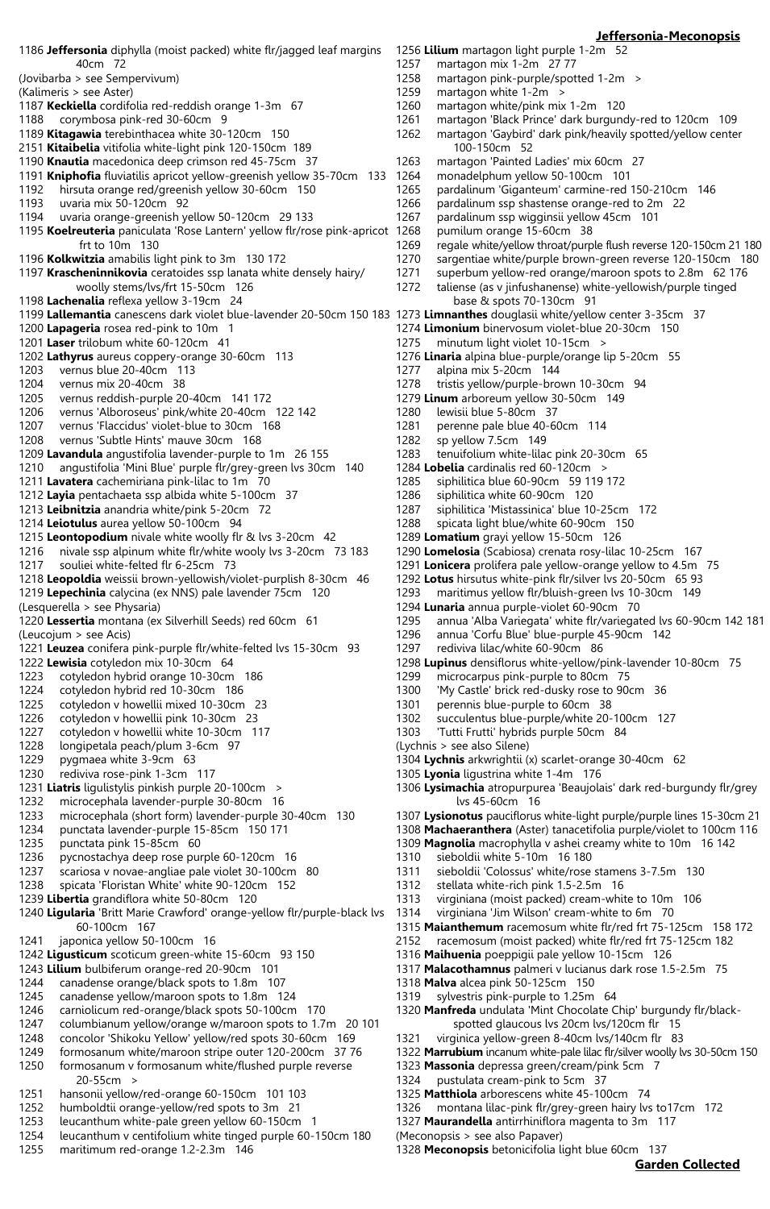1186 **Jeffersonia** diphylla (moist packed) white flr/jagged leaf margins 40cm 72
(Jovibarba > see Sempervivum)
(Kalimeris > see Aster)
1187 **Keckiella** cordifolia red-reddish orange 1-3m 67
1188 corymbosa pink-red 30-60cm 9
1189 **Kitagawia** terebinthacea white 30-120cm 150
2151 **Kitaibelia** vitifolia white-light pink 120-150cm 189
1190 **Knautia** macedonica deep crimson red 45-75cm 37
1191 **Kniphofia** fluviatilis apricot yellow-greenish yellow 35-70cm 133
1192 hirsuta orange red/greenish yellow 30-60cm 150
1193 uvaria mix 50-120cm 92
1194 uvaria orange-greenish yellow 50-120cm 29 133
1195 **Koelreuteria** paniculata 'Rose Lantern' yellow flr/rose pink-apricot frt to 10m 130
1196 **Kolkwitzia** amabilis light pink to 3m 130 172
1197 **Krascheninnikovia** ceratoides ssp lanata white densely hairy/ woolly stems/lvs/frt 15-50cm 126
1198 **Lachenalia** reflexa yellow 3-19cm 24
1199 **Lallemantia** canescens dark violet blue-lavender 20-50cm 150 183
1200 **Lapageria** rosea red-pink to 10m 1
1201 **Laser** trilobum white 60-120cm 41
1202 **Lathyrus** aureus coppery-orange 30-60cm 113
1203 vernus blue 20-40cm 113
1204 vernus mix 20-40cm 38
1205 vernus reddish-purple 20-40cm 141 172
1206 vernus 'Alboroseus' pink/white 20-40cm 122 142
1207 vernus 'Flaccidus' violet-blue to 30cm 168
1208 vernus 'Subtle Hints' mauve 30cm 168
1209 **Lavandula** angustifolia lavender-purple to 1m 26 155
1210 angustifolia 'Mini Blue' purple flr/grey-green lvs 30cm 140
1211 **Lavatera** cachemiriana pink-lilac to 1m 70
1212 **Layia** pentachaeta ssp albida white 5-100cm 37
1213 **Leibnitzia** anandria white/pink 5-20cm 72
1214 **Leiotulus** aurea yellow 50-100cm 94
1215 **Leontopodium** nivale white woolly flr & lvs 3-20cm 42
1216 nivale ssp alpinum white flr/white wooly lvs 3-20cm 73 183
1217 souliei white-felted flr 6-25cm 73
1218 **Leopoldia** weissii brown-yellowish/violet-purplish 8-30cm 46
1219 **Lepechinia** calycina (ex NNS) pale lavender 75cm 120
(Lesquerella > see Physaria)
1220 **Lessertia** montana (ex Silverhill Seeds) red 60cm 61
(Leucojum > see Acis)
1221 **Leuzea** conifera pink-purple flr/white-felted lvs 15-30cm 93
1222 **Lewisia** cotyledon mix 10-30cm 64
1223 cotyledon hybrid orange 10-30cm 186
1224 cotyledon hybrid red 10-30cm 186
1225 cotyledon v howellii mixed 10-30cm 23
1226 cotyledon v howellii pink 10-30cm 23
1227 cotyledon v howellii white 10-30cm 117
1228 longipetala peach/plum 3-6cm 97
1229 pygmaea white 3-9cm 63
1230 rediviva rose-pink 1-3cm 117
1231 **Liatris** ligulistylis pinkish purple 20-100cm >
1232 microcephala lavender-purple 30-80cm 16
1233 microcephala (short form) lavender-purple 30-40cm 130
1234 punctata lavender-purple 15-85cm 150 171
1235 punctata pink 15-85cm 60
1236 pycnostachya deep rose purple 60-120cm 16
1237 scariosa v novae-angliae pale violet 30-100cm 80
1238 spicata 'Floristan White' white 90-120cm 152
1239 **Libertia** grandiflora white 50-80cm 120
1240 **Ligularia** 'Britt Marie Crawford' orange-yellow flr/purple-black lvs 60-100cm 167
1241 japonica yellow 50-100cm 16
1242 **Ligusticum** scoticum green-white 15-60cm 93 150
1243 **Lilium** bulbiferum orange-red 20-90cm 101
1244 canadense orange/black spots to 1.8m 107
1245 canadense yellow/maroon spots to 1.8m 124
1246 carniolicum red-orange/black spots 50-100cm 170
1247 columbianum yellow/orange w/maroon spots to 1.7m 20 101
1248 concolor 'Shikoku Yellow' yellow/red spots 30-60cm 169
1249 formosanum white/maroon stripe outer 120-200cm 37 76
1250 formosanum v formosanum white/flushed purple reverse 20-55cm >
1251 hansonii yellow/red-orange 60-150cm 101 103
1252 humboldtii orange-yellow/red spots to 3m 21
1253 leucanthum white-pale green yellow 60-150cm 1
1254 leucanthum v centifolium white tinged purple 60-150cm 180
1255 maritimum red-orange 1.2-2.3m 146
1256 **Lilium** martagon light purple 1-2m 52
1257 martagon mix 1-2m 27 77
1258 martagon pink-purple/spotted 1-2m >
1259 martagon white 1-2m >
1260 martagon white/pink mix 1-2m 120
1261 martagon 'Black Prince' dark burgundy-red to 120cm 109
1262 martagon 'Gaybird' dark pink/heavily spotted/yellow center 100-150cm 52
1263 martagon 'Painted Ladies' mix 60cm 27
1264 monadelphum yellow 50-100cm 101
1265 pardalinum 'Giganteum' carmine-red 150-210cm 146
1266 pardalinum ssp shastense orange-red to 2m 22
1267 pardalinum ssp wigginsii yellow 45cm 101
1268 pumilum orange 15-60cm 38
1269 regale white/yellow throat/purple flush reverse 120-150cm 21 180
1270 sargentiae white/purple brown-green reverse 120-150cm 180
1271 superbum yellow-red orange/maroon spots to 2.8m 62 176
1272 taliense (as v jinfushanense) white-yellowish/purple tinged base & spots 70-130cm 91
1273 **Limnanthes** douglasii white/yellow center 3-35cm 37
1274 **Limonium** binervosum violet-blue 20-30cm 150
1275 minutum light violet 10-15cm >
1276 **Linaria** alpina blue-purple/orange lip 5-20cm 55
1277 alpina mix 5-20cm 144
1278 tristis yellow/purple-brown 10-30cm 94
1279 **Linum** arboreum yellow 30-50cm 149
1280 lewisii blue 5-80cm 37
1281 perenne pale blue 40-60cm 114
1282 sp yellow 7.5cm 149
1283 tenuifolium white-lilac pink 20-30cm 65
1284 **Lobelia** cardinalis red 60-120cm >
1285 siphilitica blue 60-90cm 59 119 172
1286 siphilitica white 60-90cm 120
1287 siphilitica 'Mistassinica' blue 10-25cm 172
1288 spicata light blue/white 60-90cm 150
1289 **Lomatium** grayi yellow 15-50cm 126
1290 **Lomelosia** (Scabiosa) crenata rosy-lilac 10-25cm 167
1291 **Lonicera** prolifera pale yellow-orange yellow to 4.5m 75
1292 **Lotus** hirsutus white-pink flr/silver lvs 20-50cm 65 93
1293 maritimus yellow flr/bluish-green lvs 10-30cm 149
1294 **Lunaria** annua purple-violet 60-90cm 70
1295 annua 'Alba Variegata' white flr/variegated lvs 60-90cm 142 181
1296 annua 'Corfu Blue' blue-purple 45-90cm 142
1297 rediviva lilac/white 60-90cm 86
1298 **Lupinus** densiflorus white-yellow/pink-lavender 10-80cm 75
1299 microcarpus pink-purple to 80cm 75
1300 'My Castle' brick red-dusky rose to 90cm 36
1301 perennis blue-purple to 60cm 38
1302 succulentus blue-purple/white 20-100cm 127
1303 'Tutti Frutti' hybrids purple 50cm 84
(Lychnis > see also Silene)
1304 **Lychnis** arkwrightii (x) scarlet-orange 30-40cm 62
1305 **Lyonia** ligustrina white 1-4m 176
1306 **Lysimachia** atropurpurea 'Beaujolais' dark red-burgundy flr/grey lvs 45-60cm 16
1307 **Lysionotus** pauciflorus white-light purple/purple lines 15-30cm 21
1308 **Machaeranthera** (Aster) tanacetifolia purple/violet to 100cm 116
1309 **Magnolia** macrophylla v ashei creamy white to 10m 16 142
1310 sieboldii white 5-10m 16 180
1311 sieboldii 'Colossus' white/rose stamens 3-7.5m 130
1312 stellata white-rich pink 1.5-2.5m 16
1313 virginiana (moist packed) cream-white to 10m 106
1314 virginiana 'Jim Wilson' cream-white to 6m 70
1315 **Maianthemum** racemosum white flr/red frt 75-125cm 158 172
2152 racemosum (moist packed) white flr/red frt 75-125cm 182
1316 **Maihuenia** poeppigii pale yellow 10-15cm 126
1317 **Malacothamnus** palmeri v lucianus dark rose 1.5-2.5m 75
1318 **Malva** alcea pink 50-125cm 150
1319 sylvestris pink-purple to 1.25m 64
1320 **Manfreda** undulata 'Mint Chocolate Chip' burgundy flr/black-spotted glaucous lvs 20cm lvs/120cm flr 15
1321 virginica yellow-green 8-40cm lvs/140cm flr 83
1322 **Marrubium** incanum white-pale lilac flr/silver woolly lvs 30-50cm 150
1323 **Massonia** depressa green/cream/pink 5cm 7
1324 pustulata cream-pink to 5cm 37
1325 **Matthiola** arborescens white 45-100cm 74
1326 montana lilac-pink flr/grey-green hairy lvs to17cm 172
1327 **Maurandella** antirrhiniflora magenta to 3m 117
(Meconopsis > see also Papaver)
1328 **Meconopsis** betonicifolia light blue 60cm 137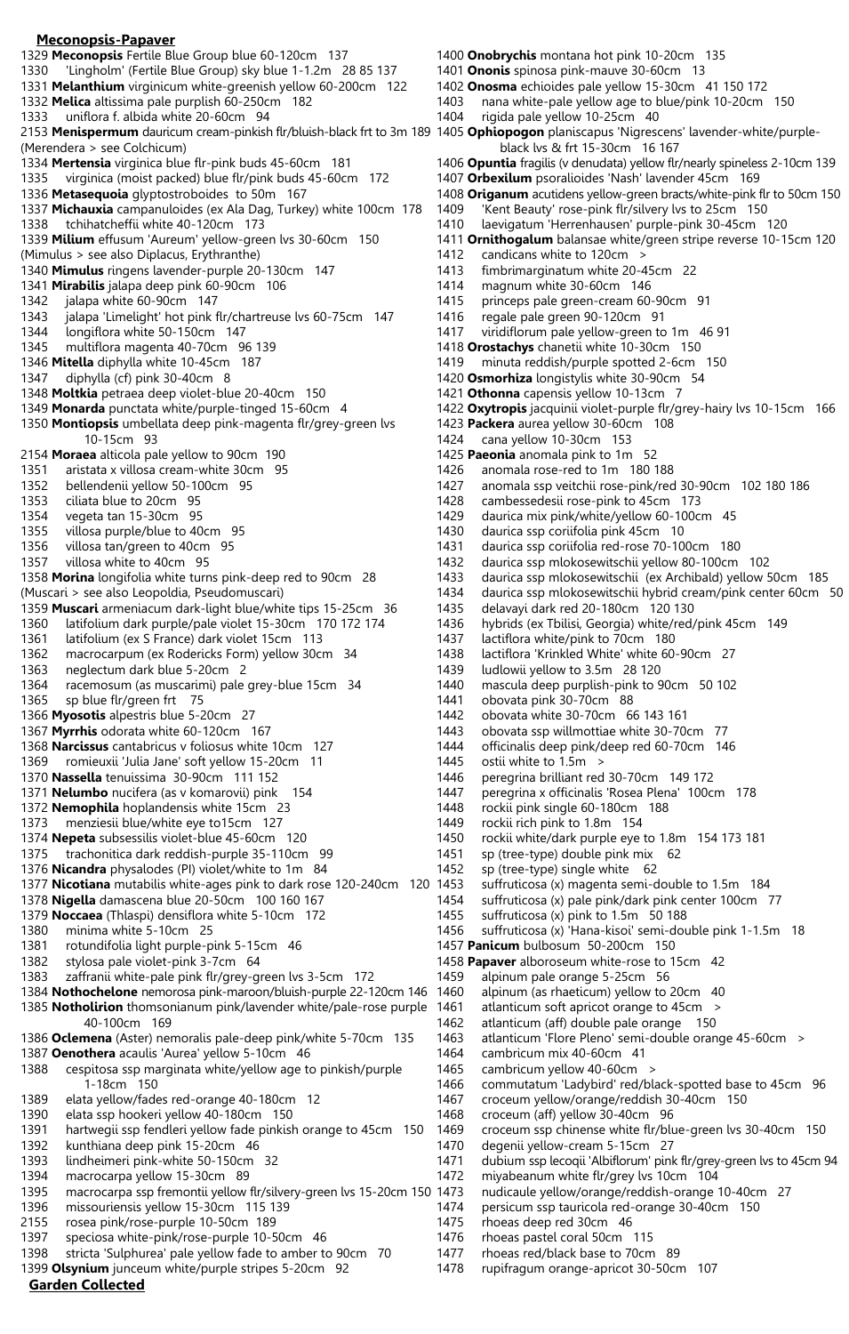## Meconopsis-Papaver

1329 **Meconopsis** Fertile Blue Group blue 60-120cm 137
1330 'Lingholm' (Fertile Blue Group) sky blue 1-1.2m 28 85 137
1331 **Melanthium** virginicum white-greenish yellow 60-200cm 122
1332 **Melica** altissima pale purplish 60-250cm 182
1333 uniflora f. albida white 20-60cm 94
2153 **Menispermum** dauricum cream-pinkish flr/bluish-black frt to 3m 189
(Merendera > see Colchicum)
1334 **Mertensia** virginica blue flr-pink buds 45-60cm 181
1335 virginica (moist packed) blue flr/pink buds 45-60cm 172
1336 **Metasequoia** glyptostroboides to 50m 167
1337 **Michauxia** campanuloides (ex Ala Dag, Turkey) white 100cm 178
1338 tchihatcheffii white 40-120cm 173
1339 **Milium** effusum 'Aureum' yellow-green lvs 30-60cm 150
(Mimulus > see also Diplacus, Erythranthe)
1340 **Mimulus** ringens lavender-purple 20-130cm 147
1341 **Mirabilis** jalapa deep pink 60-90cm 106
1342 jalapa white 60-90cm 147
1343 jalapa 'Limelight' hot pink flr/chartreuse lvs 60-75cm 147
1344 longiflora white 50-150cm 147
1345 multiflora magenta 40-70cm 96 139
1346 **Mitella** diphylla white 10-45cm 187
1347 diphylla (cf) pink 30-40cm 8
1348 **Moltkia** petraea deep violet-blue 20-40cm 150
1349 **Monarda** punctata white/purple-tinged 15-60cm 4
1350 **Montiopsis** umbellata deep pink-magenta flr/grey-green lvs 10-15cm 93
2154 **Moraea** alticola pale yellow to 90cm 190
1351 aristata x villosa cream-white 30cm 95
1352 bellendenii yellow 50-100cm 95
1353 ciliata blue to 20cm 95
1354 vegeta tan 15-30cm 95
1355 villosa purple/blue to 40cm 95
1356 villosa tan/green to 40cm 95
1357 villosa white to 40cm 95
1358 **Morina** longifolia white turns pink-deep red to 90cm 28
(Muscari > see also Leopoldia, Pseudomuscari)
1359 **Muscari** armeniacum dark-light blue/white tips 15-25cm 36
1360 latifolium dark purple/pale violet 15-30cm 170 172 174
1361 latifolium (ex S France) dark violet 15cm 113
1362 macrocarpum (ex Rodericks Form) yellow 30cm 34
1363 neglectum dark blue 5-20cm 2
1364 racemosum (as muscarimi) pale grey-blue 15cm 34
1365 sp blue flr/green frt 75
1366 **Myosotis** alpestris blue 5-20cm 27
1367 **Myrrhis** odorata white 60-120cm 167
1368 **Narcissus** cantabricus v foliosus white 10cm 127
1369 romieuxii 'Julia Jane' soft yellow 15-20cm 11
1370 **Nassella** tenuissima 30-90cm 111 152
1371 **Nelumbo** nucifera (as v komarovii) pink 154
1372 **Nemophila** hoplandensis white 15cm 23
1373 menziesii blue/white eye to15cm 127
1374 **Nepeta** subsessilis violet-blue 45-60cm 120
1375 trachonitica dark reddish-purple 35-110cm 99
1376 **Nicandra** physalodes (PI) violet/white to 1m 84
1377 **Nicotiana** mutabilis white-ages pink to dark rose 120-240cm 120
1378 **Nigella** damascena blue 20-50cm 100 160 167
1379 **Noccaea** (Thlaspi) densiflora white 5-10cm 172
1380 minima white 5-10cm 25
1381 rotundifolia light purple-pink 5-15cm 46
1382 stylosa pale violet-pink 3-7cm 64
1383 zaffranii white-pale pink flr/grey-green lvs 3-5cm 172
1384 **Nothochelone** nemorosa pink-maroon/bluish-purple 22-120cm 146
1385 **Notholirion** thomsonianum pink/lavender white/pale-rose purple 40-100cm 169
1386 **Oclemena** (Aster) nemoralis pale-deep pink/white 5-70cm 135
1387 **Oenothera** acaulis 'Aurea' yellow 5-10cm 46
1388 cespitosa ssp marginata white/yellow age to pinkish/purple 1-18cm 150
1389 elata yellow/fades red-orange 40-180cm 12
1390 elata ssp hookeri yellow 40-180cm 150
1391 hartwegii ssp fendleri yellow fade pinkish orange to 45cm 150
1392 kunthiana deep pink 15-20cm 46
1393 lindheimeri pink-white 50-150cm 32
1394 macrocarpa yellow 15-30cm 89
1395 macrocarpa ssp fremontii yellow flr/silvery-green lvs 15-20cm 150
1396 missouriensis yellow 15-30cm 115 139
2155 rosea pink/rose-purple 10-50cm 189
1397 speciosa white-pink/rose-purple 10-50cm 46
1398 stricta 'Sulphurea' pale yellow fade to amber to 90cm 70
1399 **Olsynium** junceum white/purple stripes 5-20cm 92
1400 **Onobrychis** montana hot pink 10-20cm 135
1401 **Ononis** spinosa pink-mauve 30-60cm 13
1402 **Onosma** echioides pale yellow 15-30cm 41 150 172
1403 nana white-pale yellow age to blue/pink 10-20cm 150
1404 rigida pale yellow 10-25cm 40
1405 **Ophiopogon** planiscapus 'Nigrescens' lavender-white/purple-black lvs & frt 15-30cm 16 167
1406 **Opuntia** fragilis (v denudata) yellow flr/nearly spineless 2-10cm 139
1407 **Orbexilum** psoralioides 'Nash' lavender 45cm 169
1408 **Origanum** acutidens yellow-green bracts/white-pink flr to 50cm 150
1409 'Kent Beauty' rose-pink flr/silvery lvs to 25cm 150
1410 laevigatum 'Herrenhausen' purple-pink 30-45cm 120
1411 **Ornithogalum** balansae white/green stripe reverse 10-15cm 120
1412 candicans white to 120cm >
1413 fimbrimarginatum white 20-45cm 22
1414 magnum white 30-60cm 146
1415 princeps pale green-cream 60-90cm 91
1416 regale pale green 90-120cm 91
1417 viridiflorum pale yellow-green to 1m 46 91
1418 **Orostachys** chanetii white 10-30cm 150
1419 minuta reddish/purple spotted 2-6cm 150
1420 **Osmorhiza** longistylis white 30-90cm 54
1421 **Othonna** capensis yellow 10-13cm 7
1422 **Oxytropis** jacquinii violet-purple flr/grey-hairy lvs 10-15cm 166
1423 **Packera** aurea yellow 30-60cm 108
1424 cana yellow 10-30cm 153
1425 **Paeonia** anomala pink to 1m 52
1426 anomala rose-red to 1m 180 188
1427 anomala ssp veitchii rose-pink/red 30-90cm 102 180 186
1428 cambessedesii rose-pink to 45cm 173
1429 daurica mix pink/white/yellow 60-100cm 45
1430 daurica ssp coriifolia pink 45cm 10
1431 daurica ssp coriifolia red-rose 70-100cm 180
1432 daurica ssp mlokosewitschii yellow 80-100cm 102
1433 daurica ssp mlokosewitschii (ex Archibald) yellow 50cm 185
1434 daurica ssp mlokosewitschii hybrid cream/pink center 60cm 50
1435 delavayi dark red 20-180cm 120 130
1436 hybrids (ex Tbilisi, Georgia) white/red/pink 45cm 149
1437 lactiflora white/pink to 70cm 180
1438 lactiflora 'Krinkled White' white 60-90cm 27
1439 ludlowii yellow to 3.5m 28 120
1440 mascula deep purplish-pink to 90cm 50 102
1441 obovata pink 30-70cm 88
1442 obovata white 30-70cm 66 143 161
1443 obovata ssp willmottiae white 30-70cm 77
1444 officinalis deep pink/deep red 60-70cm 146
1445 ostii white to 1.5m >
1446 peregrina brilliant red 30-70cm 149 172
1447 peregrina x officinalis 'Rosea Plena' 100cm 178
1448 rockii pink single 60-180cm 188
1449 rockii rich pink to 1.8m 154
1450 rockii white/dark purple eye to 1.8m 154 173 181
1451 sp (tree-type) double pink mix 62
1452 sp (tree-type) single white 62
1453 suffruticosa (x) magenta semi-double to 1.5m 184
1454 suffruticosa (x) pale pink/dark pink center 100cm 77
1455 suffruticosa (x) pink to 1.5m 50 188
1456 suffruticosa (x) 'Hana-kisoi' semi-double pink 1-1.5m 18
1457 **Panicum** bulbosum 50-200cm 150
1458 **Papaver** alboroseum white-rose to 15cm 42
1459 alpinum pale orange 5-25cm 56
1460 alpinum (as rhaeticum) yellow to 20cm 40
1461 atlanticum soft apricot orange to 45cm >
1462 atlanticum (aff) double pale orange 150
1463 atlanticum 'Flore Pleno' semi-double orange 45-60cm >
1464 cambricum mix 40-60cm 41
1465 cambricum yellow 40-60cm >
1466 commutatum 'Ladybird' red/black-spotted base to 45cm 96
1467 croceum yellow/orange/reddish 30-40cm 150
1468 croceum (aff) yellow 30-40cm 96
1469 croceum ssp chinense white flr/blue-green lvs 30-40cm 150
1470 degenii yellow-cream 5-15cm 27
1471 dubium ssp lecoqii 'Albiflorum' pink flr/grey-green lvs to 45cm 94
1472 miyabeanum white flr/grey lvs 10cm 104
1473 nudicaule yellow/orange/reddish-orange 10-40cm 27
1474 persicum ssp tauricola red-orange 30-40cm 150
1475 rhoeas deep red 30cm 46
1476 rhoeas pastel coral 50cm 115
1477 rhoeas red/black base to 70cm 89
1478 rupifragum orange-apricot 30-50cm 107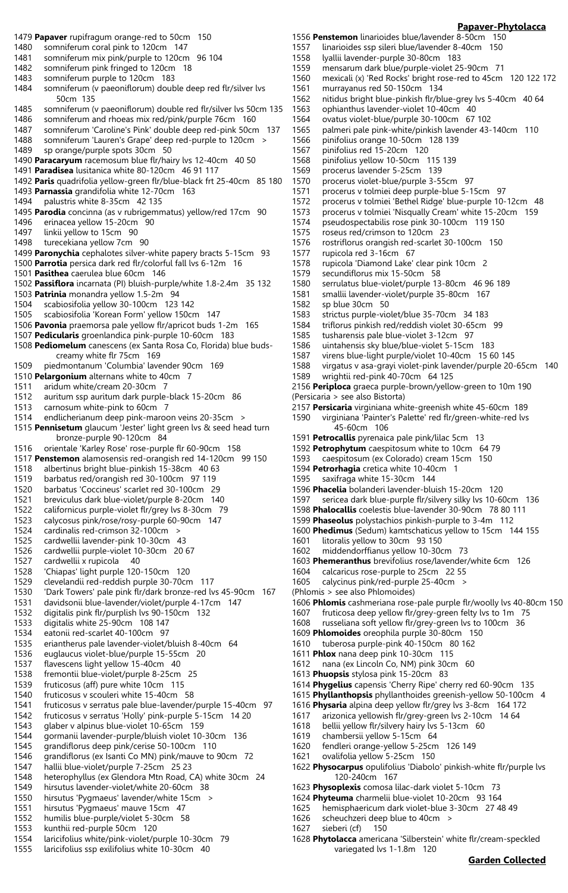1479 **Papaver** rupifragum orange-red to 50cm 150
1480 somniferum coral pink to 120cm 147
1481 somniferum mix pink/purple to 120cm 96 104
1482 somniferum pink fringed to 120cm 18
1483 somniferum purple to 120cm 183
1484 somniferum (v paeoniflorum) double deep red flr/silver lvs 50cm 135
1485 somniferum (v paeoniflorum) double red flr/silver lvs 50cm 135
1486 somniferum and rhoeas mix red/pink/purple 76cm 160
1487 somniferum 'Caroline's Pink' double deep red-pink 50cm 137
1488 somniferum 'Lauren's Grape' deep red-purple to 120cm >
1489 sp orange/purple spots 30cm 50
1490 **Paracaryum** racemosum blue flr/hairy lvs 12-40cm 40 50
1491 **Paradisea** lusitanica white 80-120cm 46 91 117
1492 **Paris** quadrifolia yellow-green flr/blue-black frt 25-40cm 85 180
1493 **Parnassia** grandifolia white 12-70cm 163
1494 palustris white 8-35cm 42 135
1495 **Parodia** concinna (as v rubrigemmatus) yellow/red 17cm 90
1496 erinacea yellow 15-20cm 90
1497 linkii yellow to 15cm 90
1498 turecekiana yellow 7cm 90
1499 **Paronychia** cephalotes silver-white papery bracts 5-15cm 93
1500 **Parrotia** persica dark red flr/colorful fall lvs 6-12m 16
1501 **Pasithea** caerulea blue 60cm 146
1502 **Passiflora** incarnata (PI) bluish-purple/white 1.8-2.4m 35 132
1503 **Patrinia** monandra yellow 1.5-2m 94
1504 scabiosifolia yellow 30-100cm 123 142
1505 scabiosifolia 'Korean Form' yellow 150cm 147
1506 **Pavonia** praemorsa pale yellow flr/apricot buds 1-2m 165
1507 **Pedicularis** groenlandica pink-purple 10-60cm 183
1508 **Pediomelum** canescens (ex Santa Rosa Co, Florida) blue buds-creamy white flr 75cm 169
1509 piedmontanum 'Columbia' lavender 90cm 169
1510 **Pelargonium** alternans white to 40cm 7
1511 aridum white/cream 20-30cm 7
1512 auritum ssp auritum dark purple-black 15-20cm 86
1513 carnosum white-pink to 60cm 7
1514 endlicherianum deep pink-maroon veins 20-35cm >
1515 **Pennisetum** glaucum 'Jester' light green lvs & seed head turn bronze-purple 90-120cm 84
1516 orientale 'Karley Rose' rose-purple flr 60-90cm 158
1517 **Penstemon** alamosensis red-orangish red 14-120cm 99 150
1518 albertinus bright blue-pinkish 15-38cm 40 63
1519 barbatus red/orangish red 30-100cm 97 119
1520 barbatus 'Coccineus' scarlet red 30-100cm 29
1521 breviculus dark blue-violet/purple 8-20cm 140
1522 californicus purple-violet flr/grey lvs 8-30cm 79
1523 calycosus pink/rose/rosy-purple 60-90cm 147
1524 cardinalis red-crimson 32-100cm >
1525 cardwellii lavender-pink 10-30cm 43
1526 cardwellii purple-violet 10-30cm 20 67
1527 cardwellii x rupicola 40
1528 'Chiapas' light purple 120-150cm 120
1529 clevelandii red-reddish purple 30-70cm 117
1530 'Dark Towers' pale pink flr/dark bronze-red lvs 45-90cm 167
1531 davidsonii blue-lavender/violet/purple 4-17cm 147
1532 digitalis pink flr/purplish lvs 90-150cm 132
1533 digitalis white 25-90cm 108 147
1534 eatonii red-scarlet 40-100cm 97
1535 eriantherus pale lavender-violet/bluish 8-40cm 64
1536 euglaucus violet-blue/purple 15-55cm 20
1537 flavescens light yellow 15-40cm 40
1538 fremontii blue-violet/purple 8-25cm 25
1539 fruticosus (aff) pure white 10cm 115
1540 fruticosus v scouleri white 15-40cm 58
1541 fruticosus v serratus pale blue-lavender/purple 15-40cm 97
1542 fruticosus v serratus 'Holly' pink-purple 5-15cm 14 20
1543 glaber v alpinus blue-violet 10-65cm 159
1544 gormanii lavender-purple/bluish violet 10-30cm 136
1545 grandiflorus deep pink/cerise 50-100cm 110
1546 grandiflorus (ex Isanti Co MN) pink/mauve to 90cm 72
1547 hallii blue-violet/purple 7-25cm 25 23
1548 heterophyllus (ex Glendora Mtn Road, CA) white 30cm 24
1549 hirsutus lavender-violet/white 20-60cm 38
1550 hirsutus 'Pygmaeus' lavender/white 15cm >
1551 hirsutus 'Pygmaeus' mauve 15cm 47
1552 humilis blue-purple/violet 5-30cm 58
1553 kunthii red-purple 50cm 120
1554 laricifolius white/pink-violet/purple 10-30cm 79
1555 laricifolius ssp exilifolius white 10-30cm 40
1556 **Penstemon** linarioides blue/lavender 8-50cm 150
1557 linarioides ssp sileri blue/lavender 8-40cm 150
1558 lyallii lavender-purple 30-80cm 183
1559 mensarum dark blue/purple-violet 25-90cm 71
1560 mexicali (x) 'Red Rocks' bright rose-red to 45cm 120 122 172
1561 murrayanus red 50-150cm 134
1562 nitidus bright blue-pinkish flr/blue-grey lvs 5-40cm 40 64
1563 ophianthus lavender-violet 10-40cm 40
1564 ovatus violet-blue/purple 30-100cm 67 102
1565 palmeri pale pink-white/pinkish lavender 43-140cm 110
1566 pinifolius orange 10-50cm 128 139
1567 pinifolius red 15-20cm 120
1568 pinifolius yellow 10-50cm 115 139
1569 procerus lavender 5-25cm 139
1570 procerus violet-blue/purple 3-55cm 97
1571 procerus v tolmiei deep purple-blue 5-15cm 97
1572 procerus v tolmiei 'Bethel Ridge' blue-purple 10-12cm 48
1573 procerus v tolmiei 'Nisqually Cream' white 15-20cm 159
1574 pseudospectabilis rose pink 30-100cm 119 150
1575 roseus red/crimson to 120cm 23
1576 rostriflorus orangish red-scarlet 30-100cm 150
1577 rupicola red 3-16cm 67
1578 rupicola 'Diamond Lake' clear pink 10cm 2
1579 secundiflorus mix 15-50cm 58
1580 serrulatus blue-violet/purple 13-80cm 46 96 189
1581 smallii lavender-violet/purple 35-80cm 167
1582 sp blue 30cm 50
1583 strictus purple-violet/blue 35-70cm 34 183
1584 triflorus pinkish red/reddish violet 30-65cm 99
1585 tusharensis pale blue-violet 3-12cm 97
1586 uintahensis sky blue/blue-violet 5-15cm 183
1587 virens blue-light purple/violet 10-40cm 15 60 145
1588 virgatus v asa-grayi violet-pink lavender/purple 20-65cm 140
1589 wrightii red-pink 40-70cm 64 125
2156 **Periploca** graeca purple-brown/yellow-green to 10m 190
(Persicaria > see also Bistorta)
2157 **Persicaria** virginiana white-greenish white 45-60cm 189
1590 virginiana 'Painter's Palette' red flr/green-white-red lvs 45-60cm 106
1591 **Petrocallis** pyrenaica pale pink/lilac 5cm 13
1592 **Petrophytum** caespitosum white to 10cm 64 79
1593 caespitosum (ex Colorado) cream 15cm 150
1594 **Petrorhagia** cretica white 10-40cm 1
1595 saxifraga white 15-30cm 144
1596 **Phacelia** bolanderi lavender-bluish 15-20cm 120
1597 sericea dark blue-purple flr/silvery silky lvs 10-60cm 136
1598 **Phalocallis** coelestis blue-lavender 30-90cm 78 80 111
1599 **Phaseolus** polystachios pinkish-purple to 3-4m 112
1600 **Phedimus** (Sedum) kamtschaticus yellow to 15cm 144 155
1601 litoralis yellow to 30cm 93 150
1602 middendorffianus yellow 10-30cm 73
1603 **Phemeranthus** brevifolius rose/lavender/white 6cm 126
1604 calcaricus rose-purple to 25cm 22 55
1605 calycinus pink/red-purple 25-40cm >
(Phlomis > see also Phlomoides)
1606 **Phlomis** cashmeriana rose-pale purple flr/woolly lvs 40-80cm 150
1607 fruticosa deep yellow flr/grey-green felty lvs to 1m 75
1608 russeliana soft yellow flr/grey-green lvs to 100cm 36
1609 **Phlomoides** oreophila purple 30-80cm 150
1610 tuberosa purple-pink 40-150cm 80 162
1611 **Phlox** nana deep pink 10-30cm 115
1612 nana (ex Lincoln Co, NM) pink 30cm 60
1613 **Phuopsis** stylosa pink 15-20cm 83
1614 **Phygelius** capensis 'Cherry Ripe' cherry red 60-90cm 135
1615 **Phyllanthopsis** phyllanthoides greenish-yellow 50-100cm 4
1616 **Physaria** alpina deep yellow flr/grey lvs 3-8cm 164 172
1617 arizonica yellowish flr/grey-green lvs 2-10cm 14 64
1618 bellii yellow flr/silvery hairy lvs 5-13cm 60
1619 chambersii yellow 5-15cm 64
1620 fendleri orange-yellow 5-25cm 126 149
1621 ovalifolia yellow 5-25cm 150
1622 **Physocarpus** opulifolius 'Diabolo' pinkish-white flr/purple lvs 120-240cm 167
1623 **Physoplexis** comosa lilac-dark violet 5-10cm 73
1624 **Phyteuma** charmelii blue-violet 10-20cm 93 164
1625 hemisphaericum dark violet-blue 3-30cm 27 48 49
1626 scheuchzeri deep blue to 40cm >
1627 sieberi (cf) 150
1628 **Phytolacca** americana 'Silberstein' white flr/cream-speckled variegated lvs 1-1.8m 120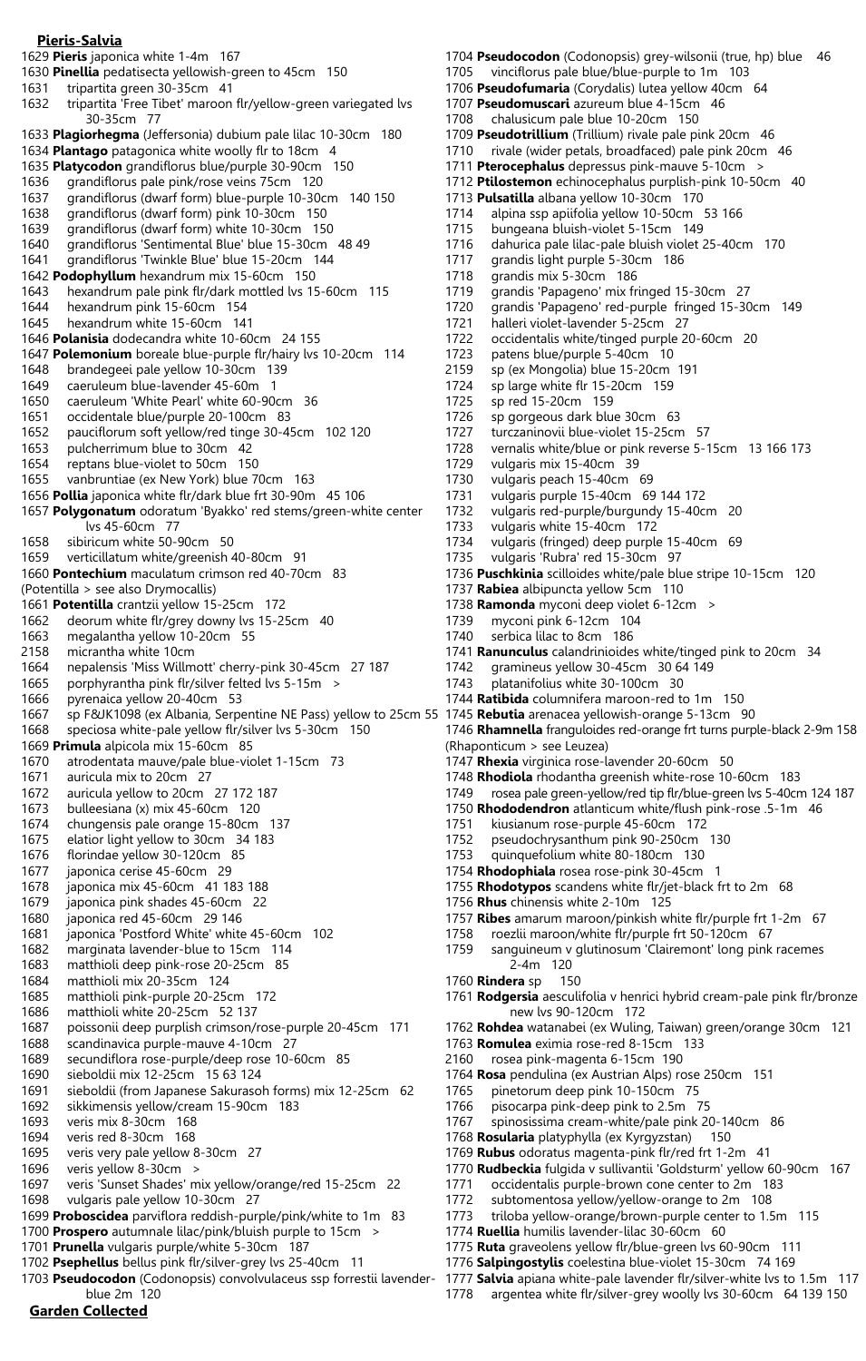**Pieris-Salvia**

1629 **Pieris** japonica white 1-4m 167
1630 **Pinellia** pedatisecta yellowish-green to 45cm 150
1631 tripartita green 30-35cm 41
1632 tripartita 'Free Tibet' maroon flr/yellow-green variegated lvs 30-35cm 77
1633 **Plagiorhegma** (Jeffersonia) dubium pale lilac 10-30cm 180
1634 **Plantago** patagonica white woolly flr to 18cm 4
1635 **Platycodon** grandiflorus blue/purple 30-90cm 150
1636 grandiflorus pale pink/rose veins 75cm 120
1637 grandiflorus (dwarf form) blue-purple 10-30cm 140 150
1638 grandiflorus (dwarf form) pink 10-30cm 150
1639 grandiflorus (dwarf form) white 10-30cm 150
1640 grandiflorus 'Sentimental Blue' blue 15-30cm 48 49
1641 grandiflorus 'Twinkle Blue' blue 15-20cm 144
1642 **Podophyllum** hexandrum mix 15-60cm 150
1643 hexandrum pale pink flr/dark mottled lvs 15-60cm 115
1644 hexandrum pink 15-60cm 154
1645 hexandrum white 15-60cm 141
1646 **Polanisia** dodecandra white 10-60cm 24 155
1647 **Polemonium** boreale blue-purple flr/hairy lvs 10-20cm 114
1648 brandegeei pale yellow 10-30cm 139
1649 caeruleum blue-lavender 45-60m 1
1650 caeruleum 'White Pearl' white 60-90cm 36
1651 occidentale blue/purple 20-100cm 83
1652 pauciflorum soft yellow/red tinge 30-45cm 102 120
1653 pulcherrimum blue to 30cm 42
1654 reptans blue-violet to 50cm 150
1655 vanbruntiae (ex New York) blue 70cm 163
1656 **Pollia** japonica white flr/dark blue frt 30-90m 45 106
1657 **Polygonatum** odoratum 'Byakko' red stems/green-white center lvs 45-60cm 77
1658 sibiricum white 50-90cm 50
1659 verticillatum white/greenish 40-80cm 91
1660 **Pontechium** maculatum crimson red 40-70cm 83
(Potentilla > see also Drymocallis)
1661 **Potentilla** crantzii yellow 15-25cm 172
1662 deorum white flr/grey downy lvs 15-25cm 40
1663 megalantha yellow 10-20cm 55
2158 micrantha white 10cm
1664 nepalensis 'Miss Willmott' cherry-pink 30-45cm 27 187
1665 porphyrantha pink flr/silver felted lvs 5-15m >
1666 pyrenaica yellow 20-40cm 53
1667 sp F&JK1098 (ex Albania, Serpentine NE Pass) yellow to 25cm 55
1668 speciosa white-pale yellow flr/silver lvs 5-30cm 150
1669 **Primula** alpicola mix 15-60cm 85
1670 atrodentata mauve/pale blue-violet 1-15cm 73
1671 auricula mix to 20cm 27
1672 auricula yellow to 20cm 27 172 187
1673 bulleesiana (x) mix 45-60cm 120
1674 chungensis pale orange 15-80cm 137
1675 elatior light yellow to 30cm 34 183
1676 florindae yellow 30-120cm 85
1677 japonica cerise 45-60cm 29
1678 japonica mix 45-60cm 41 183 188
1679 japonica pink shades 45-60cm 22
1680 japonica red 45-60cm 29 146
1681 japonica 'Postford White' white 45-60cm 102
1682 marginata lavender-blue to 15cm 114
1683 matthioli deep pink-rose 20-25cm 85
1684 matthioli mix 20-35cm 124
1685 matthioli pink-purple 20-25cm 172
1686 matthioli white 20-25cm 52 137
1687 poissonii deep purplish crimson/rose-purple 20-45cm 171
1688 scandinavica purple-mauve 4-10cm 27
1689 secundiflora rose-purple/deep rose 10-60cm 85
1690 sieboldii mix 12-25cm 15 63 124
1691 sieboldii (from Japanese Sakurasoh forms) mix 12-25cm 62
1692 sikkimensis yellow/cream 15-90cm 183
1693 veris mix 8-30cm 168
1694 veris red 8-30cm 168
1695 veris very pale yellow 8-30cm 27
1696 veris yellow 8-30cm >
1697 veris 'Sunset Shades' mix yellow/orange/red 15-25cm 22
1698 vulgaris pale yellow 10-30cm 27
1699 **Proboscidea** parviflora reddish-purple/pink/white to 1m 83
1700 **Prospero** autumnale lilac/pink/bluish purple to 15cm >
1701 **Prunella** vulgaris purple/white 5-30cm 187
1702 **Psephellus** bellus pink flr/silver-grey lvs 25-40cm 11
1703 **Pseudocodon** (Codonopsis) convolvulaceus ssp forrestii lavender-blue 2m 120
1704 **Pseudocodon** (Codonopsis) grey-wilsonii (true, hp) blue 46
1705 vinciflorus pale blue/blue-purple to 1m 103
1706 **Pseudofumaria** (Corydalis) lutea yellow 40cm 64
1707 **Pseudomuscari** azureum blue 4-15cm 46
1708 chalusicum pale blue 10-20cm 150
1709 **Pseudotrillium** (Trillium) rivale pale pink 20cm 46
1710 rivale (wider petals, broadfaced) pale pink 20cm 46
1711 **Pterocephalus** depressus pink-mauve 5-10cm >
1712 **Ptilostemon** echinocephalus purplish-pink 10-50cm 40
1713 **Pulsatilla** albana yellow 10-30cm 170
1714 alpina ssp apiifolia yellow 10-50cm 53 166
1715 bungeana bluish-violet 5-15cm 149
1716 dahurica pale lilac-pale bluish violet 25-40cm 170
1717 grandis light purple 5-30cm 186
1718 grandis mix 5-30cm 186
1719 grandis 'Papageno' mix fringed 15-30cm 27
1720 grandis 'Papageno' red-purple fringed 15-30cm 149
1721 halleri violet-lavender 5-25cm 27
1722 occidentalis white/tinged purple 20-60cm 20
1723 patens blue/purple 5-40cm 10
2159 sp (ex Mongolia) blue 15-20cm 191
1724 sp large white flr 15-20cm 159
1725 sp red 15-20cm 159
1726 sp gorgeous dark blue 30cm 63
1727 turczaninovii blue-violet 15-25cm 57
1728 vernalis white/blue or pink reverse 5-15cm 13 166 173
1729 vulgaris mix 15-40cm 39
1730 vulgaris peach 15-40cm 69
1731 vulgaris purple 15-40cm 69 144 172
1732 vulgaris red-purple/burgundy 15-40cm 20
1733 vulgaris white 15-40cm 172
1734 vulgaris (fringed) deep purple 15-40cm 69
1735 vulgaris 'Rubra' red 15-30cm 97
1736 **Puschkinia** scilloides white/pale blue stripe 10-15cm 120
1737 **Rabiea** albipuncta yellow 5cm 110
1738 **Ramonda** myconi deep violet 6-12cm >
1739 myconi pink 6-12cm 104
1740 serbica lilac to 8cm 186
1741 **Ranunculus** calandrinioides white/tinged pink to 20cm 34
1742 gramineus yellow 30-45cm 30 64 149
1743 platanifolius white 30-100cm 30
1744 **Ratibida** columnifera maroon-red to 1m 150
1745 **Rebutia** arenacea yellowish-orange 5-13cm 90
1746 **Rhamnella** franguloides red-orange frt turns purple-black 2-9m 158
(Rhaponticum > see Leuzea)
1747 **Rhexia** virginica rose-lavender 20-60cm 50
1748 **Rhodiola** rhodantha greenish white-rose 10-60cm 183
1749 rosea pale green-yellow/red tip flr/blue-green lvs 5-40cm 124 187
1750 **Rhododendron** atlanticum white/flush pink-rose .5-1m 46
1751 kiusianum rose-purple 45-60cm 172
1752 pseudochrysanthum pink 90-250cm 130
1753 quinquefolium white 80-180cm 130
1754 **Rhodophiala** rosea rose-pink 30-45cm 1
1755 **Rhodotypos** scandens white flr/jet-black frt to 2m 68
1756 **Rhus** chinensis white 2-10m 125
1757 **Ribes** amarum maroon/pinkish white flr/purple frt 1-2m 67
1758 roezlii maroon/white flr/purple frt 50-120cm 67
1759 sanguineum v glutinosum 'Clairemont' long pink racemes 2-4m 120
1760 **Rindera** sp 150
1761 **Rodgersia** aesculifolia v henrici hybrid cream-pale pink flr/bronze new lvs 90-120cm 172
1762 **Rohdea** watanabei (ex Wuling, Taiwan) green/orange 30cm 121
1763 **Romulea** eximia rose-red 8-15cm 133
2160 rosea pink-magenta 6-15cm 190
1764 **Rosa** pendulina (ex Austrian Alps) rose 250cm 151
1765 pinetorum deep pink 10-150cm 75
1766 pisocarpa pink-deep pink to 2.5m 75
1767 spinosissima cream-white/pale pink 20-140cm 86
1768 **Rosularia** platyphylla (ex Kyrgyzstan) 150
1769 **Rubus** odoratus magenta-pink flr/red frt 1-2m 41
1770 **Rudbeckia** fulgida v sullivantii 'Goldsturm' yellow 60-90cm 167
1771 occidentalis purple-brown cone center to 2m 183
1772 subtomentosa yellow/yellow-orange to 2m 108
1773 triloba yellow-orange/brown-purple center to 1.5m 115
1774 **Ruellia** humilis lavender-lilac 30-60cm 60
1775 **Ruta** graveolens yellow flr/blue-green lvs 60-90cm 111
1776 **Salpingostylis** coelestina blue-violet 15-30cm 74 169
1777 **Salvia** apiana white-pale lavender flr/silver-white lvs to 1.5m 117
1778 argentea white flr/silver-grey woolly lvs 30-60cm 64 139 150

**Garden Collected**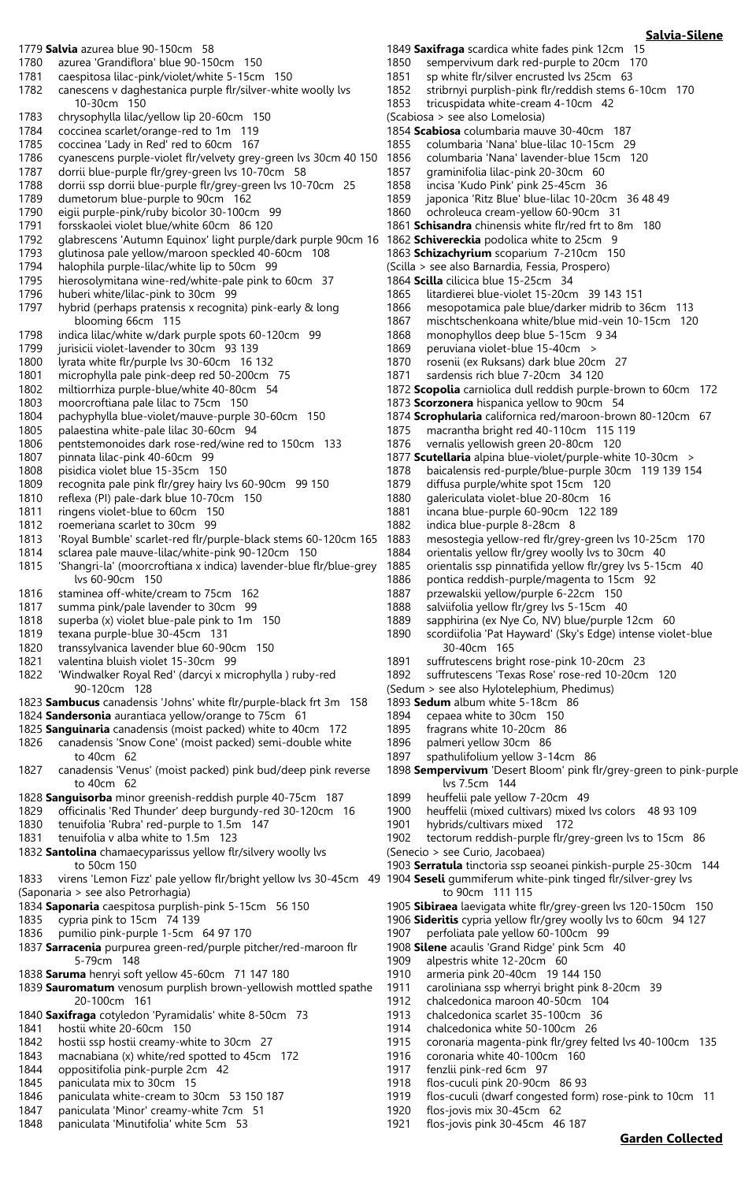1779 **Salvia** azurea blue 90-150cm 58
1780 azurea 'Grandiflora' blue 90-150cm 150
1781 caespitosa lilac-pink/violet/white 5-15cm 150
1782 canescens v daghestanica purple flr/silver-white woolly lvs 10-30cm 150
1783 chrysophylla lilac/yellow lip 20-60cm 150
1784 coccinea scarlet/orange-red to 1m 119
1785 coccinea 'Lady in Red' red to 60cm 167
1786 cyanescens purple-violet flr/velvety grey-green lvs 30cm 40 150
1787 dorrii blue-purple flr/grey-green lvs 10-70cm 58
1788 dorrii ssp dorrii blue-purple flr/grey-green lvs 10-70cm 25
1789 dumetorum blue-purple to 90cm 162
1790 eigii purple-pink/ruby bicolor 30-100cm 99
1791 forsskaolei violet blue/white 60cm 86 120
1792 glabrescens 'Autumn Equinox' light purple/dark purple 90cm 16
1793 glutinosa pale yellow/maroon speckled 40-60cm 108
1794 halophila purple-lilac/white lip to 50cm 99
1795 hierosolymitana wine-red/white-pale pink to 60cm 37
1796 huberi white/lilac-pink to 30cm 99
1797 hybrid (perhaps pratensis x recognita) pink-early & long blooming 66cm 115
1798 indica lilac/white w/dark purple spots 60-120cm 99
1799 jurisicii violet-lavender to 30cm 93 139
1800 lyrata white flr/purple lvs 30-60cm 16 132
1801 microphylla pale pink-deep red 50-200cm 75
1802 miltiorrhiza purple-blue/white 40-80cm 54
1803 moorcroftiana pale lilac to 75cm 150
1804 pachyphylla blue-violet/mauve-purple 30-60cm 150
1805 palaestina white-pale lilac 30-60cm 94
1806 pentstemonoides dark rose-red/wine red to 150cm 133
1807 pinnata lilac-pink 40-60cm 99
1808 pisidica violet blue 15-35cm 150
1809 recognita pale pink flr/grey hairy lvs 60-90cm 99 150
1810 reflexa (Pl) pale-dark blue 10-70cm 150
1811 ringens violet-blue to 60cm 150
1812 roemeriana scarlet to 30cm 99
1813 'Royal Bumble' scarlet-red flr/purple-black stems 60-120cm 165
1814 sclarea pale mauve-lilac/white-pink 90-120cm 150
1815 'Shangri-la' (moorcroftiana x indica) lavender-blue flr/blue-grey lvs 60-90cm 150
1816 staminea off-white/cream to 75cm 162
1817 summa pink/pale lavender to 30cm 99
1818 superba (x) violet blue-pale pink to 1m 150
1819 texana purple-blue 30-45cm 131
1820 transsylvanica lavender blue 60-90cm 150
1821 valentina bluish violet 15-30cm 99
1822 'Windwalker Royal Red' (darcyi x microphylla ) ruby-red 90-120cm 128
1823 **Sambucus** canadensis 'Johns' white flr/purple-black frt 3m 158
1824 **Sandersonia** aurantiaca yellow/orange to 75cm 61
1825 **Sanguinaria** canadensis (moist packed) white to 40cm 172
1826 canadensis 'Snow Cone' (moist packed) semi-double white to 40cm 62
1827 canadensis 'Venus' (moist packed) pink bud/deep pink reverse to 40cm 62
1828 **Sanguisorba** minor greenish-reddish purple 40-75cm 187
1829 officinalis 'Red Thunder' deep burgundy-red 30-120cm 16
1830 tenuifolia 'Rubra' red-purple to 1.5m 147
1831 tenuifolia v alba white to 1.5m 123
1832 **Santolina** chamaecyparissus yellow flr/silvery woolly lvs to 50cm 150
1833 virens 'Lemon Fizz' pale yellow flr/bright yellow lvs 30-45cm 49
(Saponaria > see also Petrorhagia)
1834 **Saponaria** caespitosa purplish-pink 5-15cm 56 150
1835 cypria pink to 15cm 74 139
1836 pumilio pink-purple 1-5cm 64 97 170
1837 **Sarracenia** purpurea green-red/purple pitcher/red-maroon flr 5-79cm 148
1838 **Saruma** henryi soft yellow 45-60cm 71 147 180
1839 **Sauromatum** venosum purplish brown-yellowish mottled spathe 20-100cm 161
1840 **Saxifraga** cotyledon 'Pyramidalis' white 8-50cm 73
1841 hostii white 20-60cm 150
1842 hostii ssp hostii creamy-white to 30cm 27
1843 macnabiana (x) white/red spotted to 45cm 172
1844 oppositifolia pink-purple 2cm 42
1845 paniculata mix to 30cm 15
1846 paniculata white-cream to 30cm 53 150 187
1847 paniculata 'Minor' creamy-white 7cm 51
1848 paniculata 'Minutifolia' white 5cm 53
1849 **Saxifraga** scardica white fades pink 12cm 15
1850 sempervivum dark red-purple to 20cm 170
1851 sp white flr/silver encrusted lvs 25cm 63
1852 stribrnyi purplish-pink flr/reddish stems 6-10cm 170
1853 tricuspidata white-cream 4-10cm 42
(Scabiosa > see also Lomelosia)
1854 **Scabiosa** columbaria mauve 30-40cm 187
1855 columbaria 'Nana' blue-lilac 10-15cm 29
1856 columbaria 'Nana' lavender-blue 15cm 120
1857 graminifolia lilac-pink 20-30cm 60
1858 incisa 'Kudo Pink' pink 25-45cm 36
1859 japonica 'Ritz Blue' blue-lilac 10-20cm 36 48 49
1860 ochroleuca cream-yellow 60-90cm 31
1861 **Schisandra** chinensis white flr/red frt to 8m 180
1862 **Schivereckia** podolica white to 25cm 9
1863 **Schizachyrium** scoparium 7-210cm 150
(Scilla > see also Barnardia, Fessia, Prospero)
1864 **Scilla** cilicica blue 15-25cm 34
1865 litardierei blue-violet 15-20cm 39 143 151
1866 mesopotamica pale blue/darker midrib to 36cm 113
1867 mischtschenkoana white/blue mid-vein 10-15cm 120
1868 monophyllos deep blue 5-15cm 9 34
1869 peruviana violet-blue 15-40cm >
1870 rosenii (ex Ruksans) dark blue 20cm 27
1871 sardensis rich blue 7-20cm 34 120
1872 **Scopolia** carniolica dull reddish purple-brown to 60cm 172
1873 **Scorzonera** hispanica yellow to 90cm 54
1874 **Scrophularia** californica red/maroon-brown 80-120cm 67
1875 macrantha bright red 40-110cm 115 119
1876 vernalis yellowish green 20-80cm 120
1877 **Scutellaria** alpina blue-violet/purple-white 10-30cm >
1878 baicalensis red-purple/blue-purple 30cm 119 139 154
1879 diffusa purple/white spot 15cm 120
1880 galericulata violet-blue 20-80cm 16
1881 incana blue-purple 60-90cm 122 189
1882 indica blue-purple 8-28cm 8
1883 mesostegia yellow-red flr/grey-green lvs 10-25cm 170
1884 orientalis yellow flr/grey woolly lvs to 30cm 40
1885 orientalis ssp pinnatifida yellow flr/grey lvs 5-15cm 40
1886 pontica reddish-purple/magenta to 15cm 92
1887 przewalskii yellow/purple 6-22cm 150
1888 salviifolia yellow flr/grey lvs 5-15cm 40
1889 sapphirina (ex Nye Co, NV) blue/purple 12cm 60
1890 scordiifolia 'Pat Hayward' (Sky's Edge) intense violet-blue 30-40cm 165
1891 suffrutescens bright rose-pink 10-20cm 23
1892 suffrutescens 'Texas Rose' rose-red 10-20cm 120
(Sedum > see also Hylotelephium, Phedimus)
1893 **Sedum** album white 5-18cm 86
1894 cepaea white to 30cm 150
1895 fragrans white 10-20cm 86
1896 palmeri yellow 30cm 86
1897 spathulifolium yellow 3-14cm 86
1898 **Sempervivum** 'Desert Bloom' pink flr/grey-green to pink-purple lvs 7.5cm 144
1899 heuffelii pale yellow 7-20cm 49
1900 heuffelii (mixed cultivars) mixed lvs colors 48 93 109
1901 hybrids/cultivars mixed 172
1902 tectorum reddish-purple flr/grey-green lvs to 15cm 86
(Senecio > see Curio, Jacobaea)
1903 **Serratula** tinctoria ssp seoanei pinkish-purple 25-30cm 144
1904 **Seseli** gummiferum white-pink tinged flr/silver-grey lvs to 90cm 111 115
1905 **Sibiraea** laevigata white flr/grey-green lvs 120-150cm 150
1906 **Sideritis** cypria yellow flr/grey woolly lvs to 60cm 94 127
1907 perfoliata pale yellow 60-100cm 99
1908 **Silene** acaulis 'Grand Ridge' pink 5cm 40
1909 alpestris white 12-20cm 60
1910 armeria pink 20-40cm 19 144 150
1911 caroliniana ssp wherryi bright pink 8-20cm 39
1912 chalcedonica maroon 40-50cm 104
1913 chalcedonica scarlet 35-100cm 36
1914 chalcedonica white 50-100cm 26
1915 coronaria magenta-pink flr/grey felted lvs 40-100cm 135
1916 coronaria white 40-100cm 160
1917 fenzlii pink-red 6cm 97
1918 flos-cuculi pink 20-90cm 86 93
1919 flos-cuculi (dwarf congested form) rose-pink to 10cm 11
1920 flos-jovis mix 30-45cm 62
1921 flos-jovis pink 30-45cm 46 187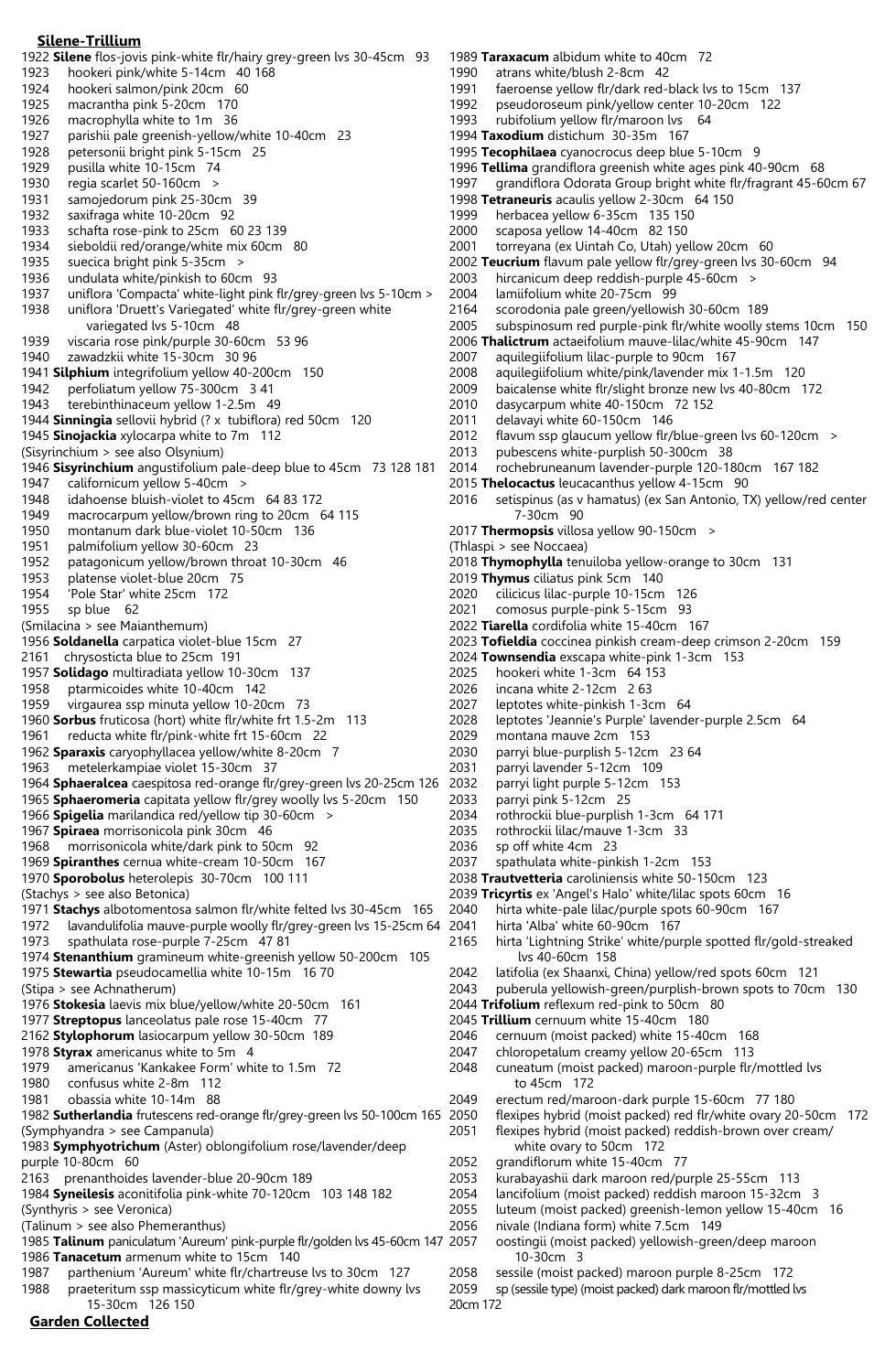## Silene-Trillium

1922 **Silene** flos-jovis pink-white flr/hairy grey-green lvs 30-45cm 93
1923 hookeri pink/white 5-14cm 40 168
1924 hookeri salmon/pink 20cm 60
1925 macrantha pink 5-20cm 170
1926 macrophylla white to 1m 36
1927 parishii pale greenish-yellow/white 10-40cm 23
1928 petersonii bright pink 5-15cm 25
1929 pusilla white 10-15cm 74
1930 regia scarlet 50-160cm >
1931 samojedorum pink 25-30cm 39
1932 saxifraga white 10-20cm 92
1933 schafta rose-pink to 25cm 60 23 139
1934 sieboldii red/orange/white mix 60cm 80
1935 suecica bright pink 5-35cm >
1936 undulata white/pinkish to 60cm 93
1937 uniflora 'Compacta' white-light pink flr/grey-green lvs 5-10cm >
1938 uniflora 'Druett's Variegated' white flr/grey-green white variegated lvs 5-10cm 48
1939 viscaria rose pink/purple 30-60cm 53 96
1940 zawadzkii white 15-30cm 30 96
1941 **Silphium** integrifolium yellow 40-200cm 150
1942 perfoliatum yellow 75-300cm 3 41
1943 terebinthinaceum yellow 1-2.5m 49
1944 **Sinningia** sellovii hybrid (? x tubiflora) red 50cm 120
1945 **Sinojackia** xylocarpa white to 7m 112
(Sisyrinchium > see also Olsynium)
1946 **Sisyrinchium** angustifolium pale-deep blue to 45cm 73 128 181
1947 californicum yellow 5-40cm >
1948 idahoense bluish-violet to 45cm 64 83 172
1949 macrocarpum yellow/brown ring to 20cm 64 115
1950 montanum dark blue-violet 10-50cm 136
1951 palmifolium yellow 30-60cm 23
1952 patagonicum yellow/brown throat 10-30cm 46
1953 platense violet-blue 20cm 75
1954 'Pole Star' white 25cm 172
1955 sp blue 62
(Smilacina > see Maianthemum)
1956 **Soldanella** carpatica violet-blue 15cm 27
2161 chrysosticta blue to 25cm 191
1957 **Solidago** multiradiata yellow 10-30cm 137
1958 ptarmicoides white 10-40cm 142
1959 virgaurea ssp minuta yellow 10-20cm 73
1960 **Sorbus** fruticosa (hort) white flr/white frt 1.5-2m 113
1961 reducta white flr/pink-white frt 15-60cm 22
1962 **Sparaxis** caryophyllacea yellow/white 8-20cm 7
1963 metelerkampiae violet 15-30cm 37
1964 **Sphaeralcea** caespitosa red-orange flr/grey-green lvs 20-25cm 126
1965 **Sphaeromeria** capitata yellow flr/grey woolly lvs 5-20cm 150
1966 **Spigelia** marilandica red/yellow tip 30-60cm >
1967 **Spiraea** morrisonicola pink 30cm 46
1968 morrisonicola white/dark pink to 50cm 92
1969 **Spiranthes** cernua white-cream 10-50cm 167
1970 **Sporobolus** heterolepis 30-70cm 100 111
(Stachys > see also Betonica)
1971 **Stachys** albotomentosa salmon flr/white felted lvs 30-45cm 165
1972 lavandulifolia mauve-purple woolly flr/grey-green lvs 15-25cm 64
1973 spathulata rose-purple 7-25cm 47 81
1974 **Stenanthium** gramineum white-greenish yellow 50-200cm 105
1975 **Stewartia** pseudocamellia white 10-15m 16 70
(Stipa > see Achnatherum)
1976 **Stokesia** laevis mix blue/yellow/white 20-50cm 161
1977 **Streptopus** lanceolatus pale rose 15-40cm 77
2162 **Stylophorum** lasiocarpum yellow 30-50cm 189
1978 **Styrax** americanus white to 5m 4
1979 americanus 'Kankakee Form' white to 1.5m 72
1980 confusus white 2-8m 112
1981 obassia white 10-14m 88
1982 **Sutherlandia** frutescens red-orange flr/grey-green lvs 50-100cm 165
(Symphyandra > see Campanula)
1983 **Symphyotrichum** (Aster) oblongifolium rose/lavender/deep purple 10-80cm 60
2163 prenanthoides lavender-blue 20-90cm 189
1984 **Syneilesis** aconitifolia pink-white 70-120cm 103 148 182
(Synthyris > see Veronica)
(Talinum > see also Phemeranthus)
1985 **Talinum** paniculatum 'Aureum' pink-purple flr/golden lvs 45-60cm 147
1986 **Tanacetum** armenum white to 15cm 140
1987 parthenium 'Aureum' white flr/chartreuse lvs to 30cm 127
1988 praeteritum ssp massicyticum white flr/grey-white downy lvs 15-30cm 126 150

## Garden Collected

1989 **Taraxacum** albidum white to 40cm 72
1990 atrans white/blush 2-8cm 42
1991 faeroense yellow flr/dark red-black lvs to 15cm 137
1992 pseudoroseum pink/yellow center 10-20cm 122
1993 rubifolium yellow flr/maroon lvs 64
1994 **Taxodium** distichum 30-35m 167
1995 **Tecophilaea** cyanocrocus deep blue 5-10cm 9
1996 **Tellima** grandiflora greenish white ages pink 40-90cm 68
1997 grandiflora Odorata Group bright white flr/fragrant 45-60cm 67
1998 **Tetraneuris** acaulis yellow 2-30cm 64 150
1999 herbacea yellow 6-35cm 135 150
2000 scaposa yellow 14-40cm 82 150
2001 torreyana (ex Uintah Co, Utah) yellow 20cm 60
2002 **Teucrium** flavum pale yellow flr/grey-green lvs 30-60cm 94
2003 hircanicum deep reddish-purple 45-60cm >
2004 lamiifolium white 20-75cm 99
2164 scorodonia pale green/yellowish 30-60cm 189
2005 subspinosum red purple-pink flr/white woolly stems 10cm 150
2006 **Thalictrum** actaeifolium mauve-lilac/white 45-90cm 147
2007 aquilegiifolium lilac-purple to 90cm 167
2008 aquilegiifolium white/pink/lavender mix 1-1.5m 120
2009 baicalense white flr/slight bronze new lvs 40-80cm 172
2010 dasycarpum white 40-150cm 72 152
2011 delavayi white 60-150cm 146
2012 flavum ssp glaucum yellow flr/blue-green lvs 60-120cm >
2013 pubescens white-purplish 50-300cm 38
2014 rochebruneanum lavender-purple 120-180cm 167 182
2015 **Thelocactus** leucacanthus yellow 4-15cm 90
2016 setispinus (as v hamatus) (ex San Antonio, TX) yellow/red center 7-30cm 90
2017 **Thermopsis** villosa yellow 90-150cm >
(Thlaspi > see Noccaea)
2018 **Thymophylla** tenuiloba yellow-orange to 30cm 131
2019 **Thymus** ciliatus pink 5cm 140
2020 cilicicus lilac-purple 10-15cm 126
2021 comosus purple-pink 5-15cm 93
2022 **Tiarella** cordifolia white 15-40cm 167
2023 **Tofieldia** coccinea pinkish cream-deep crimson 2-20cm 159
2024 **Townsendia** exscapa white-pink 1-3cm 153
2025 hookeri white 1-3cm 64 153
2026 incana white 2-12cm 2 63
2027 leptotes white-pinkish 1-3cm 64
2028 leptotes 'Jeannie's Purple' lavender-purple 2.5cm 64
2029 montana mauve 2cm 153
2030 parryi blue-purplish 5-12cm 23 64
2031 parryi lavender 5-12cm 109
2032 parryi light purple 5-12cm 153
2033 parryi pink 5-12cm 25
2034 rothrockii blue-purplish 1-3cm 64 171
2035 rothrockii lilac/mauve 1-3cm 33
2036 sp off white 4cm 23
2037 spathulata white-pinkish 1-2cm 153
2038 **Trautvetteria** caroliniensis white 50-150cm 123
2039 **Tricyrtis** ex 'Angel's Halo' white/lilac spots 60cm 16
2040 hirta white-pale lilac/purple spots 60-90cm 167
2041 hirta 'Alba' white 60-90cm 167
2165 hirta 'Lightning Strike' white/purple spotted flr/gold-streaked lvs 40-60cm 158
2042 latifolia (ex Shaanxi, China) yellow/red spots 60cm 121
2043 puberula yellowish-green/purplish-brown spots to 70cm 130
2044 **Trifolium** reflexum red-pink to 50cm 80
2045 **Trillium** cernuum white 15-40cm 180
2046 cernuum (moist packed) white 15-40cm 168
2047 chloropetalum creamy yellow 20-65cm 113
2048 cuneatum (moist packed) maroon-purple flr/mottled lvs to 45cm 172
2049 erectum red/maroon-dark purple 15-60cm 77 180
2050 flexipes hybrid (moist packed) red flr/white ovary 20-50cm 172
2051 flexipes hybrid (moist packed) reddish-brown over cream/ white ovary to 50cm 172
2052 grandiflorum white 15-40cm 77
2053 kurabayashii dark maroon red/purple 25-55cm 113
2054 lancifolium (moist packed) reddish maroon 15-32cm 3
2055 luteum (moist packed) greenish-lemon yellow 15-40cm 16
2056 nivale (Indiana form) white 7.5cm 149
2057 oostingii (moist packed) yellowish-green/deep maroon 10-30cm 3
2058 sessile (moist packed) maroon purple 8-25cm 172
2059 sp (sessile type) (moist packed) dark maroon flr/mottled lvs 20cm 172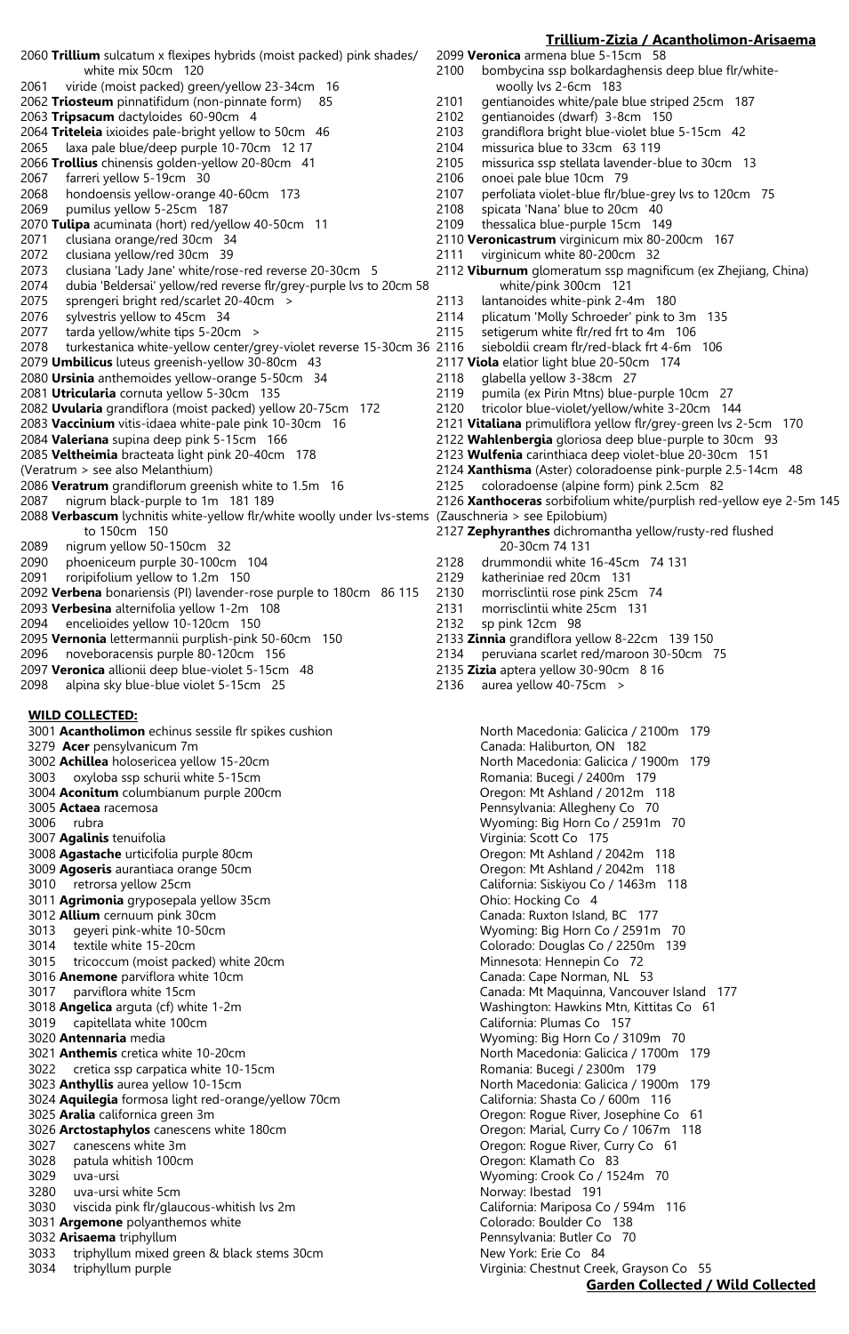2060 **Trillium** sulcatum x flexipes hybrids (moist packed) pink shades/ white mix 50cm 120
2061 viride (moist packed) green/yellow 23-34cm 16
2062 **Triosteum** pinnatifidum (non-pinnate form) 85
2063 **Tripsacum** dactyloides 60-90cm 4
2064 **Triteleia** ixioides pale-bright yellow to 50cm 46
2065 laxa pale blue/deep purple 10-70cm 12 17
2066 **Trollius** chinensis golden-yellow 20-80cm 41
2067 farreri yellow 5-19cm 30
2068 hondoensis yellow-orange 40-60cm 173
2069 pumilus yellow 5-25cm 187
2070 **Tulipa** acuminata (hort) red/yellow 40-50cm 11
2071 clusiana orange/red 30cm 34
2072 clusiana yellow/red 30cm 39
2073 clusiana 'Lady Jane' white/rose-red reverse 20-30cm 5
2074 dubia 'Beldersai' yellow/red reverse flr/grey-purple lvs to 20cm 58
2075 sprengeri bright red/scarlet 20-40cm >
2076 sylvestris yellow to 45cm 34
2077 tarda yellow/white tips 5-20cm >
2078 turkestanica white-yellow center/grey-violet reverse 15-30cm 36
2079 **Umbilicus** luteus greenish-yellow 30-80cm 43
2080 **Ursinia** anthemoides yellow-orange 5-50cm 34
2081 **Utricularia** cornuta yellow 5-30cm 135
2082 **Uvularia** grandiflora (moist packed) yellow 20-75cm 172
2083 **Vaccinium** vitis-idaea white-pale pink 10-30cm 16
2084 **Valeriana** supina deep pink 5-15cm 166
2085 **Veltheimia** bracteata light pink 20-40cm 178
(Veratrum > see also Melanthium)
2086 **Veratrum** grandiflorum greenish white to 1.5m 16
2087 nigrum black-purple to 1m 181 189
2088 **Verbascum** lychnitis white-yellow flr/white woolly under lvs-stems to 150cm 150
2089 nigrum yellow 50-150cm 32
2090 phoeniceum purple 30-100cm 104
2091 roripifolium yellow to 1.2m 150
2092 **Verbena** bonariensis (Pl) lavender-rose purple to 180cm 86 115
2093 **Verbesina** alternifolia yellow 1-2m 108
2094 encelioides yellow 10-120cm 150
2095 **Vernonia** lettermannii purplish-pink 50-60cm 150
2096 noveboracensis purple 80-120cm 156
2097 **Veronica** allionii deep blue-violet 5-15cm 48
2098 alpina sky blue-blue violet 5-15cm 25
2099 **Veronica** armena blue 5-15cm 58
2100 bombycina ssp bolkardaghensis deep blue flr/white-woolly lvs 2-6cm 183
2101 gentianoides white/pale blue striped 25cm 187
2102 gentianoides (dwarf) 3-8cm 150
2103 grandiflora bright blue-violet blue 5-15cm 42
2104 missurica blue to 33cm 63 119
2105 missurica ssp stellata lavender-blue to 30cm 13
2106 onoei pale blue 10cm 79
2107 perfoliata violet-blue flr/blue-grey lvs to 120cm 75
2108 spicata 'Nana' blue to 20cm 40
2109 thessalica blue-purple 15cm 149
2110 **Veronicastrum** virginicum mix 80-200cm 167
2111 virginicum white 80-200cm 32
2112 **Viburnum** glomeratum ssp magnificum (ex Zhejiang, China) white/pink 300cm 121
2113 lantanoides white-pink 2-4m 180
2114 plicatum 'Molly Schroeder' pink to 3m 135
2115 setigerum white flr/red frt to 4m 106
2116 sieboldii cream flr/red-black frt 4-6m 106
2117 **Viola** elatior light blue 20-50cm 174
2118 glabella yellow 3-38cm 27
2119 pumila (ex Pirin Mtns) blue-purple 10cm 27
2120 tricolor blue-violet/yellow/white 3-20cm 144
2121 **Vitaliana** primuliflora yellow flr/grey-green lvs 2-5cm 170
2122 **Wahlenbergia** gloriosa deep blue-purple to 30cm 93
2123 **Wulfenia** carinthiaca deep violet-blue 20-30cm 151
2124 **Xanthisma** (Aster) coloradoense pink-purple 2.5-14cm 48
2125 coloradoense (alpine form) pink 2.5cm 82
2126 **Xanthoceras** sorbifolium white/purplish red-yellow eye 2-5m 145
(Zauschneria > see Epilobium)
2127 **Zephyranthes** dichromantha yellow/rusty-red flushed 20-30cm 74 131
2128 drummondii white 16-45cm 74 131
2129 katheriniae red 20cm 131
2130 morrisclintii rose pink 25cm 74
2131 morrisclintii white 25cm 131
2132 sp pink 12cm 98
2133 **Zinnia** grandiflora yellow 8-22cm 139 150
2134 peruviana scarlet red/maroon 30-50cm 75
2135 **Zizia** aptera yellow 30-90cm 8 16
2136 aurea yellow 40-75cm >

**WILD COLLECTED:**

3001 **Acantholimon** echinus sessile flr spikes cushion — North Macedonia: Galicica / 2100m 179
3279 **Acer** pensylvanicum 7m — Canada: Haliburton, ON 182
3002 **Achillea** holosericea yellow 15-20cm — North Macedonia: Galicica / 1900m 179
3003 oxyloba ssp schurii white 5-15cm — Romania: Bucegi / 2400m 179
3004 **Aconitum** columbianum purple 200cm — Oregon: Mt Ashland / 2012m 118
3005 **Actaea** racemosa — Pennsylvania: Allegheny Co 70
3006 rubra — Wyoming: Big Horn Co / 2591m 70
3007 **Agalinis** tenuifolia — Virginia: Scott Co 175
3008 **Agastache** urticifolia purple 80cm — Oregon: Mt Ashland / 2042m 118
3009 **Agoseris** aurantiaca orange 50cm — Oregon: Mt Ashland / 2042m 118
3010 retrorsa yellow 25cm — California: Siskiyou Co / 1463m 118
3011 **Agrimonia** gryposepala yellow 35cm — Ohio: Hocking Co 4
3012 **Allium** cernuum pink 30cm — Canada: Ruxton Island, BC 177
3013 geyeri pink-white 10-50cm — Wyoming: Big Horn Co / 2591m 70
3014 textile white 15-20cm — Colorado: Douglas Co / 2250m 139
3015 tricoccum (moist packed) white 20cm — Minnesota: Hennepin Co 72
3016 **Anemone** parviflora white 10cm — Canada: Cape Norman, NL 53
3017 parviflora white 15cm — Canada: Mt Maquinna, Vancouver Island 177
3018 **Angelica** arguta (cf) white 1-2m — Washington: Hawkins Mtn, Kittitas Co 61
3019 capitellata white 100cm — California: Plumas Co 157
3020 **Antennaria** media — Wyoming: Big Horn Co / 3109m 70
3021 **Anthemis** cretica white 10-20cm — North Macedonia: Galicica / 1700m 179
3022 cretica ssp carpatica white 10-15cm — Romania: Bucegi / 2300m 179
3023 **Anthyllis** aurea yellow 10-15cm — North Macedonia: Galicica / 1900m 179
3024 **Aquilegia** formosa light red-orange/yellow 70cm — California: Shasta Co / 600m 116
3025 **Aralia** californica green 3m — Oregon: Rogue River, Josephine Co 61
3026 **Arctostaphylos** canescens white 180cm — Oregon: Marial, Curry Co / 1067m 118
3027 canescens white 3m — Oregon: Rogue River, Curry Co 61
3028 patula whitish 100cm — Oregon: Klamath Co 83
3029 uva-ursi — Wyoming: Crook Co / 1524m 70
3280 uva-ursi white 5cm — Norway: Ibestad 191
3030 viscida pink flr/glaucous-whitish lvs 2m — California: Mariposa Co / 594m 116
3031 **Argemone** polyanthemos white — Colorado: Boulder Co 138
3032 **Arisaema** triphyllum — Pennsylvania: Butler Co 70
3033 triphyllum mixed green & black stems 30cm — New York: Erie Co 84
3034 triphyllum purple — Virginia: Chestnut Creek, Grayson Co 55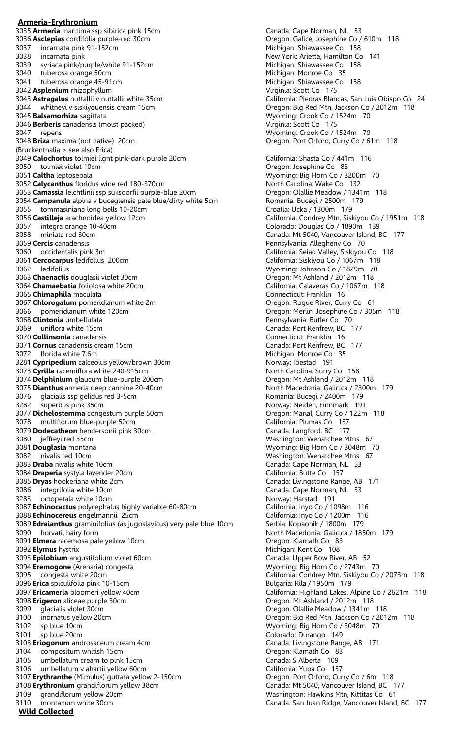**Armeria-Erythronium**

3035 **Armeria** maritima ssp sibirica pink 15cm — Canada: Cape Norman, NL 53
3036 **Asclepias** cordifolia purple-red 30cm — Oregon: Galice, Josephine Co / 610m 118
3037 incarnata pink 91-152cm — Michigan: Shiawassee Co 158
3038 incarnata pink — New York: Arietta, Hamilton Co 141
3039 syriaca pink/purple/white 91-152cm — Michigan: Shiawassee Co 158
3040 tuberosa orange 50cm — Michigan: Monroe Co 35
3041 tuberosa orange 45-91cm — Michigan: Shiawassee Co 158
3042 **Asplenium** rhizophyllum — Virginia: Scott Co 175
3043 **Astragalus** nuttallii v nuttallii white 35cm — California: Piedras Blancas, San Luis Obispo Co 24
3044 whitneyi v siskiyouensis cream 15cm — Oregon: Big Red Mtn, Jackson Co / 2012m 118
3045 **Balsamorhiza** sagittata — Wyoming: Crook Co / 1524m 70
3046 **Berberis** canadensis (moist packed) — Virginia: Scott Co 175
3047 repens — Wyoming: Crook Co / 1524m 70
3048 **Briza** maxima (not native) 20cm — Oregon: Port Orford, Curry Co / 61m 118
(Bruckenthalia > see also Erica)
3049 **Calochortus** tolmiei light pink-dark purple 20cm — California: Shasta Co / 441m 116
3050 tolmiei violet 10cm — Oregon: Josephine Co 83
3051 **Caltha** leptosepala — Wyoming: Big Horn Co / 3200m 70
3052 **Calycanthus** floridus wine red 180-370cm — North Carolina: Wake Co 132
3053 **Camassia** leichtlinii ssp suksdorfii purple-blue 20cm — Oregon: Olallie Meadow / 1341m 118
3054 **Campanula** alpina v bucegiensis pale blue/dirty white 5cm — Romania: Bucegi / 2500m 179
3055 tommasiniana long bells 10-20cm — Croatia: Ucka / 1300m 179
3056 **Castilleja** arachnoidea yellow 12cm — California: Condrey Mtn, Siskiyou Co / 1951m 118
3057 integra orange 10-40cm — Colorado: Douglas Co / 1890m 139
3058 miniata red 30cm — Canada: Mt 5040, Vancouver Island, BC 177
3059 **Cercis** canadensis — Pennsylvania: Allegheny Co 70
3060 occidentalis pink 3m — California: Seiad Valley, Siskiyou Co 118
3061 **Cercocarpus** ledifolius 200cm — California: Siskiyou Co / 1067m 118
3062 ledifolius — Wyoming: Johnson Co / 1829m 70
3063 **Chaenactis** douglasii violet 30cm — Oregon: Mt Ashland / 2012m 118
3064 **Chamaebatia** foliolosa white 20cm — California: Calaveras Co / 1067m 118
3065 **Chimaphila** maculata — Connecticut: Franklin 16
3067 **Chlorogalum** pomeridianum white 2m — Oregon: Rogue River, Curry Co 61
3066 pomeridianum white 120cm — Oregon: Merlin, Josephine Co / 305m 118
3068 **Clintonia** umbellulata — Pennsylvania: Butler Co 70
3069 uniflora white 15cm — Canada: Port Renfrew, BC 177
3070 **Collinsonia** canadensis — Connecticut: Franklin 16
3071 **Cornus** canadensis cream 15cm — Canada: Port Renfrew, BC 177
3072 florida white 7.6m — Michigan: Monroe Co 35
3281 **Cypripedium** calceolus yellow/brown 30cm — Norway: Ibestad 191
3073 **Cyrilla** racemiflora white 240-915cm — North Carolina: Surry Co 158
3074 **Delphinium** glaucum blue-purple 200cm — Oregon: Mt Ashland / 2012m 118
3075 **Dianthus** armeria deep carmine 20-40cm — North Macedonia: Galicica / 2300m 179
3076 glacialis ssp gelidus red 3-5cm — Romania: Bucegi / 2400m 179
3282 superbus pink 35cm — Norway: Neiden, Finnmark 191
3077 **Dichelostemma** congestum purple 50cm — Oregon: Marial, Curry Co / 122m 118
3078 multiflorum blue-purple 50cm — California: Plumas Co 157
3079 **Dodecatheon** hendersonii pink 30cm — Canada: Langford, BC 177
3080 jeffreyi red 35cm — Washington: Wenatchee Mtns 67
3081 **Douglasia** montana — Wyoming: Big Horn Co / 3048m 70
3082 nivalis red 10cm — Washington: Wenatchee Mtns 67
3083 **Draba** nivalis white 10cm — Canada: Cape Norman, NL 53
3084 **Draperia** systyla lavender 20cm — California: Butte Co 157
3085 **Dryas** hookeriana white 2cm — Canada: Livingstone Range, AB 171
3086 integrifolia white 10cm — Canada: Cape Norman, NL 53
3283 octopetala white 10cm — Norway: Harstad 191
3087 **Echinocactus** polycephalus highly variable 60-80cm — California: Inyo Co / 1098m 116
3088 **Echinocereus** engelmannii 25cm — California: Inyo Co / 1200m 116
3089 **Edraianthus** graminifolius (as jugoslavicus) very pale blue 10cm — Serbia: Kopaonik / 1800m 179
3090 horvatii hairy form — North Macedonia: Galicica / 1850m 179
3091 **Elmera** racemosa pale yellow 10cm — Oregon: Klamath Co 83
3092 **Elymus** hystrix — Michigan: Kent Co 108
3093 **Epilobium** angustifolium violet 60cm — Canada: Upper Bow River, AB 52
3094 **Eremogone** (Arenaria) congesta — Wyoming: Big Horn Co / 2743m 70
3095 congesta white 20cm — California: Condrey Mtn, Siskiyou Co / 2073m 118
3096 **Erica** spiculifolia pink 10-15cm — Bulgaria: Rila / 1950m 179
3097 **Ericameria** bloomeri yellow 40cm — California: Highland Lakes, Alpine Co / 2621m 118
3098 **Erigeron** aliceae purple 30cm — Oregon: Mt Ashland / 2012m 118
3099 glacialis violet 30cm — Oregon: Olallie Meadow / 1341m 118
3100 inornatus yellow 20cm — Oregon: Big Red Mtn, Jackson Co / 2012m 118
3102 sp blue 10cm — Wyoming: Big Horn Co / 3048m 70
3101 sp blue 20cm — Colorado: Durango 149
3103 **Eriogonum** androsaceum cream 4cm — Canada: Livingstone Range, AB 171
3104 compositum whitish 15cm — Oregon: Klamath Co 83
3105 umbellatum cream to pink 15cm — Canada: S Alberta 109
3106 umbellatum v ahartii yellow 60cm — California: Yuba Co 157
3107 **Erythranthe** (Mimulus) guttata yellow 2-150cm — Oregon: Port Orford, Curry Co / 6m 118
3108 **Erythronium** grandiflorum yellow 38cm — Canada: Mt 5040, Vancouver Island, BC 177
3109 grandiflorum yellow 20cm — Washington: Hawkins Mtn, Kittitas Co 61
3110 montanum white 30cm — Canada: San Juan Ridge, Vancouver Island, BC 177

**Wild Collected**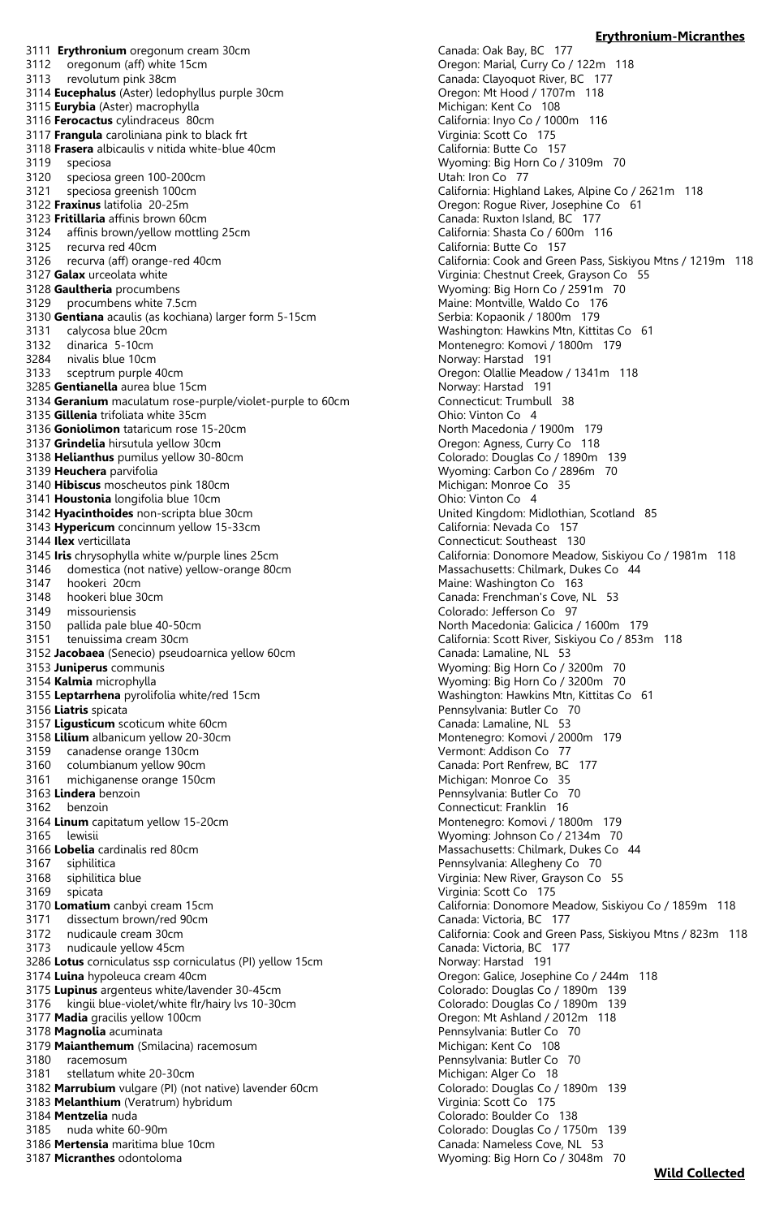## Erythronium-Micranthes

| No. | Name | Location |
|---|---|---|
| 3111 | **Erythronium** oregonum cream 30cm | Canada: Oak Bay, BC 177 |
| 3112 | oregonum (aff) white 15cm | Oregon: Marial, Curry Co / 122m 118 |
| 3113 | revolutum pink 38cm | Canada: Clayoquot River, BC 177 |
| 3114 | **Eucephalus** (Aster) ledophyllus purple 30cm | Oregon: Mt Hood / 1707m 118 |
| 3115 | **Eurybia** (Aster) macrophylla | Michigan: Kent Co 108 |
| 3116 | **Ferocactus** cylindraceus 80cm | California: Inyo Co / 1000m 116 |
| 3117 | **Frangula** caroliniana pink to black frt | Virginia: Scott Co 175 |
| 3118 | **Frasera** albicaulis v nitida white-blue 40cm | California: Butte Co 157 |
| 3119 | speciosa | Wyoming: Big Horn Co / 3109m 70 |
| 3120 | speciosa green 100-200cm | Utah: Iron Co 77 |
| 3121 | speciosa greenish 100cm | California: Highland Lakes, Alpine Co / 2621m 118 |
| 3122 | **Fraxinus** latifolia 20-25m | Oregon: Rogue River, Josephine Co 61 |
| 3123 | **Fritillaria** affinis brown 60cm | Canada: Ruxton Island, BC 177 |
| 3124 | affinis brown/yellow mottling 25cm | California: Shasta Co / 600m 116 |
| 3125 | recurva red 40cm | California: Butte Co 157 |
| 3126 | recurva (aff) orange-red 40cm | California: Cook and Green Pass, Siskiyou Mtns / 1219m 118 |
| 3127 | **Galax** urceolata white | Virginia: Chestnut Creek, Grayson Co 55 |
| 3128 | **Gaultheria** procumbens | Wyoming: Big Horn Co / 2591m 70 |
| 3129 | procumbens white 7.5cm | Maine: Montville, Waldo Co 176 |
| 3130 | **Gentiana** acaulis (as kochiana) larger form 5-15cm | Serbia: Kopaonik / 1800m 179 |
| 3131 | calycosa blue 20cm | Washington: Hawkins Mtn, Kittitas Co 61 |
| 3132 | dinarica 5-10cm | Montenegro: Komovi / 1800m 179 |
| 3284 | nivalis blue 10cm | Norway: Harstad 191 |
| 3133 | sceptrum purple 40cm | Oregon: Olallie Meadow / 1341m 118 |
| 3285 | **Gentianella** aurea blue 15cm | Norway: Harstad 191 |
| 3134 | **Geranium** maculatum rose-purple/violet-purple to 60cm | Connecticut: Trumbull 38 |
| 3135 | **Gillenia** trifoliata white 35cm | Ohio: Vinton Co 4 |
| 3136 | **Goniolimon** tataricum rose 15-20cm | North Macedonia / 1900m 179 |
| 3137 | **Grindelia** hirsutula yellow 30cm | Oregon: Agness, Curry Co 118 |
| 3138 | **Helianthus** pumilus yellow 30-80cm | Colorado: Douglas Co / 1890m 139 |
| 3139 | **Heuchera** parvifolia | Wyoming: Carbon Co / 2896m 70 |
| 3140 | **Hibiscus** moscheutos pink 180cm | Michigan: Monroe Co 35 |
| 3141 | **Houstonia** longifolia blue 10cm | Ohio: Vinton Co 4 |
| 3142 | **Hyacinthoides** non-scripta blue 30cm | United Kingdom: Midlothian, Scotland 85 |
| 3143 | **Hypericum** concinnum yellow 15-33cm | California: Nevada Co 157 |
| 3144 | **Ilex** verticillata | Connecticut: Southeast 130 |
| 3145 | **Iris** chrysophylla white w/purple lines 25cm | California: Donomore Meadow, Siskiyou Co / 1981m 118 |
| 3146 | domestica (not native) yellow-orange 80cm | Massachusetts: Chilmark, Dukes Co 44 |
| 3147 | hookeri 20cm | Maine: Washington Co 163 |
| 3148 | hookeri blue 30cm | Canada: Frenchman's Cove, NL 53 |
| 3149 | missouriensis | Colorado: Jefferson Co 97 |
| 3150 | pallida pale blue 40-50cm | North Macedonia: Galicica / 1600m 179 |
| 3151 | tenuissima cream 30cm | California: Scott River, Siskiyou Co / 853m 118 |
| 3152 | **Jacobaea** (Senecio) pseudoarnica yellow 60cm | Canada: Lamaline, NL 53 |
| 3153 | **Juniperus** communis | Wyoming: Big Horn Co / 3200m 70 |
| 3154 | **Kalmia** microphylla | Wyoming: Big Horn Co / 3200m 70 |
| 3155 | **Leptarrhena** pyrolifolia white/red 15cm | Washington: Hawkins Mtn, Kittitas Co 61 |
| 3156 | **Liatris** spicata | Pennsylvania: Butler Co 70 |
| 3157 | **Ligusticum** scoticum white 60cm | Canada: Lamaline, NL 53 |
| 3158 | **Lilium** albanicum yellow 20-30cm | Montenegro: Komovi / 2000m 179 |
| 3159 | canadense orange 130cm | Vermont: Addison Co 77 |
| 3160 | columbianum yellow 90cm | Canada: Port Renfrew, BC 177 |
| 3161 | michiganense orange 150cm | Michigan: Monroe Co 35 |
| 3163 | **Lindera** benzoin | Pennsylvania: Butler Co 70 |
| 3162 | benzoin | Connecticut: Franklin 16 |
| 3164 | **Linum** capitatum yellow 15-20cm | Montenegro: Komovi / 1800m 179 |
| 3165 | lewisii | Wyoming: Johnson Co / 2134m 70 |
| 3166 | **Lobelia** cardinalis red 80cm | Massachusetts: Chilmark, Dukes Co 44 |
| 3167 | siphilitica | Pennsylvania: Allegheny Co 70 |
| 3168 | siphilitica blue | Virginia: New River, Grayson Co 55 |
| 3169 | spicata | Virginia: Scott Co 175 |
| 3170 | **Lomatium** canbyi cream 15cm | California: Donomore Meadow, Siskiyou Co / 1859m 118 |
| 3171 | dissectum brown/red 90cm | Canada: Victoria, BC 177 |
| 3172 | nudicaule cream 30cm | California: Cook and Green Pass, Siskiyou Mtns / 823m 118 |
| 3173 | nudicaule yellow 45cm | Canada: Victoria, BC 177 |
| 3286 | **Lotus** corniculatus ssp corniculatus (Pl) yellow 15cm | Norway: Harstad 191 |
| 3174 | **Luina** hypoleuca cream 40cm | Oregon: Galice, Josephine Co / 244m 118 |
| 3175 | **Lupinus** argenteus white/lavender 30-45cm | Colorado: Douglas Co / 1890m 139 |
| 3176 | kingii blue-violet/white flr/hairy lvs 10-30cm | Colorado: Douglas Co / 1890m 139 |
| 3177 | **Madia** gracilis yellow 100cm | Oregon: Mt Ashland / 2012m 118 |
| 3178 | **Magnolia** acuminata | Pennsylvania: Butler Co 70 |
| 3179 | **Maianthemum** (Smilacina) racemosum | Michigan: Kent Co 108 |
| 3180 | racemosum | Pennsylvania: Butler Co 70 |
| 3181 | stellatum white 20-30cm | Michigan: Alger Co 18 |
| 3182 | **Marrubium** vulgare (Pl) (not native) lavender 60cm | Colorado: Douglas Co / 1890m 139 |
| 3183 | **Melanthium** (Veratrum) hybridum | Virginia: Scott Co 175 |
| 3184 | **Mentzelia** nuda | Colorado: Boulder Co 138 |
| 3185 | nuda white 60-90m | Colorado: Douglas Co / 1750m 139 |
| 3186 | **Mertensia** maritima blue 10cm | Canada: Nameless Cove, NL 53 |
| 3187 | **Micranthes** odontoloma | Wyoming: Big Horn Co / 3048m 70 |

**Wild Collected**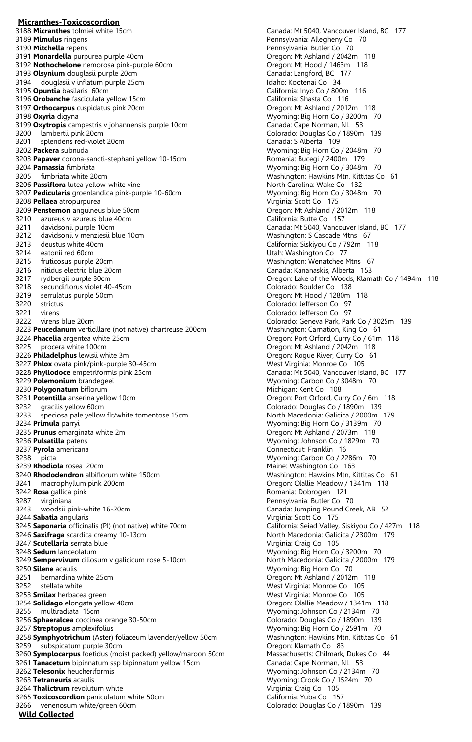**Micranthes-Toxicoscordion**

| | | |
|---|---|---|
| 3188 | **Micranthes** tolmiei white 15cm | Canada: Mt 5040, Vancouver Island, BC 177 |
| 3189 | **Mimulus** ringens | Pennsylvania: Allegheny Co 70 |
| 3190 | **Mitchella** repens | Pennsylvania: Butler Co 70 |
| 3191 | **Monardella** purpurea purple 40cm | Oregon: Mt Ashland / 2042m 118 |
| 3192 | **Nothochelone** nemorosa pink-purple 60cm | Oregon: Mt Hood / 1463m 118 |
| 3193 | **Olsynium** douglasii purple 20cm | Canada: Langford, BC 177 |
| 3194 | douglasii v inflatum purple 25cm | Idaho: Kootenai Co 34 |
| 3195 | **Opuntia** basilaris 60cm | California: Inyo Co / 800m 116 |
| 3196 | **Orobanche** fasciculata yellow 15cm | California: Shasta Co 116 |
| 3197 | **Orthocarpus** cuspidatus pink 20cm | Oregon: Mt Ashland / 2012m 118 |
| 3198 | **Oxyria** digyna | Wyoming: Big Horn Co / 3200m 70 |
| 3199 | **Oxytropis** campestris v johannensis purple 10cm | Canada: Cape Norman, NL 53 |
| 3200 | lambertii pink 20cm | Colorado: Douglas Co / 1890m 139 |
| 3201 | splendens red-violet 20cm | Canada: S Alberta 109 |
| 3202 | **Packera** subnuda | Wyoming: Big Horn Co / 2048m 70 |
| 3203 | **Papaver** corona-sancti-stephani yellow 10-15cm | Romania: Bucegi / 2400m 179 |
| 3204 | **Parnassia** fimbriata | Wyoming: Big Horn Co / 3048m 70 |
| 3205 | fimbriata white 20cm | Washington: Hawkins Mtn, Kittitas Co 61 |
| 3206 | **Passiflora** lutea yellow-white vine | North Carolina: Wake Co 132 |
| 3207 | **Pedicularis** groenlandica pink-purple 10-60cm | Wyoming: Big Horn Co / 3048m 70 |
| 3208 | **Pellaea** atropurpurea | Virginia: Scott Co 175 |
| 3209 | **Penstemon** anguineus blue 50cm | Oregon: Mt Ashland / 2012m 118 |
| 3210 | azureus v azureus blue 40cm | California: Butte Co 157 |
| 3211 | davidsonii purple 10cm | Canada: Mt 5040, Vancouver Island, BC 177 |
| 3212 | davidsonii v menziesii blue 10cm | Washington: S Cascade Mtns 67 |
| 3213 | deustus white 40cm | California: Siskiyou Co / 792m 118 |
| 3214 | eatonii red 60cm | Utah: Washington Co 77 |
| 3215 | fruticosus purple 20cm | Washington: Wenatchee Mtns 67 |
| 3216 | nitidus electric blue 20cm | Canada: Kananaskis, Alberta 153 |
| 3217 | rydbergii purple 30cm | Oregon: Lake of the Woods, Klamath Co / 1494m 118 |
| 3218 | secundiflorus violet 40-45cm | Colorado: Boulder Co 138 |
| 3219 | serrulatus purple 50cm | Oregon: Mt Hood / 1280m 118 |
| 3220 | strictus | Colorado: Jefferson Co 97 |
| 3221 | virens | Colorado: Jefferson Co 97 |
| 3222 | virens blue 20cm | Colorado: Geneva Park, Park Co / 3025m 139 |
| 3223 | **Peucedanum** verticillare (not native) chartreuse 200cm | Washington: Carnation, King Co 61 |
| 3224 | **Phacelia** argentea white 25cm | Oregon: Port Orford, Curry Co / 61m 118 |
| 3225 | procera white 100cm | Oregon: Mt Ashland / 2042m 118 |
| 3226 | **Philadelphus** lewisii white 3m | Oregon: Rogue River, Curry Co 61 |
| 3227 | **Phlox** ovata pink/pink-purple 30-45cm | West Virginia: Monroe Co 105 |
| 3228 | **Phyllodoce** empetriformis pink 25cm | Canada: Mt 5040, Vancouver Island, BC 177 |
| 3229 | **Polemonium** brandegeei | Wyoming: Carbon Co / 3048m 70 |
| 3230 | **Polygonatum** biflorum | Michigan: Kent Co 108 |
| 3231 | **Potentilla** anserina yellow 10cm | Oregon: Port Orford, Curry Co / 6m 118 |
| 3232 | gracilis yellow 60cm | Colorado: Douglas Co / 1890m 139 |
| 3233 | speciosa pale yellow flr/white tomentose 15cm | North Macedonia: Galicica / 2000m 179 |
| 3234 | **Primula** parryi | Wyoming: Big Horn Co / 3139m 70 |
| 3235 | **Prunus** emarginata white 2m | Oregon: Mt Ashland / 2073m 118 |
| 3236 | **Pulsatilla** patens | Wyoming: Johnson Co / 1829m 70 |
| 3237 | **Pyrola** americana | Connecticut: Franklin 16 |
| 3238 | picta | Wyoming: Carbon Co / 2286m 70 |
| 3239 | **Rhodiola** rosea 20cm | Maine: Washington Co 163 |
| 3240 | **Rhododendron** albiflorum white 150cm | Washington: Hawkins Mtn, Kittitas Co 61 |
| 3241 | macrophyllum pink 200cm | Oregon: Olallie Meadow / 1341m 118 |
| 3242 | **Rosa** gallica pink | Romania: Dobrogen 121 |
| 3287 | virginiana | Pennsylvania: Butler Co 70 |
| 3243 | woodsii pink-white 16-20cm | Canada: Jumping Pound Creek, AB 52 |
| 3244 | **Sabatia** angularis | Virginia: Scott Co 175 |
| 3245 | **Saponaria** officinalis (PI) (not native) white 70cm | California: Seiad Valley, Siskiyou Co / 427m 118 |
| 3246 | **Saxifraga** scardica creamy 10-13cm | North Macedonia: Galicica / 2300m 179 |
| 3247 | **Scutellaria** serrata blue | Virginia: Craig Co 105 |
| 3248 | **Sedum** lanceolatum | Wyoming: Big Horn Co / 3200m 70 |
| 3249 | **Sempervivum** ciliosum v galicicum rose 5-10cm | North Macedonia: Galicica / 2000m 179 |
| 3250 | **Silene** acaulis | Wyoming: Big Horn Co 70 |
| 3251 | bernardina white 25cm | Oregon: Mt Ashland / 2012m 118 |
| 3252 | stellata white | West Virginia: Monroe Co 105 |
| 3253 | **Smilax** herbacea green | West Virginia: Monroe Co 105 |
| 3254 | **Solidago** elongata yellow 40cm | Oregon: Olallie Meadow / 1341m 118 |
| 3255 | multiradiata 15cm | Wyoming: Johnson Co / 2134m 70 |
| 3256 | **Sphaeralcea** coccinea orange 30-50cm | Colorado: Douglas Co / 1890m 139 |
| 3257 | **Streptopus** amplexifolius | Wyoming: Big Horn Co / 2591m 70 |
| 3258 | **Symphyotrichum** (Aster) foliaceum lavender/yellow 50cm | Washington: Hawkins Mtn, Kittitas Co 61 |
| 3259 | subspicatum purple 30cm | Oregon: Klamath Co 83 |
| 3260 | **Symplocarpus** foetidus (moist packed) yellow/maroon 50cm | Massachusetts: Chilmark, Dukes Co 44 |
| 3261 | **Tanacetum** bipinnatum ssp bipinnatum yellow 15cm | Canada: Cape Norman, NL 53 |
| 3262 | **Telesonix** heucheriformis | Wyoming: Johnson Co / 2134m 70 |
| 3263 | **Tetraneuris** acaulis | Wyoming: Crook Co / 1524m 70 |
| 3264 | **Thalictrum** revolutum white | Virginia: Craig Co 105 |
| 3265 | **Toxicoscordion** paniculatum white 50cm | California: Yuba Co 157 |
| 3266 | venenosum white/green 60cm | Colorado: Douglas Co / 1890m 139 |

**Wild Collected**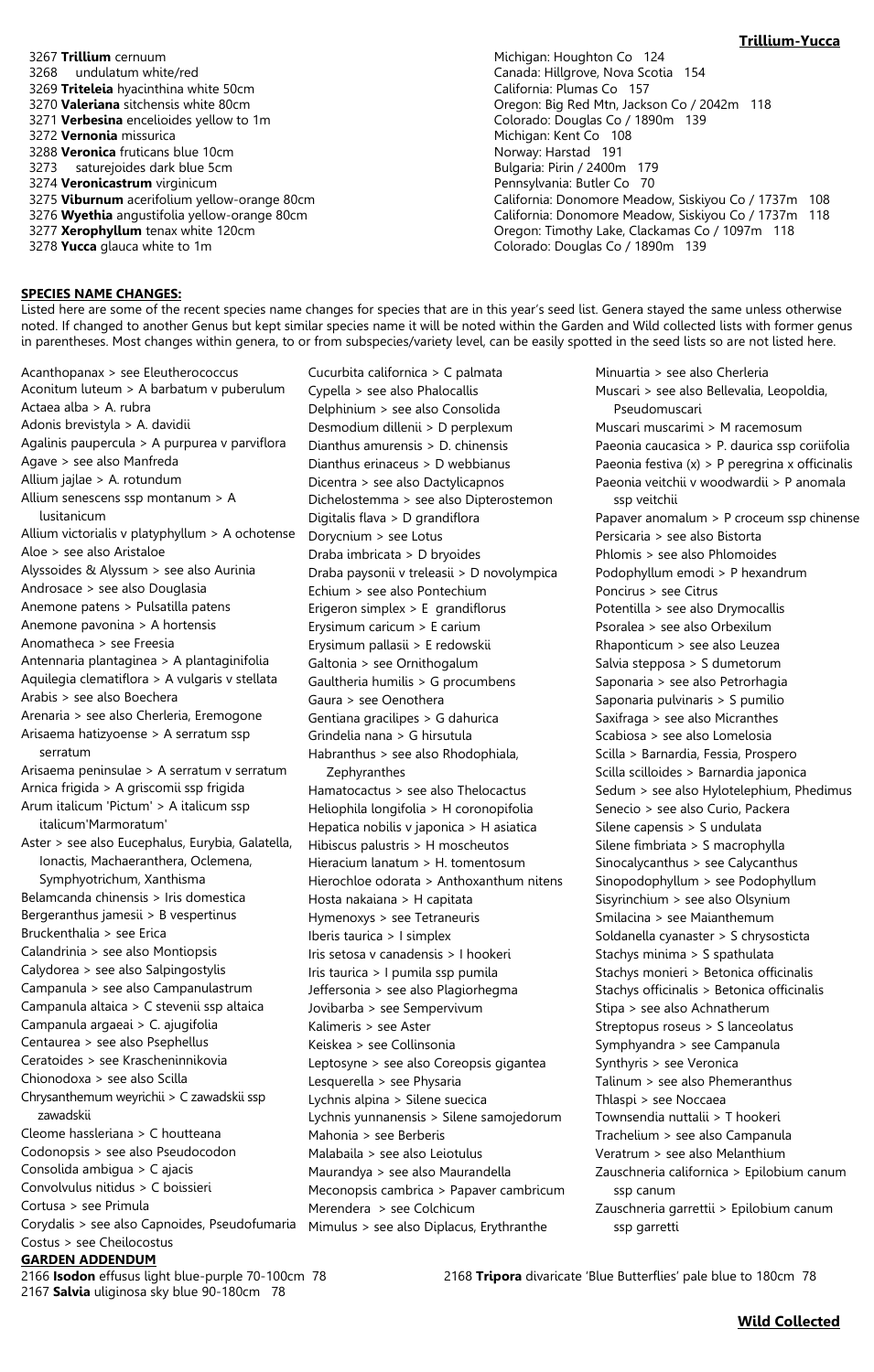3267 **Trillium** cernuum — Michigan: Houghton Co 124
3268 undulatum white/red — Canada: Hillgrove, Nova Scotia 154
3269 **Triteleia** hyacinthina white 50cm — California: Plumas Co 157
3270 **Valeriana** sitchensis white 80cm — Oregon: Big Red Mtn, Jackson Co / 2042m 118
3271 **Verbesina** encelioides yellow to 1m — Colorado: Douglas Co / 1890m 139
3272 **Vernonia** missurica — Michigan: Kent Co 108
3288 **Veronica** fruticans blue 10cm — Norway: Harstad 191
3273 saturejoides dark blue 5cm — Bulgaria: Pirin / 2400m 179
3274 **Veronicastrum** virginicum — Pennsylvania: Butler Co 70
3275 **Viburnum** acerifolium yellow-orange 80cm — California: Donomore Meadow, Siskiyou Co / 1737m 108
3276 **Wyethia** angustifolia yellow-orange 80cm — California: Donomore Meadow, Siskiyou Co / 1737m 118
3277 **Xerophyllum** tenax white 120cm — Oregon: Timothy Lake, Clackamas Co / 1097m 118
3278 **Yucca** glauca white to 1m — Colorado: Douglas Co / 1890m 139

## SPECIES NAME CHANGES:

Listed here are some of the recent species name changes for species that are in this year's seed list. Genera stayed the same unless otherwise noted. If changed to another Genus but kept similar species name it will be noted within the Garden and Wild collected lists with former genus in parentheses. Most changes within genera, to or from subspecies/variety level, can be easily spotted in the seed lists so are not listed here.

Acanthopanax > see Eleutherococcus
Aconitum luteum > A barbatum v puberulum
Actaea alba > A. rubra
Adonis brevistyla > A. davidii
Agalinis paupercula > A purpurea v parviflora
Agave > see also Manfreda
Allium jajlae > A. rotundum
Allium senescens ssp montanum > A lusitanicum
Allium victorialis v platyphyllum > A ochotense
Aloe > see also Aristaloe
Alyssoides & Alyssum > see also Aurinia
Androsace > see also Douglasia
Anemone patens > Pulsatilla patens
Anemone pavonina > A hortensis
Anomatheca > see Freesia
Antennaria plantaginea > A plantaginifolia
Aquilegia clematiflora > A vulgaris v stellata
Arabis > see also Boechera
Arenaria > see also Cherleria, Eremogone
Arisaema hatizyoense > A serratum ssp serratum
Arisaema peninsulae > A serratum v serratum
Arnica frigida > A griscomii ssp frigida
Arum italicum 'Pictum' > A italicum ssp italicum'Marmoratum'
Aster > see also Eucephalus, Eurybia, Galatella, Ionactis, Machaeranthera, Oclemena, Symphyotrichum, Xanthisma
Belamcanda chinensis > Iris domestica
Bergeranthus jamesii > B vespertinus
Bruckenthalia > see Erica
Calandrinia > see also Montiopsis
Calydorea > see also Salpingostylis
Campanula > see also Campanulastrum
Campanula altaica > C stevenii ssp altaica
Campanula argaeai > C. ajugifolia
Centaurea > see also Psephellus
Ceratoides > see Krascheninnikovia
Chionodoxa > see also Scilla
Chrysanthemum weyrichii > C zawadskii ssp zawadskii
Cleome hassleriana > C houtteana
Codonopsis > see also Pseudocodon
Consolida ambigua > C ajacis
Convolvulus nitidus > C boissieri
Cortusa > see Primula
Corydalis > see also Capnoides, Pseudofumaria
Costus > see Cheilocostus
Cucurbita californica > C palmata
Cypella > see also Phalocallis
Delphinium > see also Consolida
Desmodium dillenii > D perplexum
Dianthus amurensis > D. chinensis
Dianthus erinaceus > D webbianus
Dicentra > see also Dactylicapnos
Dichelostemma > see also Dipterostemon
Digitalis flava > D grandiflora
Dorycnium > see Lotus
Draba imbricata > D bryoides
Draba paysonii v treleasii > D novolympica
Echium > see also Pontechium
Erigeron simplex > E grandiflorus
Erysimum caricum > E carium
Erysimum pallasii > E redowskii
Galtonia > see Ornithogalum
Gaultheria humilis > G procumbens
Gaura > see Oenothera
Gentiana gracilipes > G dahurica
Grindelia nana > G hirsutula
Habranthus > see also Rhodophiala, Zephyranthes
Hamatocactus > see also Thelocactus
Heliophila longifolia > H coronopifolia
Hepatica nobilis v japonica > H asiatica
Hibiscus palustris > H moscheutos
Hieracium lanatum > H. tomentosum
Hierochloe odorata > Anthoxanthum nitens
Hosta nakaiana > H capitata
Hymenoxys > see Tetraneuris
Iberis taurica > I simplex
Iris setosa v canadensis > I hookeri
Iris taurica > I pumila ssp pumila
Jeffersonia > see also Plagiorhegma
Jovibarba > see Sempervivum
Kalimeris > see Aster
Keiskea > see Collinsonia
Leptosyne > see also Coreopsis gigantea
Lesquerella > see Physaria
Lychnis alpina > Silene suecica
Lychnis yunnanensis > Silene samojedorum
Mahonia > see Berberis
Malabaila > see also Leiotulus
Maurandya > see also Maurandella
Meconopsis cambrica > Papaver cambricum
Merendera > see Colchicum
Mimulus > see also Diplacus, Erythranthe
Minuartia > see also Cherleria
Muscari > see also Bellevalia, Leopoldia, Pseudomuscari
Muscari muscarimi > M racemosum
Paeonia caucasica > P. daurica ssp coriifolia
Paeonia festiva (x) > P peregrina x officinalis
Paeonia veitchii v woodwardii > P anomala ssp veitchii
Papaver anomalum > P croceum ssp chinense
Persicaria > see also Bistorta
Phlomis > see also Phlomoides
Podophyllum emodi > P hexandrum
Poncirus > see Citrus
Potentilla > see also Drymocallis
Psoralea > see also Orbexilum
Rhaponticum > see also Leuzea
Salvia stepposa > S dumetorum
Saponaria > see also Petrorhagia
Saponaria pulvinaris > S pumilio
Saxifraga > see also Micranthes
Scabiosa > see also Lomelosia
Scilla > Barnardia, Fessia, Prospero
Scilla scilloides > Barnardia japonica
Sedum > see also Hylotelephium, Phedimus
Senecio > see also Curio, Packera
Silene capensis > S undulata
Silene fimbriata > S macrophylla
Sinocalycanthus > see Calycanthus
Sinopodophyllum > see Podophyllum
Sisyrinchium > see also Olsynium
Smilacina > see Maianthemum
Soldanella cyanaster > S chrysosticta
Stachys minima > S spathulata
Stachys monieri > Betonica officinalis
Stachys officinalis > Betonica officinalis
Stipa > see also Achnatherum
Streptopus roseus > S lanceolatus
Symphyandra > see Campanula
Synthyris > see Veronica
Talinum > see also Phemeranthus
Thlaspi > see Noccaea
Townsendia nuttalii > T hookeri
Trachelium > see also Campanula
Veratrum > see also Melanthium
Zauschneria californica > Epilobium canum ssp canum
Zauschneria garrettii > Epilobium canum ssp garretti

## GARDEN ADDENDUM

2166 **Isodon** effusus light blue-purple 70-100cm 78
2167 **Salvia** uliginosa sky blue 90-180cm 78
2168 **Tripora** divaricate 'Blue Butterflies' pale blue to 180cm 78